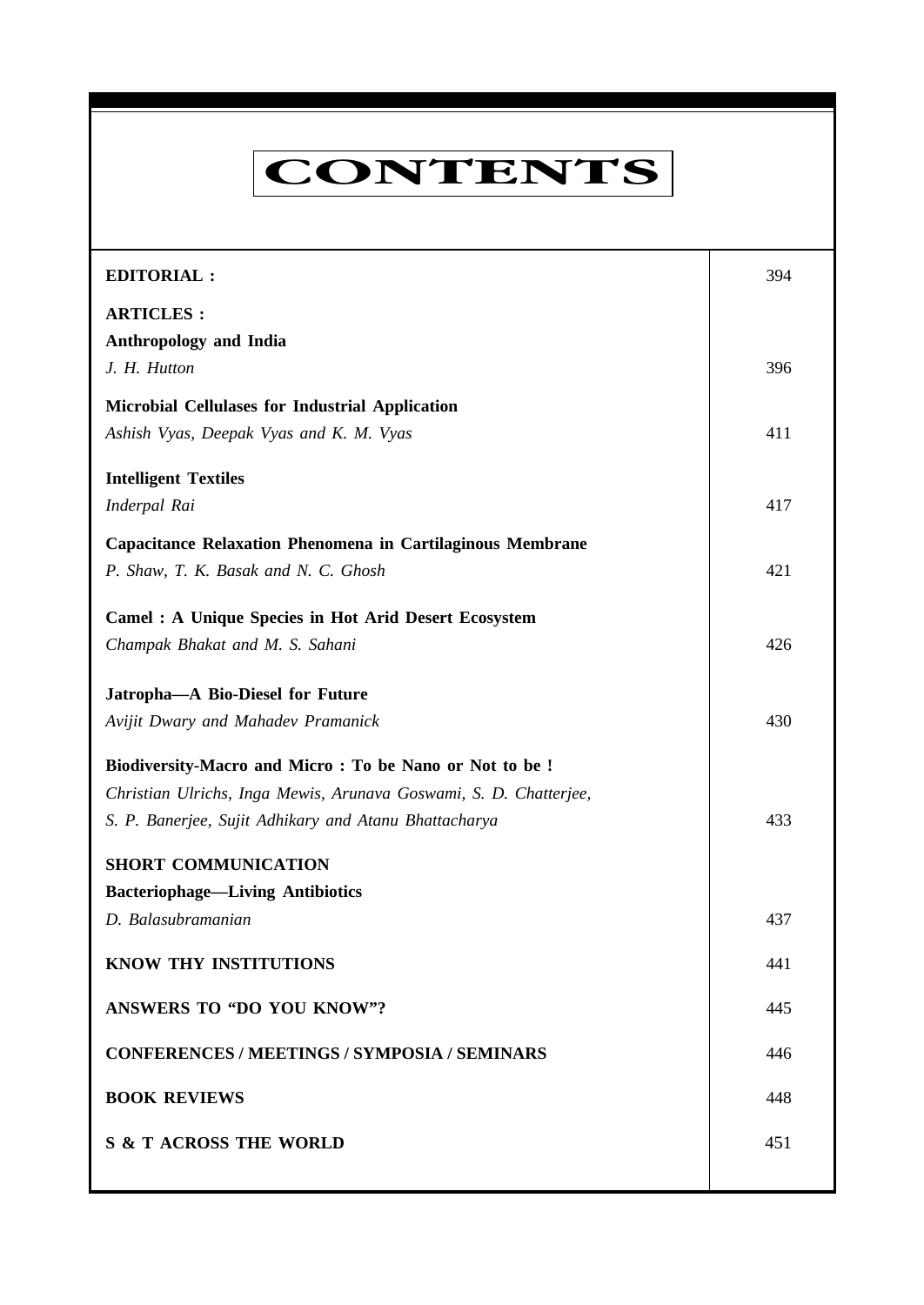# CONTENTS

| | |
|---|---|
| **EDITORIAL :** | 394 |
| **ARTICLES :** | |
| **Anthropology and India**<br>*J. H. Hutton* | 396 |
| **Microbial Cellulases for Industrial Application**<br>*Ashish Vyas, Deepak Vyas and K. M. Vyas* | 411 |
| **Intelligent Textiles**<br>*Inderpal Rai* | 417 |
| **Capacitance Relaxation Phenomena in Cartilaginous Membrane**<br>*P. Shaw, T. K. Basak and N. C. Ghosh* | 421 |
| **Camel : A Unique Species in Hot Arid Desert Ecosystem**<br>*Champak Bhakat and M. S. Sahani* | 426 |
| **Jatropha—A Bio-Diesel for Future**<br>*Avijit Dwary and Mahadev Pramanick* | 430 |
| **Biodiversity-Macro and Micro : To be Nano or Not to be !**<br>*Christian Ulrichs, Inga Mewis, Arunava Goswami, S. D. Chatterjee, S. P. Banerjee, Sujit Adhikary and Atanu Bhattacharya* | 433 |
| **SHORT COMMUNICATION** | |
| **Bacteriophage—Living Antibiotics**<br>*D. Balasubramanian* | 437 |
| **KNOW THY INSTITUTIONS** | 441 |
| **ANSWERS TO "DO YOU KNOW"?** | 445 |
| **CONFERENCES / MEETINGS / SYMPOSIA / SEMINARS** | 446 |
| **BOOK REVIEWS** | 448 |
| **S & T ACROSS THE WORLD** | 451 |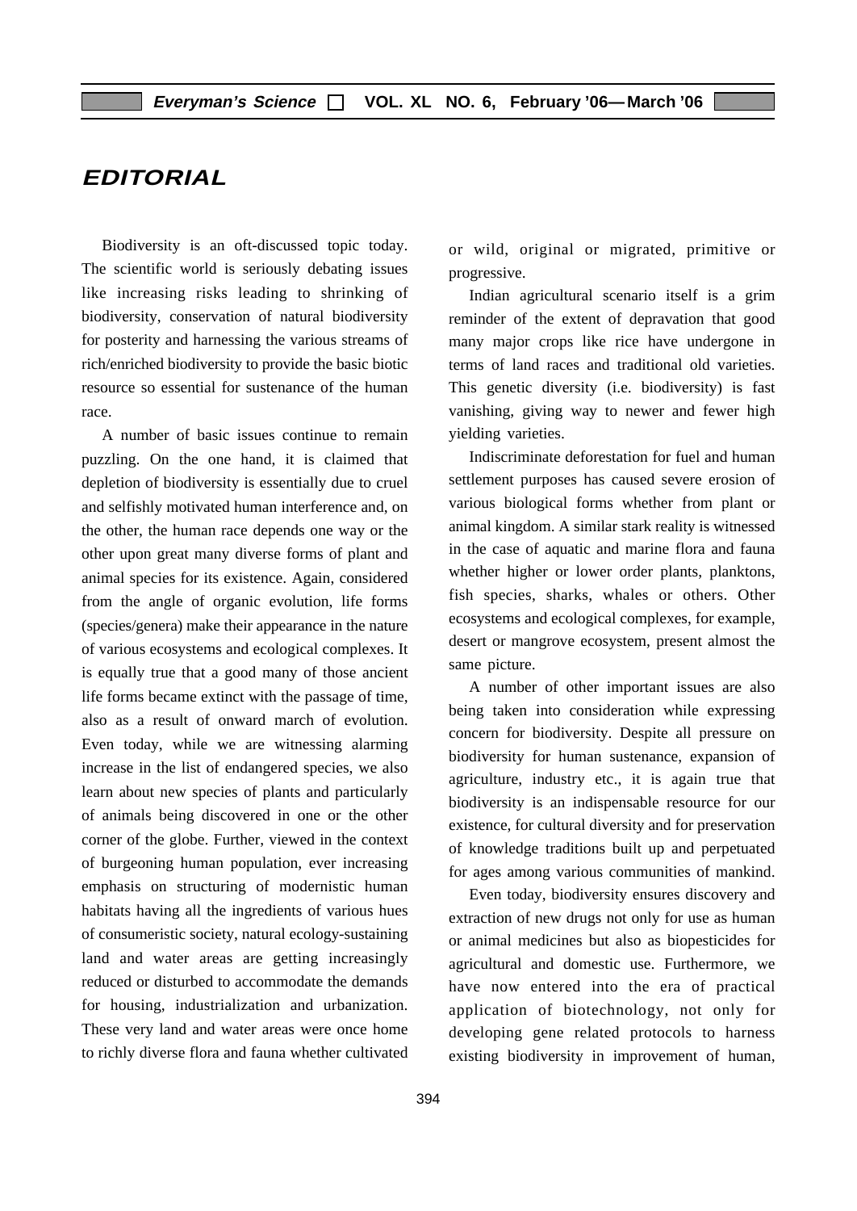# EDITORIAL

Biodiversity is an oft-discussed topic today. The scientific world is seriously debating issues like increasing risks leading to shrinking of biodiversity, conservation of natural biodiversity for posterity and harnessing the various streams of rich/enriched biodiversity to provide the basic biotic resource so essential for sustenance of the human race.

A number of basic issues continue to remain puzzling. On the one hand, it is claimed that depletion of biodiversity is essentially due to cruel and selfishly motivated human interference and, on the other, the human race depends one way or the other upon great many diverse forms of plant and animal species for its existence. Again, considered from the angle of organic evolution, life forms (species/genera) make their appearance in the nature of various ecosystems and ecological complexes. It is equally true that a good many of those ancient life forms became extinct with the passage of time, also as a result of onward march of evolution. Even today, while we are witnessing alarming increase in the list of endangered species, we also learn about new species of plants and particularly of animals being discovered in one or the other corner of the globe. Further, viewed in the context of burgeoning human population, ever increasing emphasis on structuring of modernistic human habitats having all the ingredients of various hues of consumeristic society, natural ecology-sustaining land and water areas are getting increasingly reduced or disturbed to accommodate the demands for housing, industrialization and urbanization. These very land and water areas were once home to richly diverse flora and fauna whether cultivated or wild, original or migrated, primitive or progressive.

Indian agricultural scenario itself is a grim reminder of the extent of depravation that good many major crops like rice have undergone in terms of land races and traditional old varieties. This genetic diversity (i.e. biodiversity) is fast vanishing, giving way to newer and fewer high yielding varieties.

Indiscriminate deforestation for fuel and human settlement purposes has caused severe erosion of various biological forms whether from plant or animal kingdom. A similar stark reality is witnessed in the case of aquatic and marine flora and fauna whether higher or lower order plants, planktons, fish species, sharks, whales or others. Other ecosystems and ecological complexes, for example, desert or mangrove ecosystem, present almost the same picture.

A number of other important issues are also being taken into consideration while expressing concern for biodiversity. Despite all pressure on biodiversity for human sustenance, expansion of agriculture, industry etc., it is again true that biodiversity is an indispensable resource for our existence, for cultural diversity and for preservation of knowledge traditions built up and perpetuated for ages among various communities of mankind.

Even today, biodiversity ensures discovery and extraction of new drugs not only for use as human or animal medicines but also as biopesticides for agricultural and domestic use. Furthermore, we have now entered into the era of practical application of biotechnology, not only for developing gene related protocols to harness existing biodiversity in improvement of human,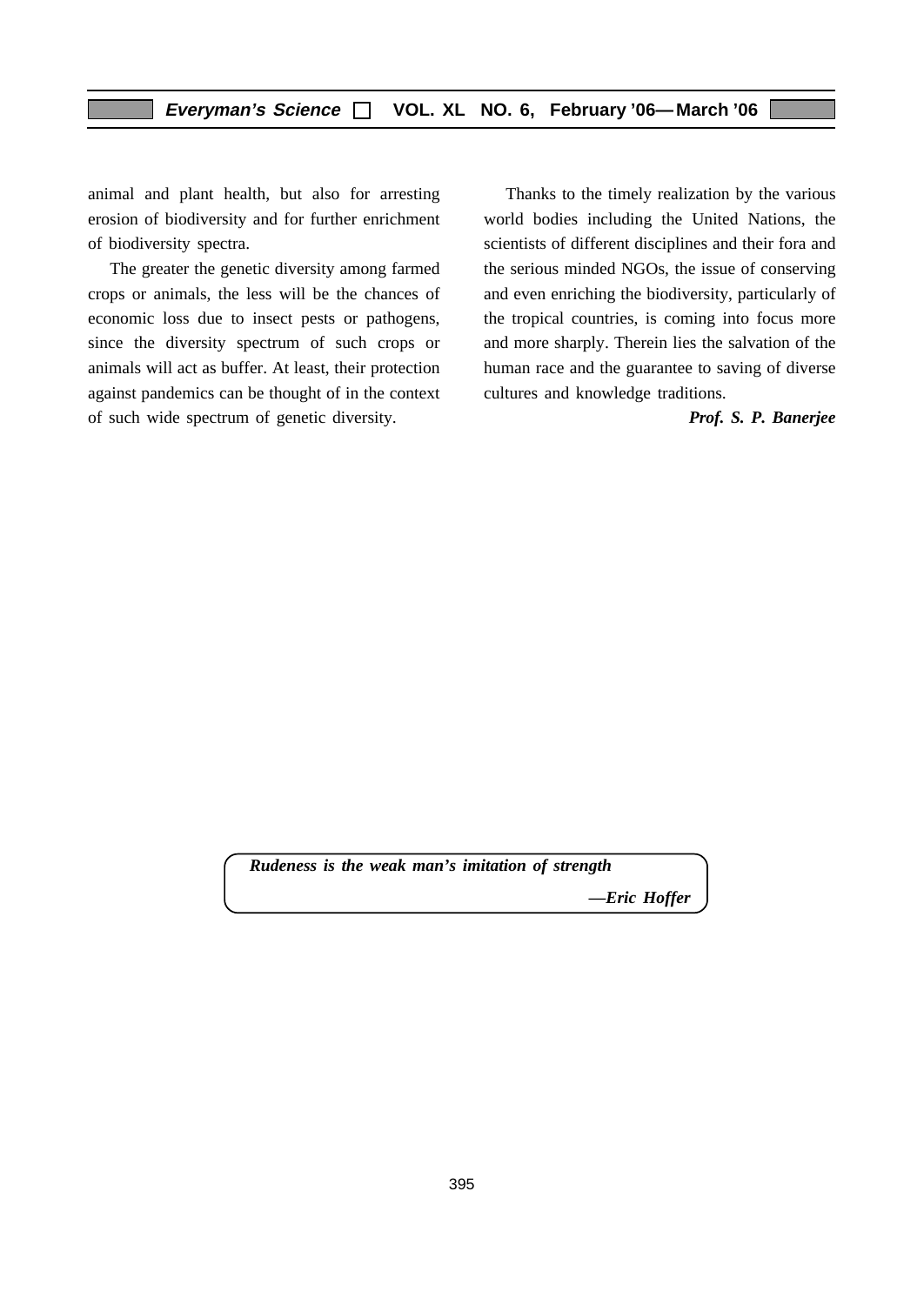animal and plant health, but also for arresting erosion of biodiversity and for further enrichment of biodiversity spectra.

The greater the genetic diversity among farmed crops or animals, the less will be the chances of economic loss due to insect pests or pathogens, since the diversity spectrum of such crops or animals will act as buffer. At least, their protection against pandemics can be thought of in the context of such wide spectrum of genetic diversity.

Thanks to the timely realization by the various world bodies including the United Nations, the scientists of different disciplines and their fora and the serious minded NGOs, the issue of conserving and even enriching the biodiversity, particularly of the tropical countries, is coming into focus more and more sharply. Therein lies the salvation of the human race and the guarantee to saving of diverse cultures and knowledge traditions.

***Prof. S. P. Banerjee***

> ***Rudeness is the weak man's imitation of strength***
>
> ***—Eric Hoffer***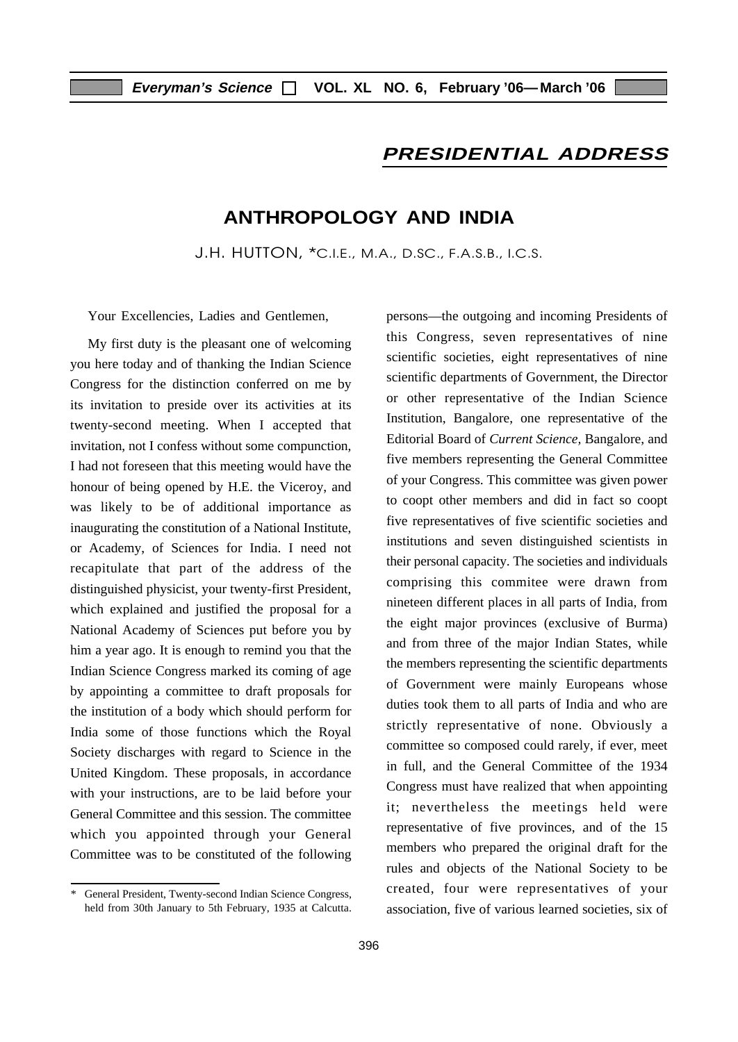## PRESIDENTIAL ADDRESS

# ANTHROPOLOGY AND INDIA

J.H. HUTTON, *C.I.E., M.A., D.SC., F.A.S.B., I.C.S.

Your Excellencies, Ladies and Gentlemen,

My first duty is the pleasant one of welcoming you here today and of thanking the Indian Science Congress for the distinction conferred on me by its invitation to preside over its activities at its twenty-second meeting. When I accepted that invitation, not I confess without some compunction, I had not foreseen that this meeting would have the honour of being opened by H.E. the Viceroy, and was likely to be of additional importance as inaugurating the constitution of a National Institute, or Academy, of Sciences for India. I need not recapitulate that part of the address of the distinguished physicist, your twenty-first President, which explained and justified the proposal for a National Academy of Sciences put before you by him a year ago. It is enough to remind you that the Indian Science Congress marked its coming of age by appointing a committee to draft proposals for the institution of a body which should perform for India some of those functions which the Royal Society discharges with regard to Science in the United Kingdom. These proposals, in accordance with your instructions, are to be laid before your General Committee and this session. The committee which you appointed through your General Committee was to be constituted of the following persons—the outgoing and incoming Presidents of this Congress, seven representatives of nine scientific societies, eight representatives of nine scientific departments of Government, the Director or other representative of the Indian Science Institution, Bangalore, one representative of the Editorial Board of *Current Science*, Bangalore, and five members representing the General Committee of your Congress. This committee was given power to coopt other members and did in fact so coopt five representatives of five scientific societies and institutions and seven distinguished scientists in their personal capacity. The societies and individuals comprising this commitee were drawn from nineteen different places in all parts of India, from the eight major provinces (exclusive of Burma) and from three of the major Indian States, while the members representing the scientific departments of Government were mainly Europeans whose duties took them to all parts of India and who are strictly representative of none. Obviously a committee so composed could rarely, if ever, meet in full, and the General Committee of the 1934 Congress must have realized that when appointing it; nevertheless the meetings held were representative of five provinces, and of the 15 members who prepared the original draft for the rules and objects of the National Society to be created, four were representatives of your association, five of various learned societies, six of

---

\* General President, Twenty-second Indian Science Congress, held from 30th January to 5th February, 1935 at Calcutta.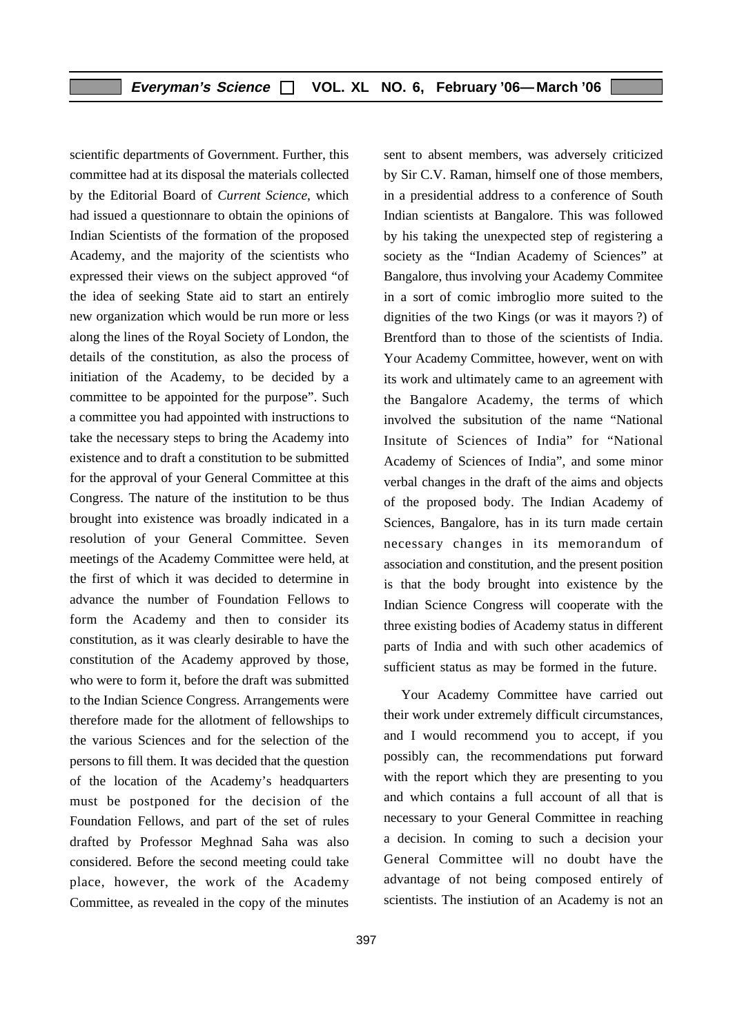scientific departments of Government. Further, this committee had at its disposal the materials collected by the Editorial Board of *Current Science*, which had issued a questionnare to obtain the opinions of Indian Scientists of the formation of the proposed Academy, and the majority of the scientists who expressed their views on the subject approved "of the idea of seeking State aid to start an entirely new organization which would be run more or less along the lines of the Royal Society of London, the details of the constitution, as also the process of initiation of the Academy, to be decided by a committee to be appointed for the purpose". Such a committee you had appointed with instructions to take the necessary steps to bring the Academy into existence and to draft a constitution to be submitted for the approval of your General Committee at this Congress. The nature of the institution to be thus brought into existence was broadly indicated in a resolution of your General Committee. Seven meetings of the Academy Committee were held, at the first of which it was decided to determine in advance the number of Foundation Fellows to form the Academy and then to consider its constitution, as it was clearly desirable to have the constitution of the Academy approved by those, who were to form it, before the draft was submitted to the Indian Science Congress. Arrangements were therefore made for the allotment of fellowships to the various Sciences and for the selection of the persons to fill them. It was decided that the question of the location of the Academy's headquarters must be postponed for the decision of the Foundation Fellows, and part of the set of rules drafted by Professor Meghnad Saha was also considered. Before the second meeting could take place, however, the work of the Academy Committee, as revealed in the copy of the minutes sent to absent members, was adversely criticized by Sir C.V. Raman, himself one of those members, in a presidential address to a conference of South Indian scientists at Bangalore. This was followed by his taking the unexpected step of registering a society as the "Indian Academy of Sciences" at Bangalore, thus involving your Academy Commitee in a sort of comic imbroglio more suited to the dignities of the two Kings (or was it mayors ?) of Brentford than to those of the scientists of India. Your Academy Committee, however, went on with its work and ultimately came to an agreement with the Bangalore Academy, the terms of which involved the subsitution of the name "National Insitute of Sciences of India" for "National Academy of Sciences of India", and some minor verbal changes in the draft of the aims and objects of the proposed body. The Indian Academy of Sciences, Bangalore, has in its turn made certain necessary changes in its memorandum of association and constitution, and the present position is that the body brought into existence by the Indian Science Congress will cooperate with the three existing bodies of Academy status in different parts of India and with such other academics of sufficient status as may be formed in the future.

Your Academy Committee have carried out their work under extremely difficult circumstances, and I would recommend you to accept, if you possibly can, the recommendations put forward with the report which they are presenting to you and which contains a full account of all that is necessary to your General Committee in reaching a decision. In coming to such a decision your General Committee will no doubt have the advantage of not being composed entirely of scientists. The instiution of an Academy is not an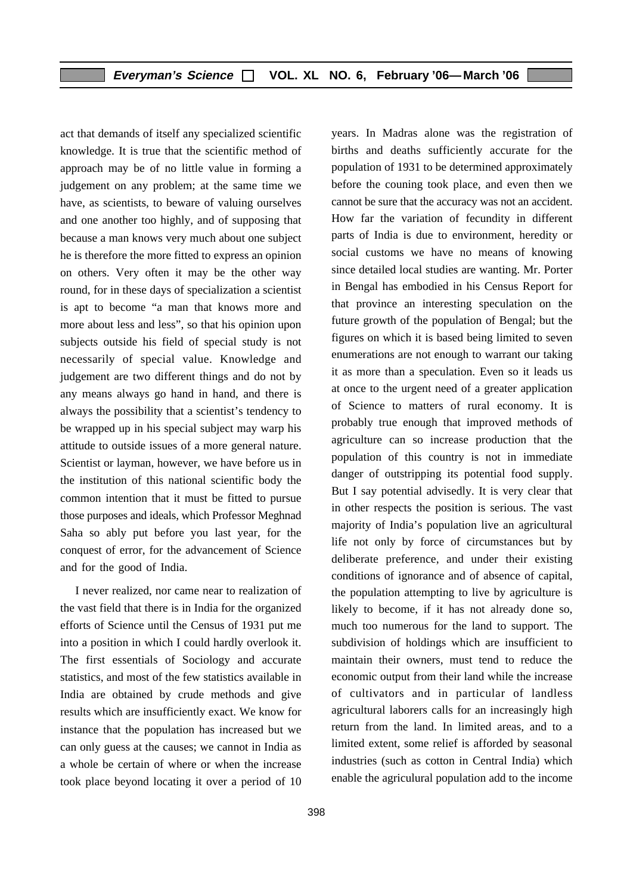act that demands of itself any specialized scientific knowledge. It is true that the scientific method of approach may be of no little value in forming a judgement on any problem; at the same time we have, as scientists, to beware of valuing ourselves and one another too highly, and of supposing that because a man knows very much about one subject he is therefore the more fitted to express an opinion on others. Very often it may be the other way round, for in these days of specialization a scientist is apt to become "a man that knows more and more about less and less", so that his opinion upon subjects outside his field of special study is not necessarily of special value. Knowledge and judgement are two different things and do not by any means always go hand in hand, and there is always the possibility that a scientist's tendency to be wrapped up in his special subject may warp his attitude to outside issues of a more general nature. Scientist or layman, however, we have before us in the institution of this national scientific body the common intention that it must be fitted to pursue those purposes and ideals, which Professor Meghnad Saha so ably put before you last year, for the conquest of error, for the advancement of Science and for the good of India.

I never realized, nor came near to realization of the vast field that there is in India for the organized efforts of Science until the Census of 1931 put me into a position in which I could hardly overlook it. The first essentials of Sociology and accurate statistics, and most of the few statistics available in India are obtained by crude methods and give results which are insufficiently exact. We know for instance that the population has increased but we can only guess at the causes; we cannot in India as a whole be certain of where or when the increase took place beyond locating it over a period of 10 years. In Madras alone was the registration of births and deaths sufficiently accurate for the population of 1931 to be determined approximately before the couning took place, and even then we cannot be sure that the accuracy was not an accident. How far the variation of fecundity in different parts of India is due to environment, heredity or social customs we have no means of knowing since detailed local studies are wanting. Mr. Porter in Bengal has embodied in his Census Report for that province an interesting speculation on the future growth of the population of Bengal; but the figures on which it is based being limited to seven enumerations are not enough to warrant our taking it as more than a speculation. Even so it leads us at once to the urgent need of a greater application of Science to matters of rural economy. It is probably true enough that improved methods of agriculture can so increase production that the population of this country is not in immediate danger of outstripping its potential food supply. But I say potential advisedly. It is very clear that in other respects the position is serious. The vast majority of India's population live an agricultural life not only by force of circumstances but by deliberate preference, and under their existing conditions of ignorance and of absence of capital, the population attempting to live by agriculture is likely to become, if it has not already done so, much too numerous for the land to support. The subdivision of holdings which are insufficient to maintain their owners, must tend to reduce the economic output from their land while the increase of cultivators and in particular of landless agricultural laborers calls for an increasingly high return from the land. In limited areas, and to a limited extent, some relief is afforded by seasonal industries (such as cotton in Central India) which enable the agriculural population add to the income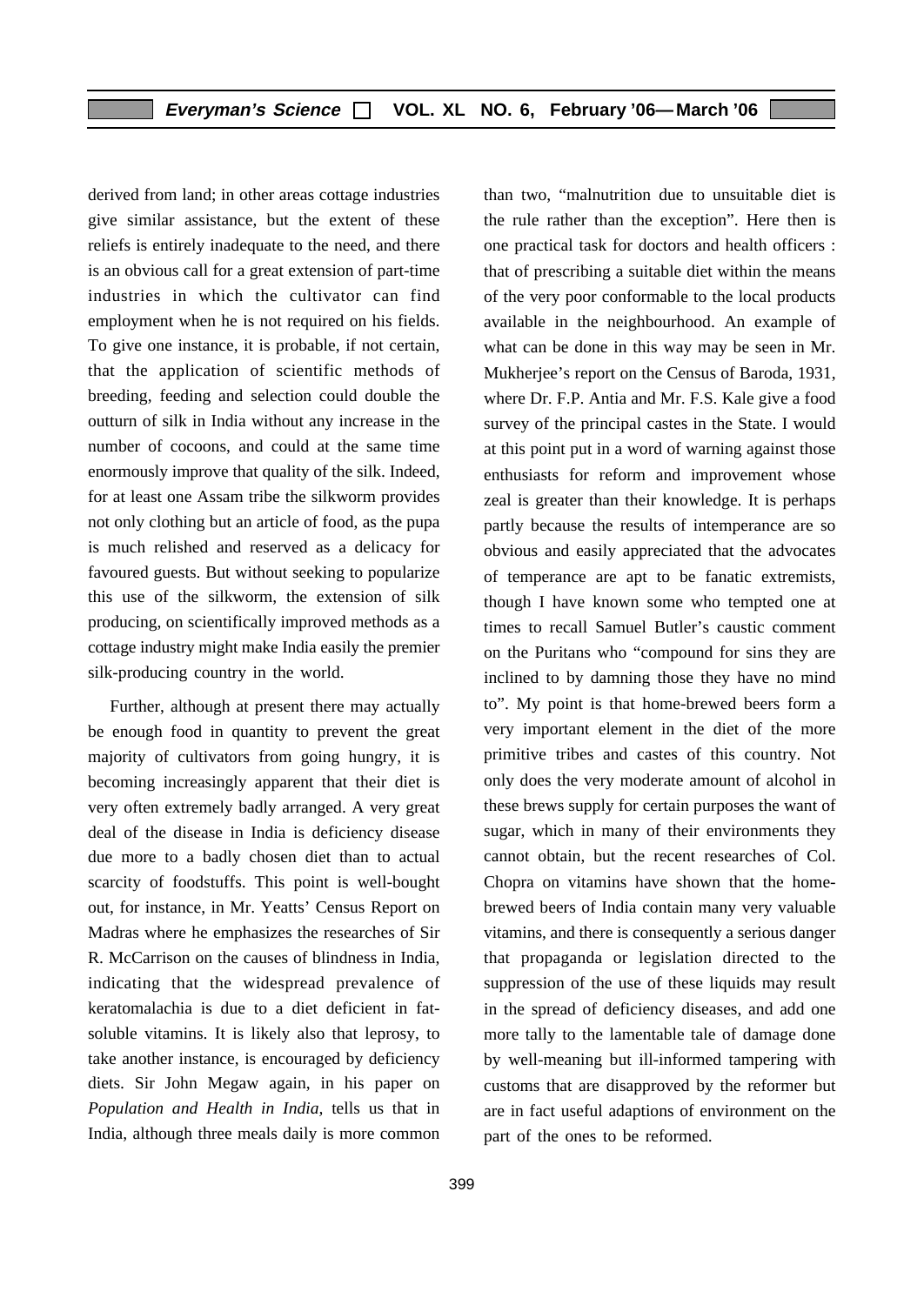derived from land; in other areas cottage industries give similar assistance, but the extent of these reliefs is entirely inadequate to the need, and there is an obvious call for a great extension of part-time industries in which the cultivator can find employment when he is not required on his fields. To give one instance, it is probable, if not certain, that the application of scientific methods of breeding, feeding and selection could double the outturn of silk in India without any increase in the number of cocoons, and could at the same time enormously improve that quality of the silk. Indeed, for at least one Assam tribe the silkworm provides not only clothing but an article of food, as the pupa is much relished and reserved as a delicacy for favoured guests. But without seeking to popularize this use of the silkworm, the extension of silk producing, on scientifically improved methods as a cottage industry might make India easily the premier silk-producing country in the world.

Further, although at present there may actually be enough food in quantity to prevent the great majority of cultivators from going hungry, it is becoming increasingly apparent that their diet is very often extremely badly arranged. A very great deal of the disease in India is deficiency disease due more to a badly chosen diet than to actual scarcity of foodstuffs. This point is well-bought out, for instance, in Mr. Yeatts' Census Report on Madras where he emphasizes the researches of Sir R. McCarrison on the causes of blindness in India, indicating that the widespread prevalence of keratomalachia is due to a diet deficient in fat-soluble vitamins. It is likely also that leprosy, to take another instance, is encouraged by deficiency diets. Sir John Megaw again, in his paper on *Population and Health in India,* tells us that in India, although three meals daily is more common than two, "malnutrition due to unsuitable diet is the rule rather than the exception". Here then is one practical task for doctors and health officers : that of prescribing a suitable diet within the means of the very poor conformable to the local products available in the neighbourhood. An example of what can be done in this way may be seen in Mr. Mukherjee's report on the Census of Baroda, 1931, where Dr. F.P. Antia and Mr. F.S. Kale give a food survey of the principal castes in the State. I would at this point put in a word of warning against those enthusiasts for reform and improvement whose zeal is greater than their knowledge. It is perhaps partly because the results of intemperance are so obvious and easily appreciated that the advocates of temperance are apt to be fanatic extremists, though I have known some who tempted one at times to recall Samuel Butler's caustic comment on the Puritans who "compound for sins they are inclined to by damning those they have no mind to". My point is that home-brewed beers form a very important element in the diet of the more primitive tribes and castes of this country. Not only does the very moderate amount of alcohol in these brews supply for certain purposes the want of sugar, which in many of their environments they cannot obtain, but the recent researches of Col. Chopra on vitamins have shown that the home-brewed beers of India contain many very valuable vitamins, and there is consequently a serious danger that propaganda or legislation directed to the suppression of the use of these liquids may result in the spread of deficiency diseases, and add one more tally to the lamentable tale of damage done by well-meaning but ill-informed tampering with customs that are disapproved by the reformer but are in fact useful adaptions of environment on the part of the ones to be reformed.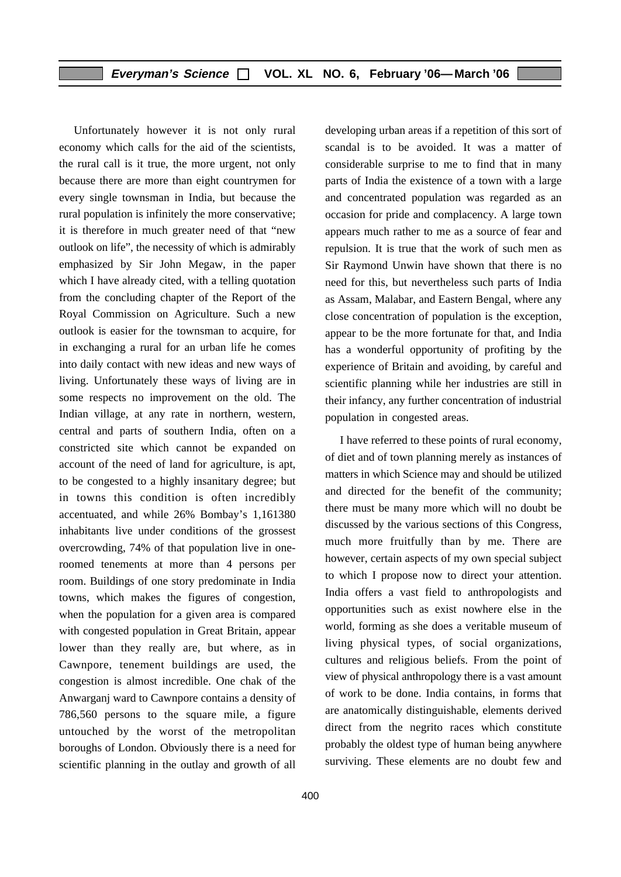Unfortunately however it is not only rural economy which calls for the aid of the scientists, the rural call is it true, the more urgent, not only because there are more than eight countrymen for every single townsman in India, but because the rural population is infinitely the more conservative; it is therefore in much greater need of that "new outlook on life", the necessity of which is admirably emphasized by Sir John Megaw, in the paper which I have already cited, with a telling quotation from the concluding chapter of the Report of the Royal Commission on Agriculture. Such a new outlook is easier for the townsman to acquire, for in exchanging a rural for an urban life he comes into daily contact with new ideas and new ways of living. Unfortunately these ways of living are in some respects no improvement on the old. The Indian village, at any rate in northern, western, central and parts of southern India, often on a constricted site which cannot be expanded on account of the need of land for agriculture, is apt, to be congested to a highly insanitary degree; but in towns this condition is often incredibly accentuated, and while 26% Bombay's 1,161380 inhabitants live under conditions of the grossest overcrowding, 74% of that population live in one-roomed tenements at more than 4 persons per room. Buildings of one story predominate in India towns, which makes the figures of congestion, when the population for a given area is compared with congested population in Great Britain, appear lower than they really are, but where, as in Cawnpore, tenement buildings are used, the congestion is almost incredible. One chak of the Anwarganj ward to Cawnpore contains a density of 786,560 persons to the square mile, a figure untouched by the worst of the metropolitan boroughs of London. Obviously there is a need for scientific planning in the outlay and growth of all developing urban areas if a repetition of this sort of scandal is to be avoided. It was a matter of considerable surprise to me to find that in many parts of India the existence of a town with a large and concentrated population was regarded as an occasion for pride and complacency. A large town appears much rather to me as a source of fear and repulsion. It is true that the work of such men as Sir Raymond Unwin have shown that there is no need for this, but nevertheless such parts of India as Assam, Malabar, and Eastern Bengal, where any close concentration of population is the exception, appear to be the more fortunate for that, and India has a wonderful opportunity of profiting by the experience of Britain and avoiding, by careful and scientific planning while her industries are still in their infancy, any further concentration of industrial population in congested areas.

I have referred to these points of rural economy, of diet and of town planning merely as instances of matters in which Science may and should be utilized and directed for the benefit of the community; there must be many more which will no doubt be discussed by the various sections of this Congress, much more fruitfully than by me. There are however, certain aspects of my own special subject to which I propose now to direct your attention. India offers a vast field to anthropologists and opportunities such as exist nowhere else in the world, forming as she does a veritable museum of living physical types, of social organizations, cultures and religious beliefs. From the point of view of physical anthropology there is a vast amount of work to be done. India contains, in forms that are anatomically distinguishable, elements derived direct from the negrito races which constitute probably the oldest type of human being anywhere surviving. These elements are no doubt few and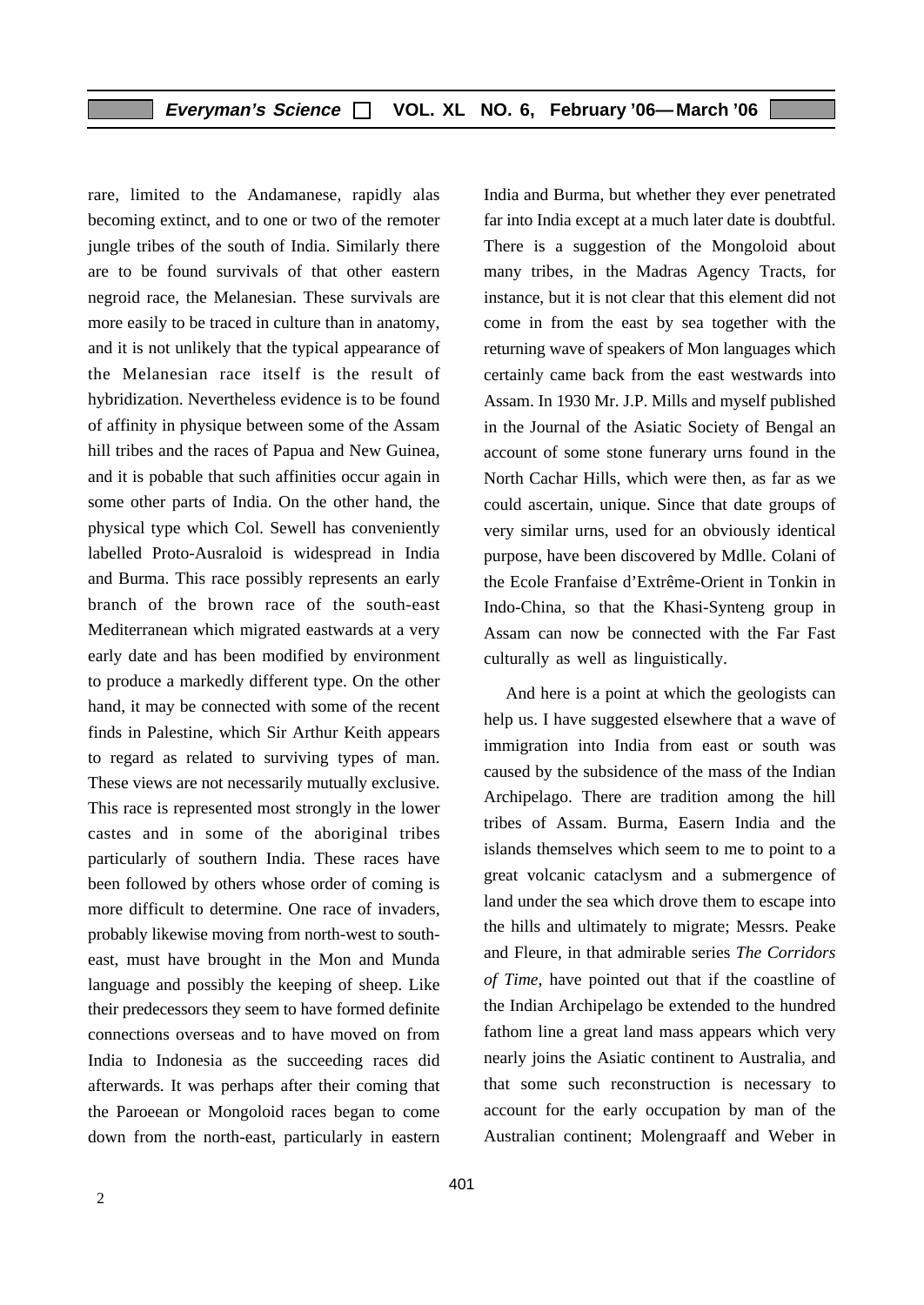rare, limited to the Andamanese, rapidly alas becoming extinct, and to one or two of the remoter jungle tribes of the south of India. Similarly there are to be found survivals of that other eastern negroid race, the Melanesian. These survivals are more easily to be traced in culture than in anatomy, and it is not unlikely that the typical appearance of the Melanesian race itself is the result of hybridization. Nevertheless evidence is to be found of affinity in physique between some of the Assam hill tribes and the races of Papua and New Guinea, and it is pobable that such affinities occur again in some other parts of India. On the other hand, the physical type which Col. Sewell has conveniently labelled Proto-Ausraloid is widespread in India and Burma. This race possibly represents an early branch of the brown race of the south-east Mediterranean which migrated eastwards at a very early date and has been modified by environment to produce a markedly different type. On the other hand, it may be connected with some of the recent finds in Palestine, which Sir Arthur Keith appears to regard as related to surviving types of man. These views are not necessarily mutually exclusive. This race is represented most strongly in the lower castes and in some of the aboriginal tribes particularly of southern India. These races have been followed by others whose order of coming is more difficult to determine. One race of invaders, probably likewise moving from north-west to south-east, must have brought in the Mon and Munda language and possibly the keeping of sheep. Like their predecessors they seem to have formed definite connections overseas and to have moved on from India to Indonesia as the succeeding races did afterwards. It was perhaps after their coming that the Paroeean or Mongoloid races began to come down from the north-east, particularly in eastern India and Burma, but whether they ever penetrated far into India except at a much later date is doubtful. There is a suggestion of the Mongoloid about many tribes, in the Madras Agency Tracts, for instance, but it is not clear that this element did not come in from the east by sea together with the returning wave of speakers of Mon languages which certainly came back from the east westwards into Assam. In 1930 Mr. J.P. Mills and myself published in the Journal of the Asiatic Society of Bengal an account of some stone funerary urns found in the North Cachar Hills, which were then, as far as we could ascertain, unique. Since that date groups of very similar urns, used for an obviously identical purpose, have been discovered by Mdlle. Colani of the Ecole Franfaise d'Extrême-Orient in Tonkin in Indo-China, so that the Khasi-Synteng group in Assam can now be connected with the Far Fast culturally as well as linguistically.

And here is a point at which the geologists can help us. I have suggested elsewhere that a wave of immigration into India from east or south was caused by the subsidence of the mass of the Indian Archipelago. There are tradition among the hill tribes of Assam. Burma, Easern India and the islands themselves which seem to me to point to a great volcanic cataclysm and a submergence of land under the sea which drove them to escape into the hills and ultimately to migrate; Messrs. Peake and Fleure, in that admirable series *The Corridors of Time*, have pointed out that if the coastline of the Indian Archipelago be extended to the hundred fathom line a great land mass appears which very nearly joins the Asiatic continent to Australia, and that some such reconstruction is necessary to account for the early occupation by man of the Australian continent; Molengraaff and Weber in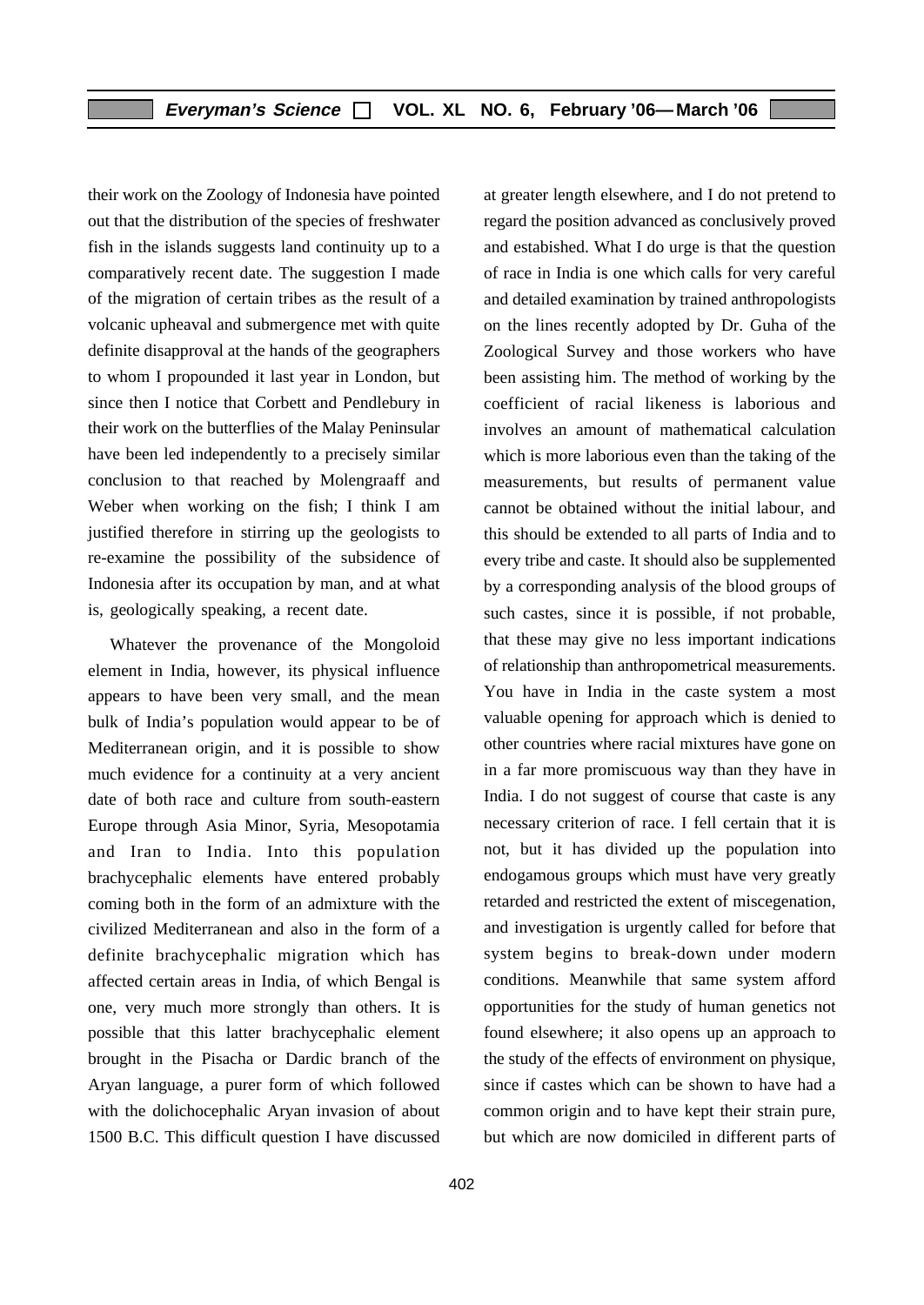their work on the Zoology of Indonesia have pointed out that the distribution of the species of freshwater fish in the islands suggests land continuity up to a comparatively recent date. The suggestion I made of the migration of certain tribes as the result of a volcanic upheaval and submergence met with quite definite disapproval at the hands of the geographers to whom I propounded it last year in London, but since then I notice that Corbett and Pendlebury in their work on the butterflies of the Malay Peninsular have been led independently to a precisely similar conclusion to that reached by Molengraaff and Weber when working on the fish; I think I am justified therefore in stirring up the geologists to re-examine the possibility of the subsidence of Indonesia after its occupation by man, and at what is, geologically speaking, a recent date.

Whatever the provenance of the Mongoloid element in India, however, its physical influence appears to have been very small, and the mean bulk of India's population would appear to be of Mediterranean origin, and it is possible to show much evidence for a continuity at a very ancient date of both race and culture from south-eastern Europe through Asia Minor, Syria, Mesopotamia and Iran to India. Into this population brachycephalic elements have entered probably coming both in the form of an admixture with the civilized Mediterranean and also in the form of a definite brachycephalic migration which has affected certain areas in India, of which Bengal is one, very much more strongly than others. It is possible that this latter brachycephalic element brought in the Pisacha or Dardic branch of the Aryan language, a purer form of which followed with the dolichocephalic Aryan invasion of about 1500 B.C. This difficult question I have discussed at greater length elsewhere, and I do not pretend to regard the position advanced as conclusively proved and estabished. What I do urge is that the question of race in India is one which calls for very careful and detailed examination by trained anthropologists on the lines recently adopted by Dr. Guha of the Zoological Survey and those workers who have been assisting him. The method of working by the coefficient of racial likeness is laborious and involves an amount of mathematical calculation which is more laborious even than the taking of the measurements, but results of permanent value cannot be obtained without the initial labour, and this should be extended to all parts of India and to every tribe and caste. It should also be supplemented by a corresponding analysis of the blood groups of such castes, since it is possible, if not probable, that these may give no less important indications of relationship than anthropometrical measurements. You have in India in the caste system a most valuable opening for approach which is denied to other countries where racial mixtures have gone on in a far more promiscuous way than they have in India. I do not suggest of course that caste is any necessary criterion of race. I fell certain that it is not, but it has divided up the population into endogamous groups which must have very greatly retarded and restricted the extent of miscegenation, and investigation is urgently called for before that system begins to break-down under modern conditions. Meanwhile that same system afford opportunities for the study of human genetics not found elsewhere; it also opens up an approach to the study of the effects of environment on physique, since if castes which can be shown to have had a common origin and to have kept their strain pure, but which are now domiciled in different parts of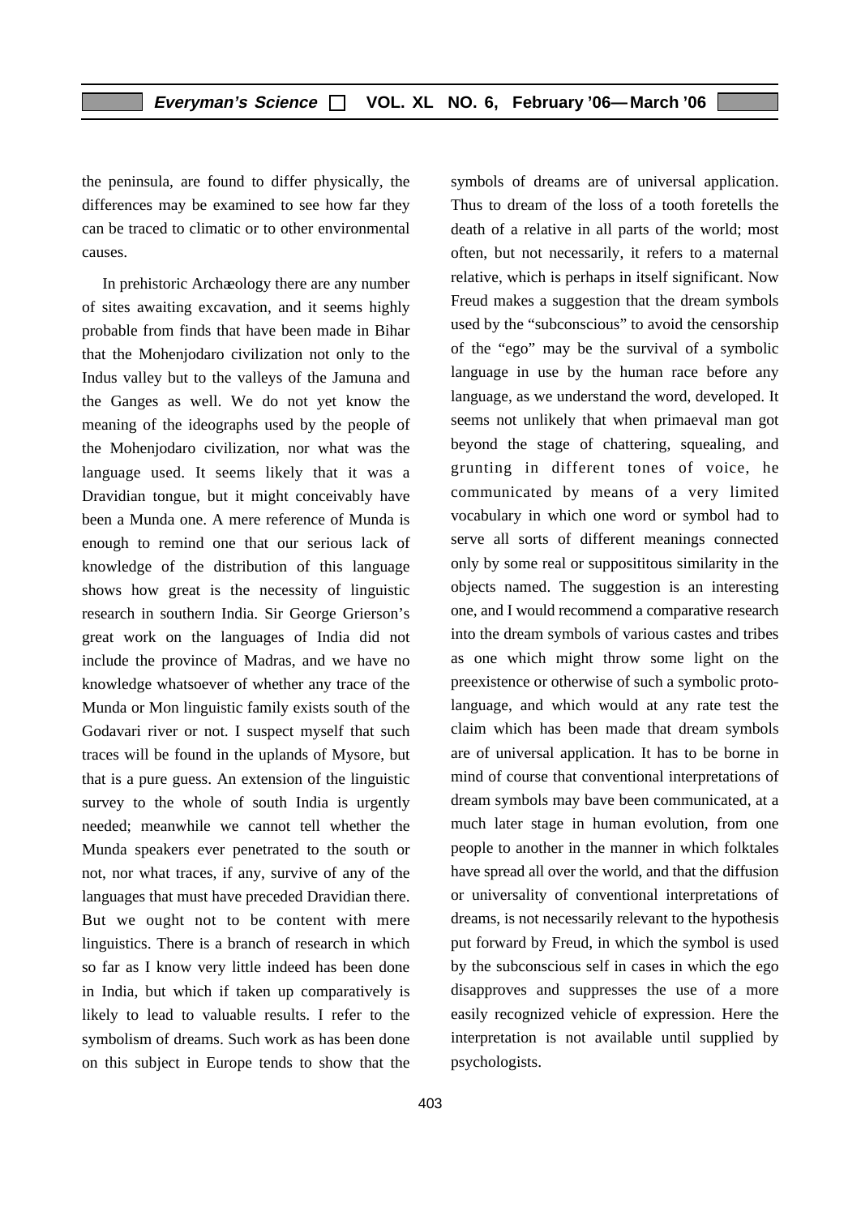the peninsula, are found to differ physically, the differences may be examined to see how far they can be traced to climatic or to other environmental causes.

In prehistoric Archæology there are any number of sites awaiting excavation, and it seems highly probable from finds that have been made in Bihar that the Mohenjodaro civilization not only to the Indus valley but to the valleys of the Jamuna and the Ganges as well. We do not yet know the meaning of the ideographs used by the people of the Mohenjodaro civilization, nor what was the language used. It seems likely that it was a Dravidian tongue, but it might conceivably have been a Munda one. A mere reference of Munda is enough to remind one that our serious lack of knowledge of the distribution of this language shows how great is the necessity of linguistic research in southern India. Sir George Grierson's great work on the languages of India did not include the province of Madras, and we have no knowledge whatsoever of whether any trace of the Munda or Mon linguistic family exists south of the Godavari river or not. I suspect myself that such traces will be found in the uplands of Mysore, but that is a pure guess. An extension of the linguistic survey to the whole of south India is urgently needed; meanwhile we cannot tell whether the Munda speakers ever penetrated to the south or not, nor what traces, if any, survive of any of the languages that must have preceded Dravidian there. But we ought not to be content with mere linguistics. There is a branch of research in which so far as I know very little indeed has been done in India, but which if taken up comparatively is likely to lead to valuable results. I refer to the symbolism of dreams. Such work as has been done on this subject in Europe tends to show that the symbols of dreams are of universal application. Thus to dream of the loss of a tooth foretells the death of a relative in all parts of the world; most often, but not necessarily, it refers to a maternal relative, which is perhaps in itself significant. Now Freud makes a suggestion that the dream symbols used by the "subconscious" to avoid the censorship of the "ego" may be the survival of a symbolic language in use by the human race before any language, as we understand the word, developed. It seems not unlikely that when primaeval man got beyond the stage of chattering, squealing, and grunting in different tones of voice, he communicated by means of a very limited vocabulary in which one word or symbol had to serve all sorts of different meanings connected only by some real or supposititous similarity in the objects named. The suggestion is an interesting one, and I would recommend a comparative research into the dream symbols of various castes and tribes as one which might throw some light on the preexistence or otherwise of such a symbolic proto-language, and which would at any rate test the claim which has been made that dream symbols are of universal application. It has to be borne in mind of course that conventional interpretations of dream symbols may bave been communicated, at a much later stage in human evolution, from one people to another in the manner in which folktales have spread all over the world, and that the diffusion or universality of conventional interpretations of dreams, is not necessarily relevant to the hypothesis put forward by Freud, in which the symbol is used by the subconscious self in cases in which the ego disapproves and suppresses the use of a more easily recognized vehicle of expression. Here the interpretation is not available until supplied by psychologists.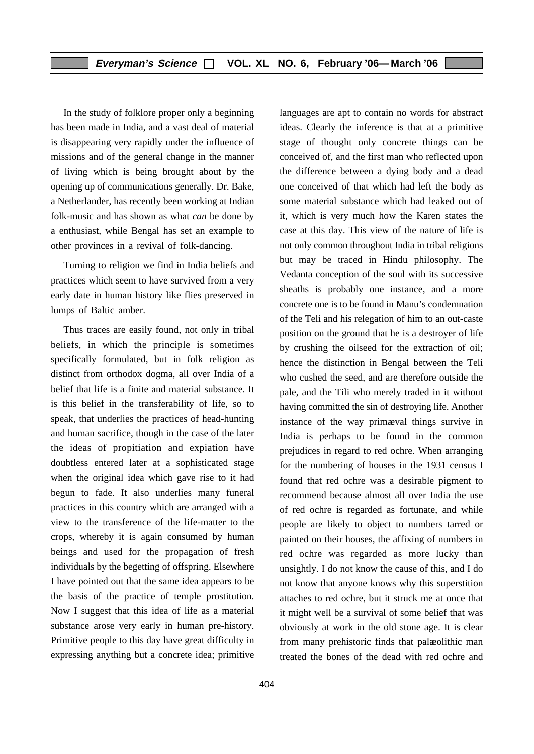In the study of folklore proper only a beginning has been made in India, and a vast deal of material is disappearing very rapidly under the influence of missions and of the general change in the manner of living which is being brought about by the opening up of communications generally. Dr. Bake, a Netherlander, has recently been working at Indian folk-music and has shown as what *can* be done by a enthusiast, while Bengal has set an example to other provinces in a revival of folk-dancing.

Turning to religion we find in India beliefs and practices which seem to have survived from a very early date in human history like flies preserved in lumps of Baltic amber.

Thus traces are easily found, not only in tribal beliefs, in which the principle is sometimes specifically formulated, but in folk religion as distinct from orthodox dogma, all over India of a belief that life is a finite and material substance. It is this belief in the transferability of life, so to speak, that underlies the practices of head-hunting and human sacrifice, though in the case of the later the ideas of propitiation and expiation have doubtless entered later at a sophisticated stage when the original idea which gave rise to it had begun to fade. It also underlies many funeral practices in this country which are arranged with a view to the transference of the life-matter to the crops, whereby it is again consumed by human beings and used for the propagation of fresh individuals by the begetting of offspring. Elsewhere I have pointed out that the same idea appears to be the basis of the practice of temple prostitution. Now I suggest that this idea of life as a material substance arose very early in human pre-history. Primitive people to this day have great difficulty in expressing anything but a concrete idea; primitive languages are apt to contain no words for abstract ideas. Clearly the inference is that at a primitive stage of thought only concrete things can be conceived of, and the first man who reflected upon the difference between a dying body and a dead one conceived of that which had left the body as some material substance which had leaked out of it, which is very much how the Karen states the case at this day. This view of the nature of life is not only common throughout India in tribal religions but may be traced in Hindu philosophy. The Vedanta conception of the soul with its successive sheaths is probably one instance, and a more concrete one is to be found in Manu's condemnation of the Teli and his relegation of him to an out-caste position on the ground that he is a destroyer of life by crushing the oilseed for the extraction of oil; hence the distinction in Bengal between the Teli who cushed the seed, and are therefore outside the pale, and the Tili who merely traded in it without having committed the sin of destroying life. Another instance of the way primæval things survive in India is perhaps to be found in the common prejudices in regard to red ochre. When arranging for the numbering of houses in the 1931 census I found that red ochre was a desirable pigment to recommend because almost all over India the use of red ochre is regarded as fortunate, and while people are likely to object to numbers tarred or painted on their houses, the affixing of numbers in red ochre was regarded as more lucky than unsightly. I do not know the cause of this, and I do not know that anyone knows why this superstition attaches to red ochre, but it struck me at once that it might well be a survival of some belief that was obviously at work in the old stone age. It is clear from many prehistoric finds that palæolithic man treated the bones of the dead with red ochre and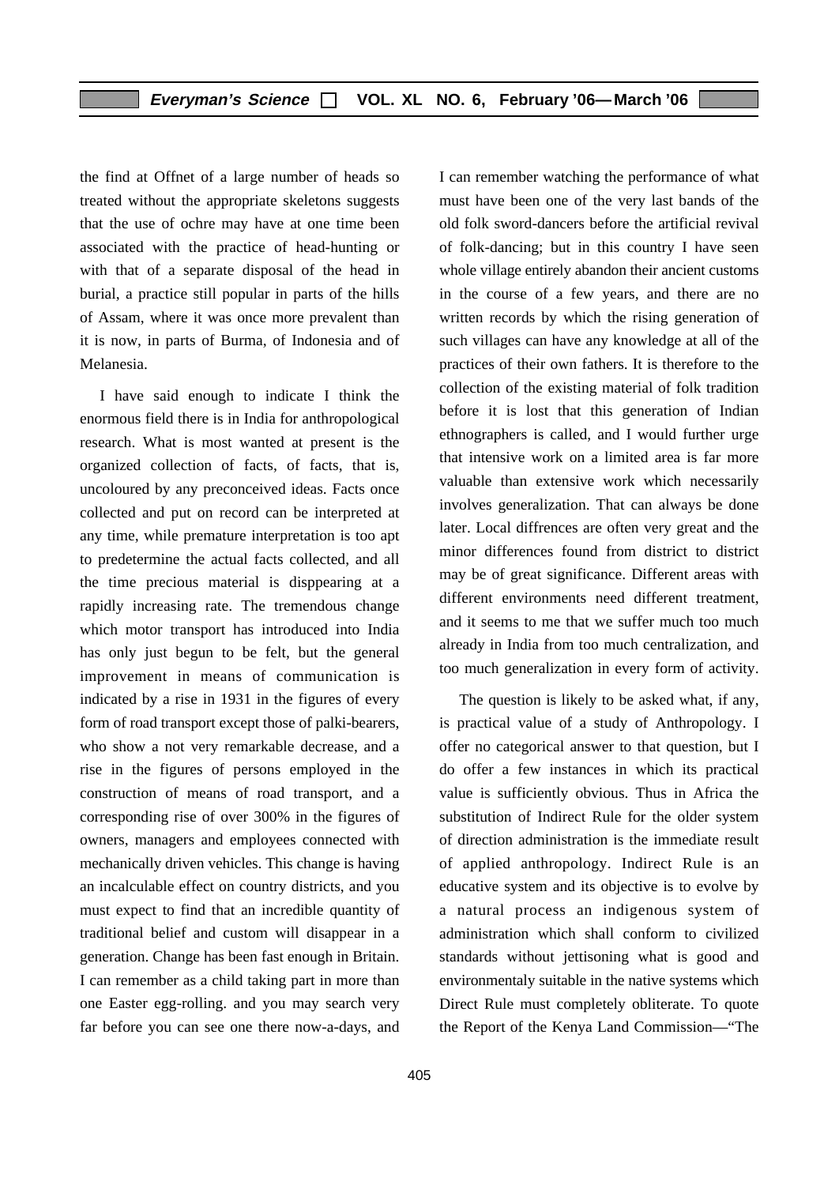the find at Offnet of a large number of heads so treated without the appropriate skeletons suggests that the use of ochre may have at one time been associated with the practice of head-hunting or with that of a separate disposal of the head in burial, a practice still popular in parts of the hills of Assam, where it was once more prevalent than it is now, in parts of Burma, of Indonesia and of Melanesia.

I have said enough to indicate I think the enormous field there is in India for anthropological research. What is most wanted at present is the organized collection of facts, of facts, that is, uncoloured by any preconceived ideas. Facts once collected and put on record can be interpreted at any time, while premature interpretation is too apt to predetermine the actual facts collected, and all the time precious material is disppearing at a rapidly increasing rate. The tremendous change which motor transport has introduced into India has only just begun to be felt, but the general improvement in means of communication is indicated by a rise in 1931 in the figures of every form of road transport except those of palki-bearers, who show a not very remarkable decrease, and a rise in the figures of persons employed in the construction of means of road transport, and a corresponding rise of over 300% in the figures of owners, managers and employees connected with mechanically driven vehicles. This change is having an incalculable effect on country districts, and you must expect to find that an incredible quantity of traditional belief and custom will disappear in a generation. Change has been fast enough in Britain. I can remember as a child taking part in more than one Easter egg-rolling. and you may search very far before you can see one there now-a-days, and I can remember watching the performance of what must have been one of the very last bands of the old folk sword-dancers before the artificial revival of folk-dancing; but in this country I have seen whole village entirely abandon their ancient customs in the course of a few years, and there are no written records by which the rising generation of such villages can have any knowledge at all of the practices of their own fathers. It is therefore to the collection of the existing material of folk tradition before it is lost that this generation of Indian ethnographers is called, and I would further urge that intensive work on a limited area is far more valuable than extensive work which necessarily involves generalization. That can always be done later. Local diffrences are often very great and the minor differences found from district to district may be of great significance. Different areas with different environments need different treatment, and it seems to me that we suffer much too much already in India from too much centralization, and too much generalization in every form of activity.

The question is likely to be asked what, if any, is practical value of a study of Anthropology. I offer no categorical answer to that question, but I do offer a few instances in which its practical value is sufficiently obvious. Thus in Africa the substitution of Indirect Rule for the older system of direction administration is the immediate result of applied anthropology. Indirect Rule is an educative system and its objective is to evolve by a natural process an indigenous system of administration which shall conform to civilized standards without jettisoning what is good and environmentaly suitable in the native systems which Direct Rule must completely obliterate. To quote the Report of the Kenya Land Commission—"The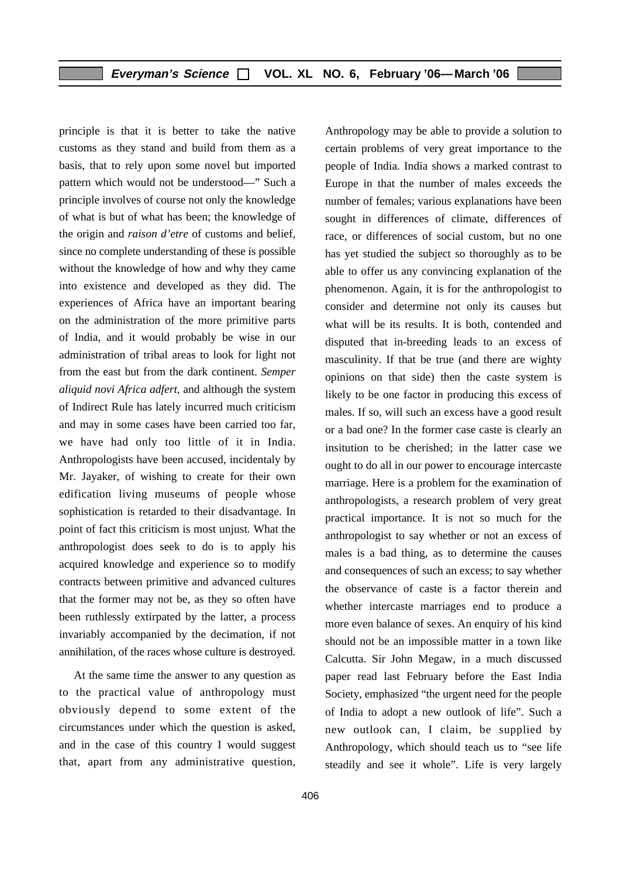principle is that it is better to take the native customs as they stand and build from them as a basis, that to rely upon some novel but imported pattern which would not be understood—" Such a principle involves of course not only the knowledge of what is but of what has been; the knowledge of the origin and *raison d'etre* of customs and belief, since no complete understanding of these is possible without the knowledge of how and why they came into existence and developed as they did. The experiences of Africa have an important bearing on the administration of the more primitive parts of India, and it would probably be wise in our administration of tribal areas to look for light not from the east but from the dark continent. *Semper aliquid novi Africa adfert*, and although the system of Indirect Rule has lately incurred much criticism and may in some cases have been carried too far, we have had only too little of it in India. Anthropologists have been accused, incidentaly by Mr. Jayaker, of wishing to create for their own edification living museums of people whose sophistication is retarded to their disadvantage. In point of fact this criticism is most unjust. What the anthropologist does seek to do is to apply his acquired knowledge and experience so to modify contracts between primitive and advanced cultures that the former may not be, as they so often have been ruthlessly extirpated by the latter, a process invariably accompanied by the decimation, if not annihilation, of the races whose culture is destroyed.

At the same time the answer to any question as to the practical value of anthropology must obviously depend to some extent of the circumstances under which the question is asked, and in the case of this country I would suggest that, apart from any administrative question, Anthropology may be able to provide a solution to certain problems of very great importance to the people of India. India shows a marked contrast to Europe in that the number of males exceeds the number of females; various explanations have been sought in differences of climate, differences of race, or differences of social custom, but no one has yet studied the subject so thoroughly as to be able to offer us any convincing explanation of the phenomenon. Again, it is for the anthropologist to consider and determine not only its causes but what will be its results. It is both, contended and disputed that in-breeding leads to an excess of masculinity. If that be true (and there are wighty opinions on that side) then the caste system is likely to be one factor in producing this excess of males. If so, will such an excess have a good result or a bad one? In the former case caste is clearly an insitution to be cherished; in the latter case we ought to do all in our power to encourage intercaste marriage. Here is a problem for the examination of anthropologists, a research problem of very great practical importance. It is not so much for the anthropologist to say whether or not an excess of males is a bad thing, as to determine the causes and consequences of such an excess; to say whether the observance of caste is a factor therein and whether intercaste marriages end to produce a more even balance of sexes. An enquiry of his kind should not be an impossible matter in a town like Calcutta. Sir John Megaw, in a much discussed paper read last February before the East India Society, emphasized "the urgent need for the people of India to adopt a new outlook of life". Such a new outlook can, I claim, be supplied by Anthropology, which should teach us to "see life steadily and see it whole". Life is very largely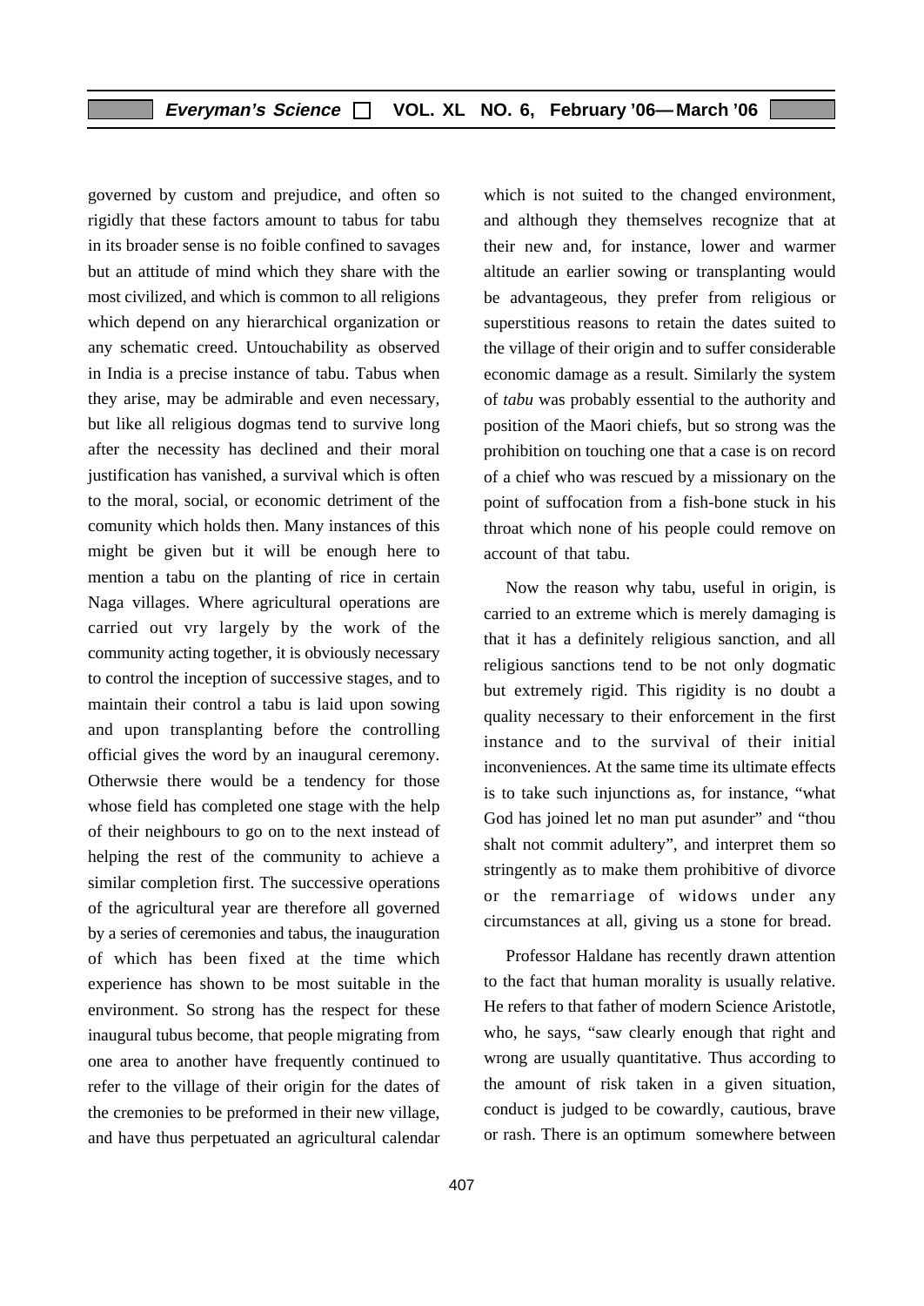governed by custom and prejudice, and often so rigidly that these factors amount to tabus for tabu in its broader sense is no foible confined to savages but an attitude of mind which they share with the most civilized, and which is common to all religions which depend on any hierarchical organization or any schematic creed. Untouchability as observed in India is a precise instance of tabu. Tabus when they arise, may be admirable and even necessary, but like all religious dogmas tend to survive long after the necessity has declined and their moral justification has vanished, a survival which is often to the moral, social, or economic detriment of the comunity which holds then. Many instances of this might be given but it will be enough here to mention a tabu on the planting of rice in certain Naga villages. Where agricultural operations are carried out vry largely by the work of the community acting together, it is obviously necessary to control the inception of successive stages, and to maintain their control a tabu is laid upon sowing and upon transplanting before the controlling official gives the word by an inaugural ceremony. Otherwsie there would be a tendency for those whose field has completed one stage with the help of their neighbours to go on to the next instead of helping the rest of the community to achieve a similar completion first. The successive operations of the agricultural year are therefore all governed by a series of ceremonies and tabus, the inauguration of which has been fixed at the time which experience has shown to be most suitable in the environment. So strong has the respect for these inaugural tubus become, that people migrating from one area to another have frequently continued to refer to the village of their origin for the dates of the cremonies to be preformed in their new village, and have thus perpetuated an agricultural calendar which is not suited to the changed environment, and although they themselves recognize that at their new and, for instance, lower and warmer altitude an earlier sowing or transplanting would be advantageous, they prefer from religious or superstitious reasons to retain the dates suited to the village of their origin and to suffer considerable economic damage as a result. Similarly the system of *tabu* was probably essential to the authority and position of the Maori chiefs, but so strong was the prohibition on touching one that a case is on record of a chief who was rescued by a missionary on the point of suffocation from a fish-bone stuck in his throat which none of his people could remove on account of that tabu.

Now the reason why tabu, useful in origin, is carried to an extreme which is merely damaging is that it has a definitely religious sanction, and all religious sanctions tend to be not only dogmatic but extremely rigid. This rigidity is no doubt a quality necessary to their enforcement in the first instance and to the survival of their initial inconveniences. At the same time its ultimate effects is to take such injunctions as, for instance, "what God has joined let no man put asunder" and "thou shalt not commit adultery", and interpret them so stringently as to make them prohibitive of divorce or the remarriage of widows under any circumstances at all, giving us a stone for bread.

Professor Haldane has recently drawn attention to the fact that human morality is usually relative. He refers to that father of modern Science Aristotle, who, he says, "saw clearly enough that right and wrong are usually quantitative. Thus according to the amount of risk taken in a given situation, conduct is judged to be cowardly, cautious, brave or rash. There is an optimum somewhere between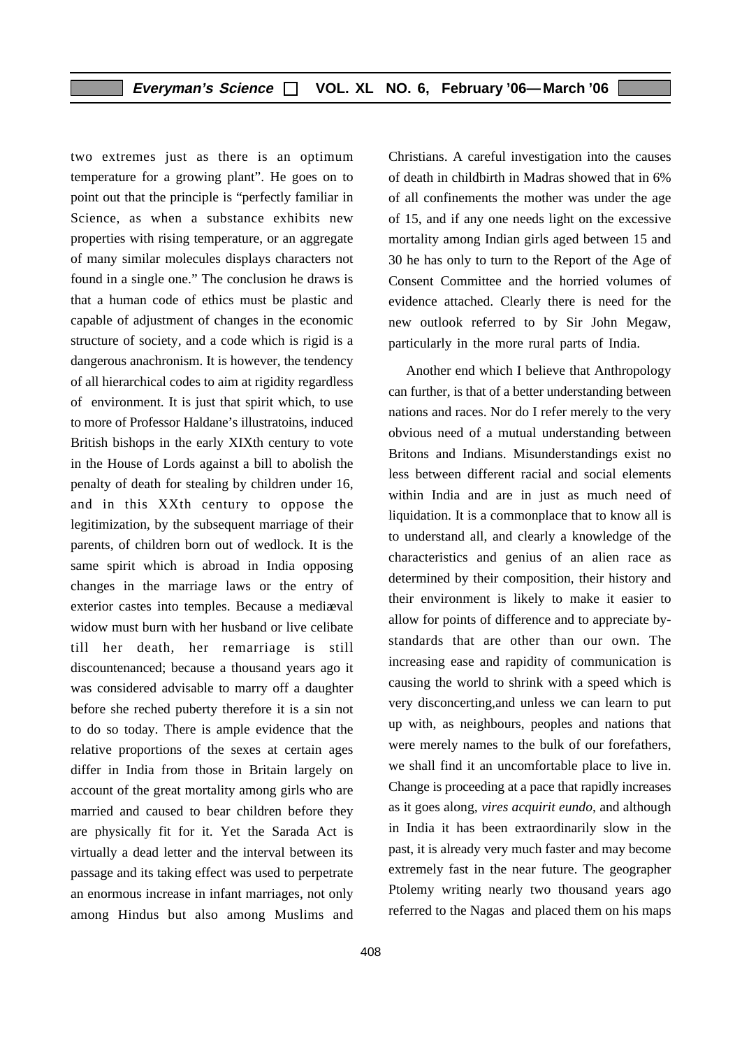two extremes just as there is an optimum temperature for a growing plant". He goes on to point out that the principle is "perfectly familiar in Science, as when a substance exhibits new properties with rising temperature, or an aggregate of many similar molecules displays characters not found in a single one." The conclusion he draws is that a human code of ethics must be plastic and capable of adjustment of changes in the economic structure of society, and a code which is rigid is a dangerous anachronism. It is however, the tendency of all hierarchical codes to aim at rigidity regardless of environment. It is just that spirit which, to use to more of Professor Haldane's illustratoins, induced British bishops in the early XIXth century to vote in the House of Lords against a bill to abolish the penalty of death for stealing by children under 16, and in this XXth century to oppose the legitimization, by the subsequent marriage of their parents, of children born out of wedlock. It is the same spirit which is abroad in India opposing changes in the marriage laws or the entry of exterior castes into temples. Because a mediæval widow must burn with her husband or live celibate till her death, her remarriage is still discountenanced; because a thousand years ago it was considered advisable to marry off a daughter before she reched puberty therefore it is a sin not to do so today. There is ample evidence that the relative proportions of the sexes at certain ages differ in India from those in Britain largely on account of the great mortality among girls who are married and caused to bear children before they are physically fit for it. Yet the Sarada Act is virtually a dead letter and the interval between its passage and its taking effect was used to perpetrate an enormous increase in infant marriages, not only among Hindus but also among Muslims and Christians. A careful investigation into the causes of death in childbirth in Madras showed that in 6% of all confinements the mother was under the age of 15, and if any one needs light on the excessive mortality among Indian girls aged between 15 and 30 he has only to turn to the Report of the Age of Consent Committee and the horried volumes of evidence attached. Clearly there is need for the new outlook referred to by Sir John Megaw, particularly in the more rural parts of India.

Another end which I believe that Anthropology can further, is that of a better understanding between nations and races. Nor do I refer merely to the very obvious need of a mutual understanding between Britons and Indians. Misunderstandings exist no less between different racial and social elements within India and are in just as much need of liquidation. It is a commonplace that to know all is to understand all, and clearly a knowledge of the characteristics and genius of an alien race as determined by their composition, their history and their environment is likely to make it easier to allow for points of difference and to appreciate by-standards that are other than our own. The increasing ease and rapidity of communication is causing the world to shrink with a speed which is very disconcerting,and unless we can learn to put up with, as neighbours, peoples and nations that were merely names to the bulk of our forefathers, we shall find it an uncomfortable place to live in. Change is proceeding at a pace that rapidly increases as it goes along, *vires acquirit eundo*, and although in India it has been extraordinarily slow in the past, it is already very much faster and may become extremely fast in the near future. The geographer Ptolemy writing nearly two thousand years ago referred to the Nagas and placed them on his maps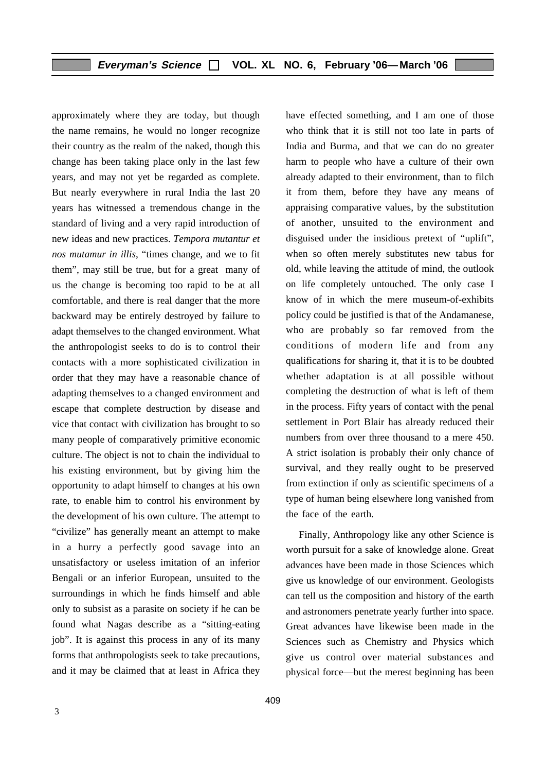approximately where they are today, but though the name remains, he would no longer recognize their country as the realm of the naked, though this change has been taking place only in the last few years, and may not yet be regarded as complete. But nearly everywhere in rural India the last 20 years has witnessed a tremendous change in the standard of living and a very rapid introduction of new ideas and new practices. *Tempora mutantur et nos mutamur in illis*, "times change, and we to fit them", may still be true, but for a great many of us the change is becoming too rapid to be at all comfortable, and there is real danger that the more backward may be entirely destroyed by failure to adapt themselves to the changed environment. What the anthropologist seeks to do is to control their contacts with a more sophisticated civilization in order that they may have a reasonable chance of adapting themselves to a changed environment and escape that complete destruction by disease and vice that contact with civilization has brought to so many people of comparatively primitive economic culture. The object is not to chain the individual to his existing environment, but by giving him the opportunity to adapt himself to changes at his own rate, to enable him to control his environment by the development of his own culture. The attempt to "civilize" has generally meant an attempt to make in a hurry a perfectly good savage into an unsatisfactory or useless imitation of an inferior Bengali or an inferior European, unsuited to the surroundings in which he finds himself and able only to subsist as a parasite on society if he can be found what Nagas describe as a "sitting-eating job". It is against this process in any of its many forms that anthropologists seek to take precautions, and it may be claimed that at least in Africa they have effected something, and I am one of those who think that it is still not too late in parts of India and Burma, and that we can do no greater harm to people who have a culture of their own already adapted to their environment, than to filch it from them, before they have any means of appraising comparative values, by the substitution of another, unsuited to the environment and disguised under the insidious pretext of "uplift", when so often merely substitutes new tabus for old, while leaving the attitude of mind, the outlook on life completely untouched. The only case I know of in which the mere museum-of-exhibits policy could be justified is that of the Andamanese, who are probably so far removed from the conditions of modern life and from any qualifications for sharing it, that it is to be doubted whether adaptation is at all possible without completing the destruction of what is left of them in the process. Fifty years of contact with the penal settlement in Port Blair has already reduced their numbers from over three thousand to a mere 450. A strict isolation is probably their only chance of survival, and they really ought to be preserved from extinction if only as scientific specimens of a type of human being elsewhere long vanished from the face of the earth.

Finally, Anthropology like any other Science is worth pursuit for a sake of knowledge alone. Great advances have been made in those Sciences which give us knowledge of our environment. Geologists can tell us the composition and history of the earth and astronomers penetrate yearly further into space. Great advances have likewise been made in the Sciences such as Chemistry and Physics which give us control over material substances and physical force—but the merest beginning has been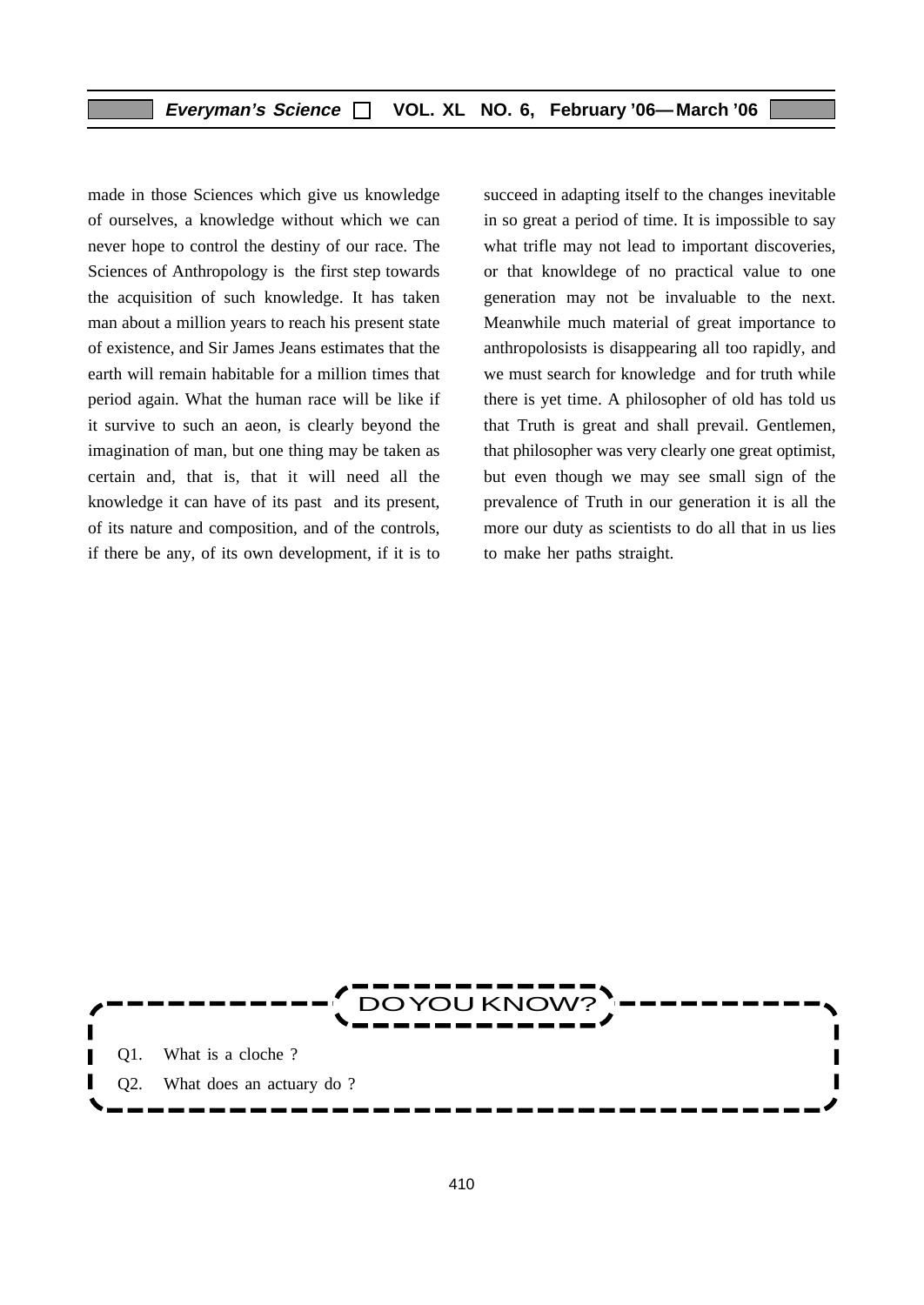made in those Sciences which give us knowledge of ourselves, a knowledge without which we can never hope to control the destiny of our race. The Sciences of Anthropology is the first step towards the acquisition of such knowledge. It has taken man about a million years to reach his present state of existence, and Sir James Jeans estimates that the earth will remain habitable for a million times that period again. What the human race will be like if it survive to such an aeon, is clearly beyond the imagination of man, but one thing may be taken as certain and, that is, that it will need all the knowledge it can have of its past and its present, of its nature and composition, and of the controls, if there be any, of its own development, if it is to succeed in adapting itself to the changes inevitable in so great a period of time. It is impossible to say what trifle may not lead to important discoveries, or that knowldege of no practical value to one generation may not be invaluable to the next. Meanwhile much material of great importance to anthropolosists is disappearing all too rapidly, and we must search for knowledge and for truth while there is yet time. A philosopher of old has told us that Truth is great and shall prevail. Gentlemen, that philosopher was very clearly one great optimist, but even though we may see small sign of the prevalence of Truth in our generation it is all the more our duty as scientists to do all that in us lies to make her paths straight.

**DO YOU KNOW?**

Q1. What is a cloche ?

Q2. What does an actuary do ?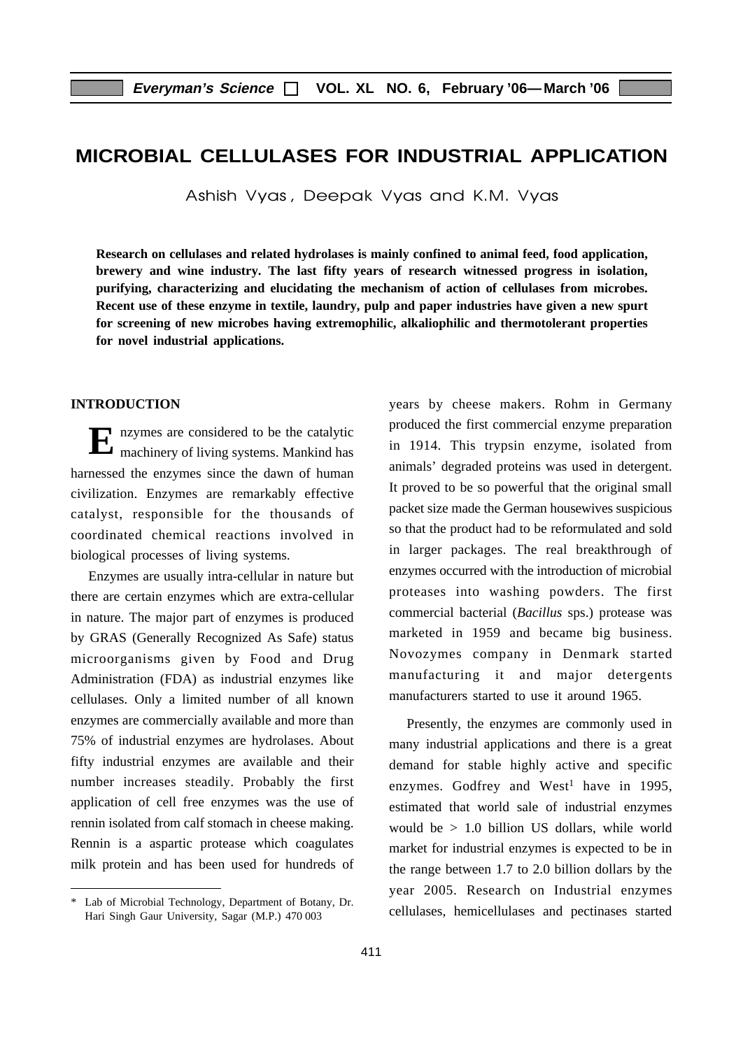# MICROBIAL CELLULASES FOR INDUSTRIAL APPLICATION

Ashish Vyas, Deepak Vyas and K.M. Vyas

**Research on cellulases and related hydrolases is mainly confined to animal feed, food application, brewery and wine industry. The last fifty years of research witnessed progress in isolation, purifying, characterizing and elucidating the mechanism of action of cellulases from microbes. Recent use of these enzyme in textile, laundry, pulp and paper industries have given a new spurt for screening of new microbes having extremophilic, alkaliophilic and thermotolerant properties for novel industrial applications.**

## INTRODUCTION

Enzymes are considered to be the catalytic machinery of living systems. Mankind has harnessed the enzymes since the dawn of human civilization. Enzymes are remarkably effective catalyst, responsible for the thousands of coordinated chemical reactions involved in biological processes of living systems.

Enzymes are usually intra-cellular in nature but there are certain enzymes which are extra-cellular in nature. The major part of enzymes is produced by GRAS (Generally Recognized As Safe) status microorganisms given by Food and Drug Administration (FDA) as industrial enzymes like cellulases. Only a limited number of all known enzymes are commercially available and more than 75% of industrial enzymes are hydrolases. About fifty industrial enzymes are available and their number increases steadily. Probably the first application of cell free enzymes was the use of rennin isolated from calf stomach in cheese making. Rennin is a aspartic protease which coagulates milk protein and has been used for hundreds of years by cheese makers. Rohm in Germany produced the first commercial enzyme preparation in 1914. This trypsin enzyme, isolated from animals' degraded proteins was used in detergent. It proved to be so powerful that the original small packet size made the German housewives suspicious so that the product had to be reformulated and sold in larger packages. The real breakthrough of enzymes occurred with the introduction of microbial proteases into washing powders. The first commercial bacterial (*Bacillus* sps.) protease was marketed in 1959 and became big business. Novozymes company in Denmark started manufacturing it and major detergents manufacturers started to use it around 1965.

Presently, the enzymes are commonly used in many industrial applications and there is a great demand for stable highly active and specific enzymes. Godfrey and West[1] have in 1995, estimated that world sale of industrial enzymes would be > 1.0 billion US dollars, while world market for industrial enzymes is expected to be in the range between 1.7 to 2.0 billion dollars by the year 2005. Research on Industrial enzymes cellulases, hemicellulases and pectinases started

\* Lab of Microbial Technology, Department of Botany, Dr. Hari Singh Gaur University, Sagar (M.P.) 470 003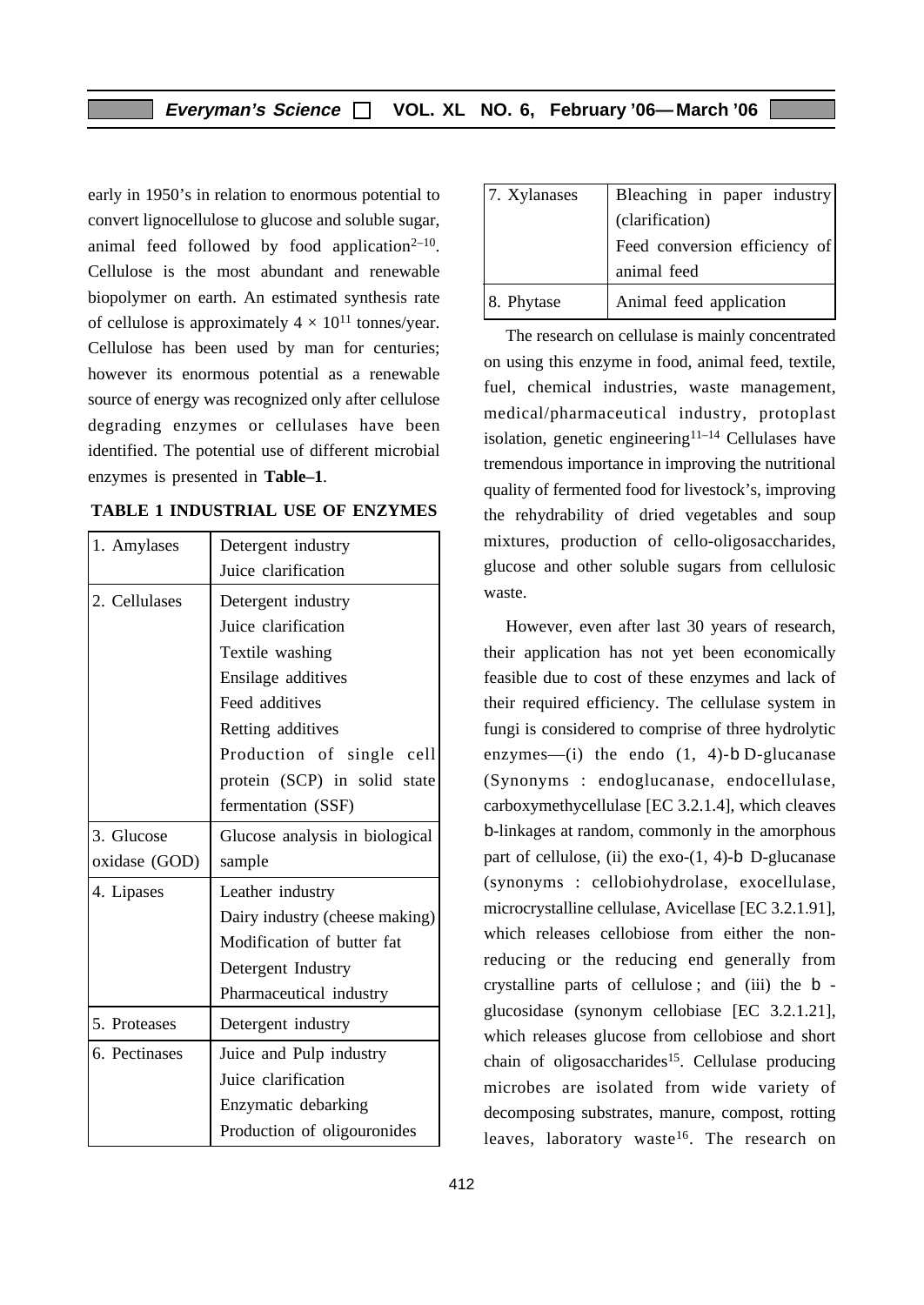early in 1950's in relation to enormous potential to convert lignocellulose to glucose and soluble sugar, animal feed followed by food application[2–10]. Cellulose is the most abundant and renewable biopolymer on earth. An estimated synthesis rate of cellulose is approximately $4 \times 10^{11}$ tonnes/year. Cellulose has been used by man for centuries; however its enormous potential as a renewable source of energy was recognized only after cellulose degrading enzymes or cellulases have been identified. The potential use of different microbial enzymes is presented in **Table–1**.

**TABLE 1 INDUSTRIAL USE OF ENZYMES**

| Enzyme | Use |
|---|---|
| 1. Amylases | Detergent industry<br>Juice clarification |
| 2. Cellulases | Detergent industry<br>Juice clarification<br>Textile washing<br>Ensilage additives<br>Feed additives<br>Retting additives<br>Production of single cell protein (SCP) in solid state fermentation (SSF) |
| 3. Glucose oxidase (GOD) | Glucose analysis in biological sample |
| 4. Lipases | Leather industry<br>Dairy industry (cheese making)<br>Modification of butter fat<br>Detergent Industry<br>Pharmaceutical industry |
| 5. Proteases | Detergent industry |
| 6. Pectinases | Juice and Pulp industry<br>Juice clarification<br>Enzymatic debarking<br>Production of oligouronides |
| 7. Xylanases | Bleaching in paper industry (clarification)<br>Feed conversion efficiency of animal feed |
| 8. Phytase | Animal feed application |

The research on cellulase is mainly concentrated on using this enzyme in food, animal feed, textile, fuel, chemical industries, waste management, medical/pharmaceutical industry, protoplast isolation, genetic engineering[11–14] Cellulases have tremendous importance in improving the nutritional quality of fermented food for livestock's, improving the rehydrability of dried vegetables and soup mixtures, production of cello-oligosaccharides, glucose and other soluble sugars from cellulosic waste.

However, even after last 30 years of research, their application has not yet been economically feasible due to cost of these enzymes and lack of their required efficiency. The cellulase system in fungi is considered to comprise of three hydrolytic enzymes—(i) the endo (1, 4)-β D-glucanase (Synonyms : endoglucanase, endocellulase, carboxymethycellulase [EC 3.2.1.4], which cleaves β-linkages at random, commonly in the amorphous part of cellulose, (ii) the exo-(1, 4)-β D-glucanase (synonyms : cellobiohydrolase, exocellulase, microcrystalline cellulase, Avicellase [EC 3.2.1.91], which releases cellobiose from either the non-reducing or the reducing end generally from crystalline parts of cellulose ; and (iii) the β -glucosidase (synonym cellobiase [EC 3.2.1.21], which releases glucose from cellobiose and short chain of oligosaccharides[15]. Cellulase producing microbes are isolated from wide variety of decomposing substrates, manure, compost, rotting leaves, laboratory waste[16]. The research on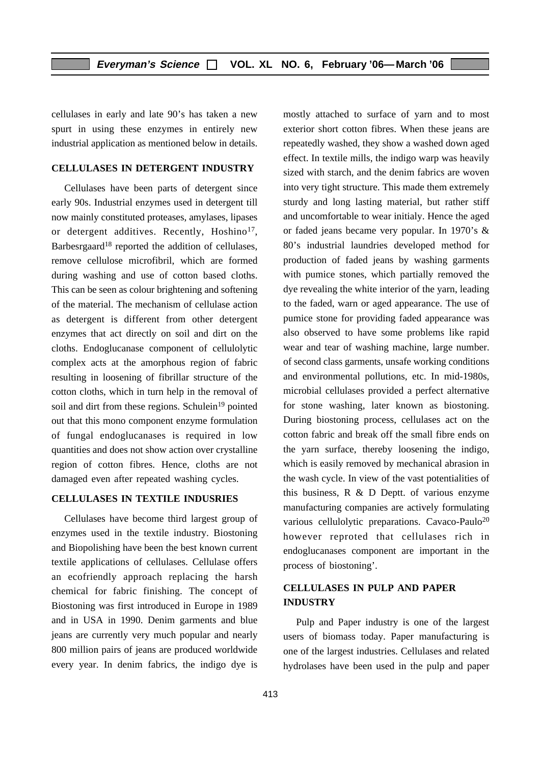cellulases in early and late 90's has taken a new spurt in using these enzymes in entirely new industrial application as mentioned below in details.

## CELLULASES IN DETERGENT INDUSTRY

Cellulases have been parts of detergent since early 90s. Industrial enzymes used in detergent till now mainly constituted proteases, amylases, lipases or detergent additives. Recently, Hoshino[17], Barbesrgaard[18] reported the addition of cellulases, remove cellulose microfibril, which are formed during washing and use of cotton based cloths. This can be seen as colour brightening and softening of the material. The mechanism of cellulase action as detergent is different from other detergent enzymes that act directly on soil and dirt on the cloths. Endoglucanase component of cellulolytic complex acts at the amorphous region of fabric resulting in loosening of fibrillar structure of the cotton cloths, which in turn help in the removal of soil and dirt from these regions. Schulein[19] pointed out that this mono component enzyme formulation of fungal endoglucanases is required in low quantities and does not show action over crystalline region of cotton fibres. Hence, cloths are not damaged even after repeated washing cycles.

## CELLULASES IN TEXTILE INDUSRIES

Cellulases have become third largest group of enzymes used in the textile industry. Biostoning and Biopolishing have been the best known current textile applications of cellulases. Cellulase offers an ecofriendly approach replacing the harsh chemical for fabric finishing. The concept of Biostoning was first introduced in Europe in 1989 and in USA in 1990. Denim garments and blue jeans are currently very much popular and nearly 800 million pairs of jeans are produced worldwide every year. In denim fabrics, the indigo dye is mostly attached to surface of yarn and to most exterior short cotton fibres. When these jeans are repeatedly washed, they show a washed down aged effect. In textile mills, the indigo warp was heavily sized with starch, and the denim fabrics are woven into very tight structure. This made them extremely sturdy and long lasting material, but rather stiff and uncomfortable to wear initialy. Hence the aged or faded jeans became very popular. In 1970's & 80's industrial laundries developed method for production of faded jeans by washing garments with pumice stones, which partially removed the dye revealing the white interior of the yarn, leading to the faded, warn or aged appearance. The use of pumice stone for providing faded appearance was also observed to have some problems like rapid wear and tear of washing machine, large number. of second class garments, unsafe working conditions and environmental pollutions, etc. In mid-1980s, microbial cellulases provided a perfect alternative for stone washing, later known as biostoning. During biostoning process, cellulases act on the cotton fabric and break off the small fibre ends on the yarn surface, thereby loosening the indigo, which is easily removed by mechanical abrasion in the wash cycle. In view of the vast potentialities of this business, R & D Deptt. of various enzyme manufacturing companies are actively formulating various cellulolytic preparations. Cavaco-Paulo[20] however reproted that cellulases rich in endoglucanases component are important in the process of biostoning'.

## CELLULASES IN PULP AND PAPER INDUSTRY

Pulp and Paper industry is one of the largest users of biomass today. Paper manufacturing is one of the largest industries. Cellulases and related hydrolases have been used in the pulp and paper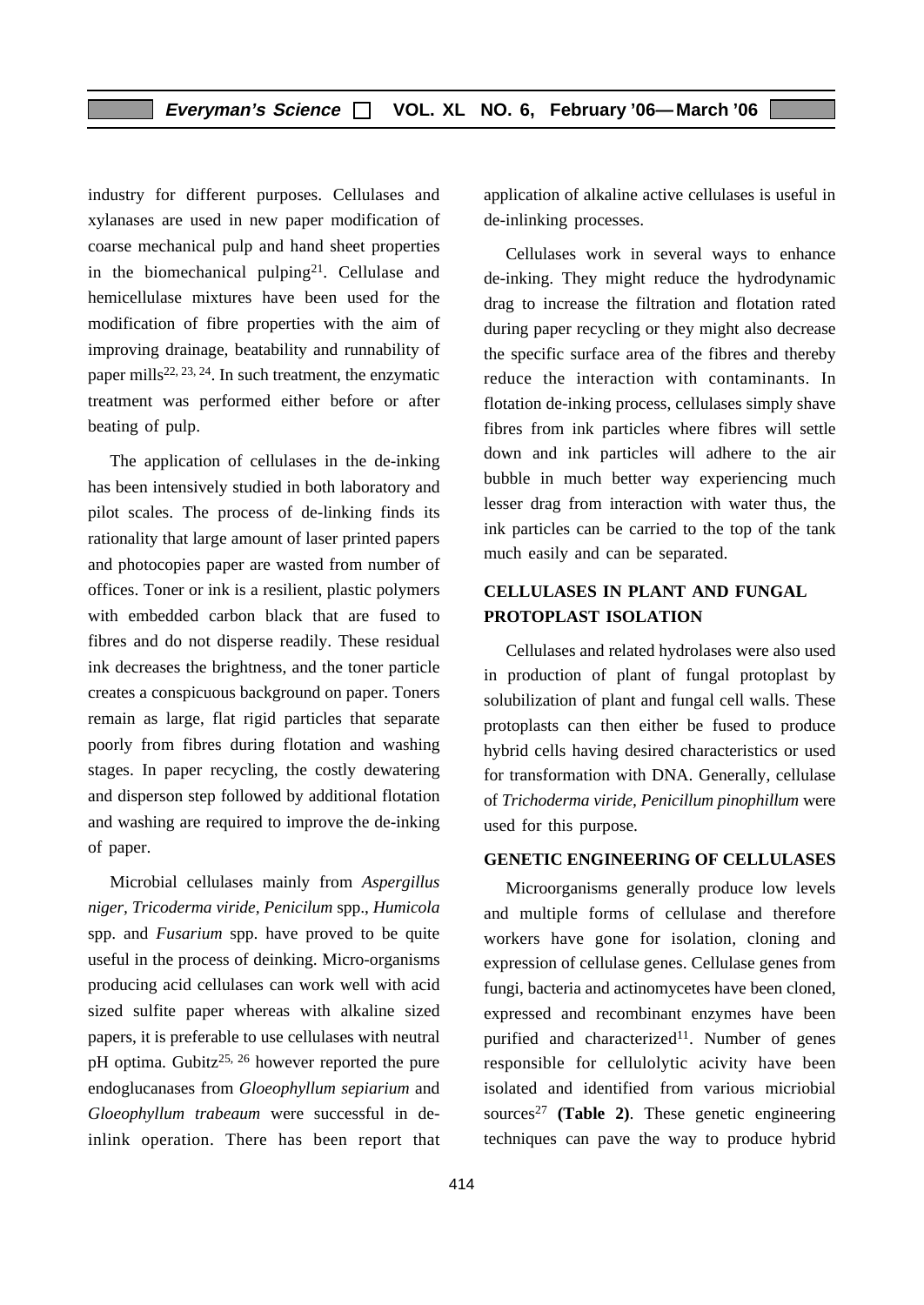industry for different purposes. Cellulases and xylanases are used in new paper modification of coarse mechanical pulp and hand sheet properties in the biomechanical pulping[21]. Cellulase and hemicellulase mixtures have been used for the modification of fibre properties with the aim of improving drainage, beatability and runnability of paper mills[22, 23, 24]. In such treatment, the enzymatic treatment was performed either before or after beating of pulp.

The application of cellulases in the de-inking has been intensively studied in both laboratory and pilot scales. The process of de-linking finds its rationality that large amount of laser printed papers and photocopies paper are wasted from number of offices. Toner or ink is a resilient, plastic polymers with embedded carbon black that are fused to fibres and do not disperse readily. These residual ink decreases the brightness, and the toner particle creates a conspicuous background on paper. Toners remain as large, flat rigid particles that separate poorly from fibres during flotation and washing stages. In paper recycling, the costly dewatering and disperson step followed by additional flotation and washing are required to improve the de-inking of paper.

Microbial cellulases mainly from *Aspergillus niger*, *Tricoderma viride*, *Penicilum* spp., *Humicola* spp. and *Fusarium* spp. have proved to be quite useful in the process of deinking. Micro-organisms producing acid cellulases can work well with acid sized sulfite paper whereas with alkaline sized papers, it is preferable to use cellulases with neutral pH optima. Gubitz[25, 26] however reported the pure endoglucanases from *Gloeophyllum sepiarium* and *Gloeophyllum trabeaum* were successful in de-inlink operation. There has been report that application of alkaline active cellulases is useful in de-inlinking processes.

Cellulases work in several ways to enhance de-inking. They might reduce the hydrodynamic drag to increase the filtration and flotation rated during paper recycling or they might also decrease the specific surface area of the fibres and thereby reduce the interaction with contaminants. In flotation de-inking process, cellulases simply shave fibres from ink particles where fibres will settle down and ink particles will adhere to the air bubble in much better way experiencing much lesser drag from interaction with water thus, the ink particles can be carried to the top of the tank much easily and can be separated.

## CELLULASES IN PLANT AND FUNGAL PROTOPLAST ISOLATION

Cellulases and related hydrolases were also used in production of plant of fungal protoplast by solubilization of plant and fungal cell walls. These protoplasts can then either be fused to produce hybrid cells having desired characteristics or used for transformation with DNA. Generally, cellulase of *Trichoderma viride*, *Penicillum pinophillum* were used for this purpose.

## GENETIC ENGINEERING OF CELLULASES

Microorganisms generally produce low levels and multiple forms of cellulase and therefore workers have gone for isolation, cloning and expression of cellulase genes. Cellulase genes from fungi, bacteria and actinomycetes have been cloned, expressed and recombinant enzymes have been purified and characterized[11]. Number of genes responsible for cellulolytic acivity have been isolated and identified from various micriobial sources[27] **(Table 2)**. These genetic engineering techniques can pave the way to produce hybrid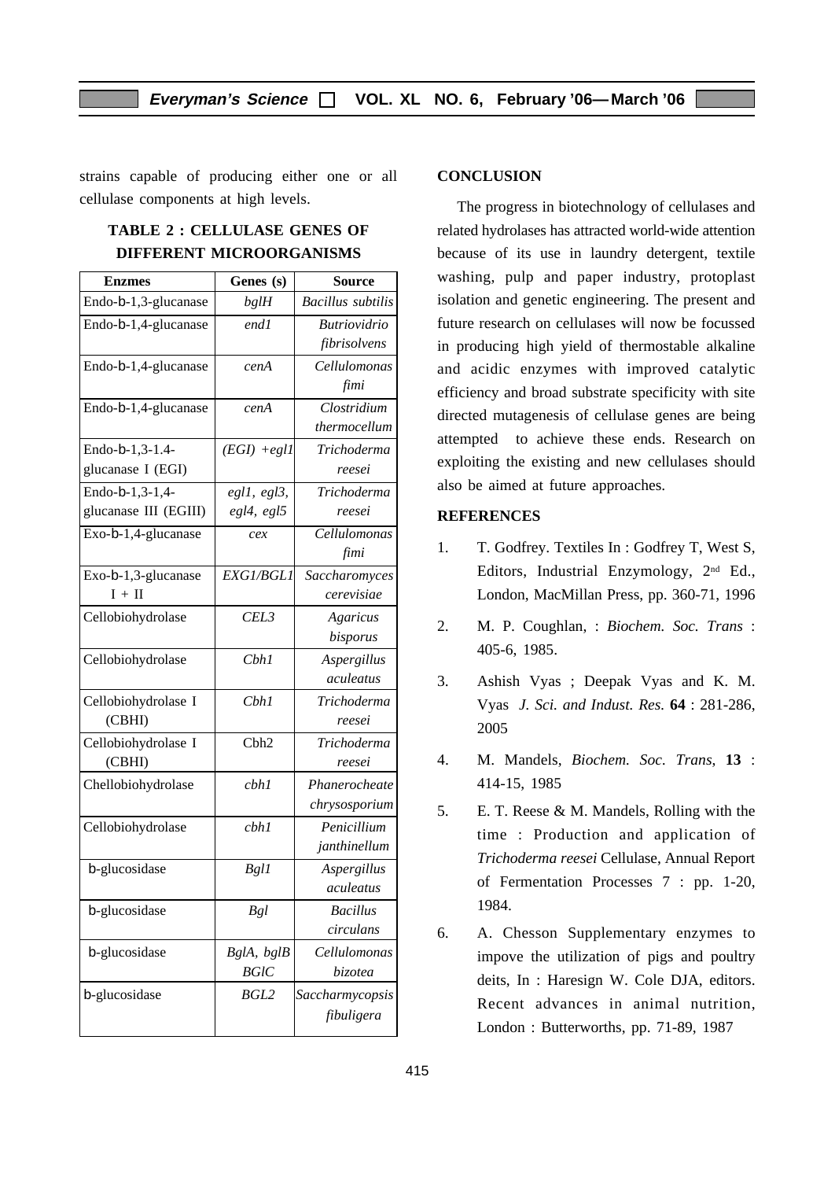strains capable of producing either one or all cellulase components at high levels.

**TABLE 2 : CELLULASE GENES OF DIFFERENT MICROORGANISMS**

| Enzmes | Genes (s) | Source |
|---|---|---|
| Endo-b-1,3-glucanase | *bglH* | *Bacillus subtilis* |
| Endo-b-1,4-glucanase | *end1* | *Butriovidrio fibrisolvens* |
| Endo-b-1,4-glucanase | *cenA* | *Cellulomonas fimi* |
| Endo-b-1,4-glucanase | *cenA* | *Clostridium thermocellum* |
| Endo-b-1,3-1.4-glucanase I (EGI) | *(EGI) +egl1* | *Trichoderma reesei* |
| Endo-b-1,3-1,4-glucanase III (EGIII) | *egl1, egl3, egl4, egl5* | *Trichoderma reesei* |
| Exo-b-1,4-glucanase | *cex* | *Cellulomonas fimi* |
| Exo-b-1,3-glucanase I + II | *EXG1/BGL1* | *Saccharomyces cerevisiae* |
| Cellobiohydrolase | *CEL3* | *Agaricus bisporus* |
| Cellobiohydrolase | *Cbh1* | *Aspergillus aculeatus* |
| Cellobiohydrolase I (CBHI) | *Cbh1* | *Trichoderma reesei* |
| Cellobiohydrolase I (CBHI) | Cbh2 | *Trichoderma reesei* |
| Chellobiohydrolase | *cbh1* | *Phanerocheate chrysosporium* |
| Cellobiohydrolase | *cbh1* | *Penicillium janthinellum* |
| b-glucosidase | *Bgl1* | *Aspergillus aculeatus* |
| b-glucosidase | *Bgl* | *Bacillus circulans* |
| b-glucosidase | *BglA, bglB BGlC* | *Cellulomonas bizotea* |
| b-glucosidase | *BGL2* | *Saccharmycopsis fibuligera* |

**CONCLUSION**

The progress in biotechnology of cellulases and related hydrolases has attracted world-wide attention because of its use in laundry detergent, textile washing, pulp and paper industry, protoplast isolation and genetic engineering. The present and future research on cellulases will now be focussed in producing high yield of thermostable alkaline and acidic enzymes with improved catalytic efficiency and broad substrate specificity with site directed mutagenesis of cellulase genes are being attempted to achieve these ends. Research on exploiting the existing and new cellulases should also be aimed at future approaches.

**REFERENCES**

1. T. Godfrey. Textiles In : Godfrey T, West S, Editors, Industrial Enzymology, 2nd Ed., London, MacMillan Press, pp. 360-71, 1996
2. M. P. Coughlan, : *Biochem. Soc. Trans* : 405-6, 1985.
3. Ashish Vyas ; Deepak Vyas and K. M. Vyas *J. Sci. and Indust. Res.* **64** : 281-286, 2005
4. M. Mandels, *Biochem. Soc. Trans,* **13** : 414-15, 1985
5. E. T. Reese & M. Mandels, Rolling with the time : Production and application of *Trichoderma reesei* Cellulase, Annual Report of Fermentation Processes 7 : pp. 1-20, 1984.
6. A. Chesson Supplementary enzymes to impove the utilization of pigs and poultry deits, In : Haresign W. Cole DJA, editors. Recent advances in animal nutrition, London : Butterworths, pp. 71-89, 1987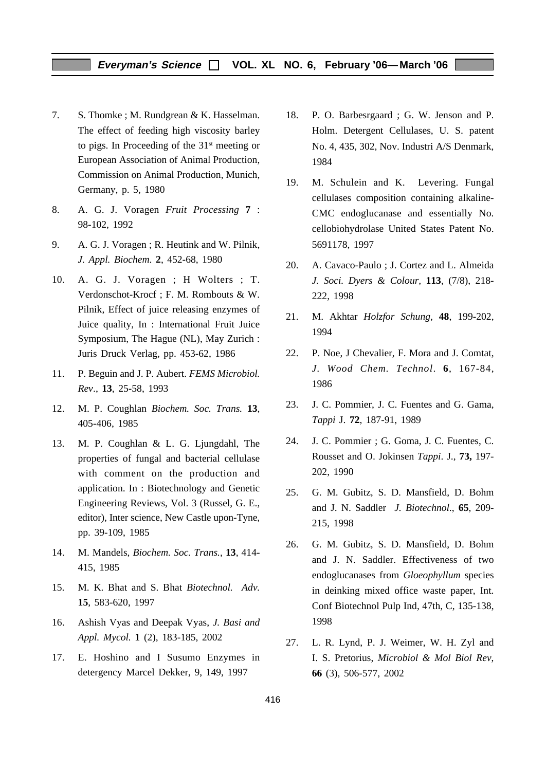7. S. Thomke ; M. Rundgrean & K. Hasselman. The effect of feeding high viscosity barley to pigs. In Proceeding of the 31st meeting or European Association of Animal Production, Commission on Animal Production, Munich, Germany, p. 5, 1980

8. A. G. J. Voragen *Fruit Processing* **7** : 98-102, 1992

9. A. G. J. Voragen ; R. Heutink and W. Pilnik, *J. Appl. Biochem.* **2**, 452-68, 1980

10. A. G. J. Voragen ; H Wolters ; T. Verdonschot-Krocf ; F. M. Rombouts & W. Pilnik, Effect of juice releasing enzymes of Juice quality, In : International Fruit Juice Symposium, The Hague (NL), May Zurich : Juris Druck Verlag, pp. 453-62, 1986

11. P. Beguin and J. P. Aubert. *FEMS Microbiol. Rev*., **13**, 25-58, 1993

12. M. P. Coughlan *Biochem. Soc. Trans.* **13**, 405-406, 1985

13. M. P. Coughlan & L. G. Ljungdahl, The properties of fungal and bacterial cellulase with comment on the production and application. In : Biotechnology and Genetic Engineering Reviews, Vol. 3 (Russel, G. E., editor), Inter science, New Castle upon-Tyne, pp. 39-109, 1985

14. M. Mandels, *Biochem. Soc. Trans.*, **13**, 414-415, 1985

15. M. K. Bhat and S. Bhat *Biotechnol. Adv.* **15**, 583-620, 1997

16. Ashish Vyas and Deepak Vyas, *J. Basi and Appl. Mycol.* **1** (2), 183-185, 2002

17. E. Hoshino and I Susumo Enzymes in detergency Marcel Dekker, 9, 149, 1997

18. P. O. Barbesrgaard ; G. W. Jenson and P. Holm. Detergent Cellulases, U. S. patent No. 4, 435, 302, Nov. Industri A/S Denmark, 1984

19. M. Schulein and K. Levering. Fungal cellulases composition containing alkaline-CMC endoglucanase and essentially No. cellobiohydrolase United States Patent No. 5691178, 1997

20. A. Cavaco-Paulo ; J. Cortez and L. Almeida *J. Soci. Dyers & Colour,* **113**, (7/8), 218-222, 1998

21. M. Akhtar *Holzfor Schung*, **48**, 199-202, 1994

22. P. Noe, J Chevalier, F. Mora and J. Comtat, *J. Wood Chem. Technol.* **6**, 167-84, 1986

23. J. C. Pommier, J. C. Fuentes and G. Gama, *Tappi* J. **72**, 187-91, 1989

24. J. C. Pommier ; G. Goma, J. C. Fuentes, C. Rousset and O. Jokinsen *Tappi*. J., **73,** 197-202, 1990

25. G. M. Gubitz, S. D. Mansfield, D. Bohm and J. N. Saddler *J. Biotechnol*., **65**, 209-215, 1998

26. G. M. Gubitz, S. D. Mansfield, D. Bohm and J. N. Saddler. Effectiveness of two endoglucanases from *Gloeophyllum* species in deinking mixed office waste paper, Int. Conf Biotechnol Pulp Ind, 47th, C, 135-138, 1998

27. L. R. Lynd, P. J. Weimer, W. H. Zyl and I. S. Pretorius, *Microbiol & Mol Biol Rev*, **66** (3), 506-577, 2002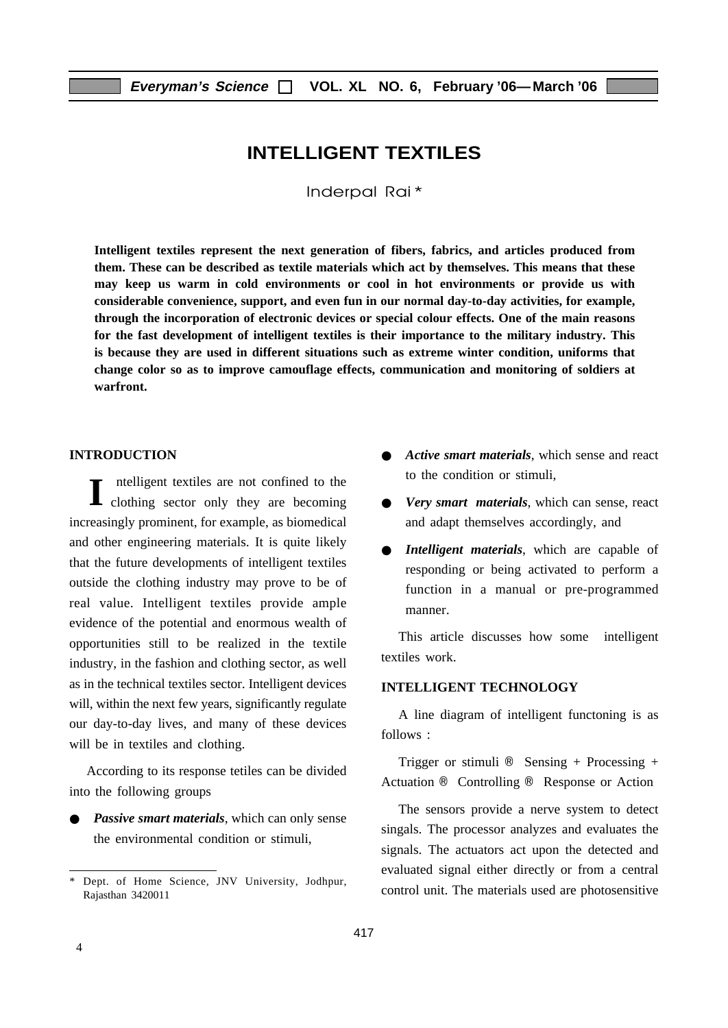# INTELLIGENT TEXTILES

Inderpal Rai *

**Intelligent textiles represent the next generation of fibers, fabrics, and articles produced from them. These can be described as textile materials which act by themselves. This means that these may keep us warm in cold environments or cool in hot environments or provide us with considerable convenience, support, and even fun in our normal day-to-day activities, for example, through the incorporation of electronic devices or special colour effects. One of the main reasons for the fast development of intelligent textiles is their importance to the military industry. This is because they are used in different situations such as extreme winter condition, uniforms that change color so as to improve camouflage effects, communication and monitoring of soldiers at warfront.**

## INTRODUCTION

Intelligent textiles are not confined to the clothing sector only they are becoming increasingly prominent, for example, as biomedical and other engineering materials. It is quite likely that the future developments of intelligent textiles outside the clothing industry may prove to be of real value. Intelligent textiles provide ample evidence of the potential and enormous wealth of opportunities still to be realized in the textile industry, in the fashion and clothing sector, as well as in the technical textiles sector. Intelligent devices will, within the next few years, significantly regulate our day-to-day lives, and many of these devices will be in textiles and clothing.

According to its response tetiles can be divided into the following groups

- ***Passive smart materials***, which can only sense the environmental condition or stimuli,
- ***Active smart materials***, which sense and react to the condition or stimuli,
- ***Very smart materials***, which can sense, react and adapt themselves accordingly, and
- ***Intelligent materials***, which are capable of responding or being activated to perform a function in a manual or pre-programmed manner.

This article discusses how some intelligent textiles work.

## INTELLIGENT TECHNOLOGY

A line diagram of intelligent functoning is as follows :

Trigger or stimuli ® Sensing + Processing + Actuation ® Controlling ® Response or Action

The sensors provide a nerve system to detect singals. The processor analyzes and evaluates the signals. The actuators act upon the detected and evaluated signal either directly or from a central control unit. The materials used are photosensitive

\* Dept. of Home Science, JNV University, Jodhpur, Rajasthan 3420011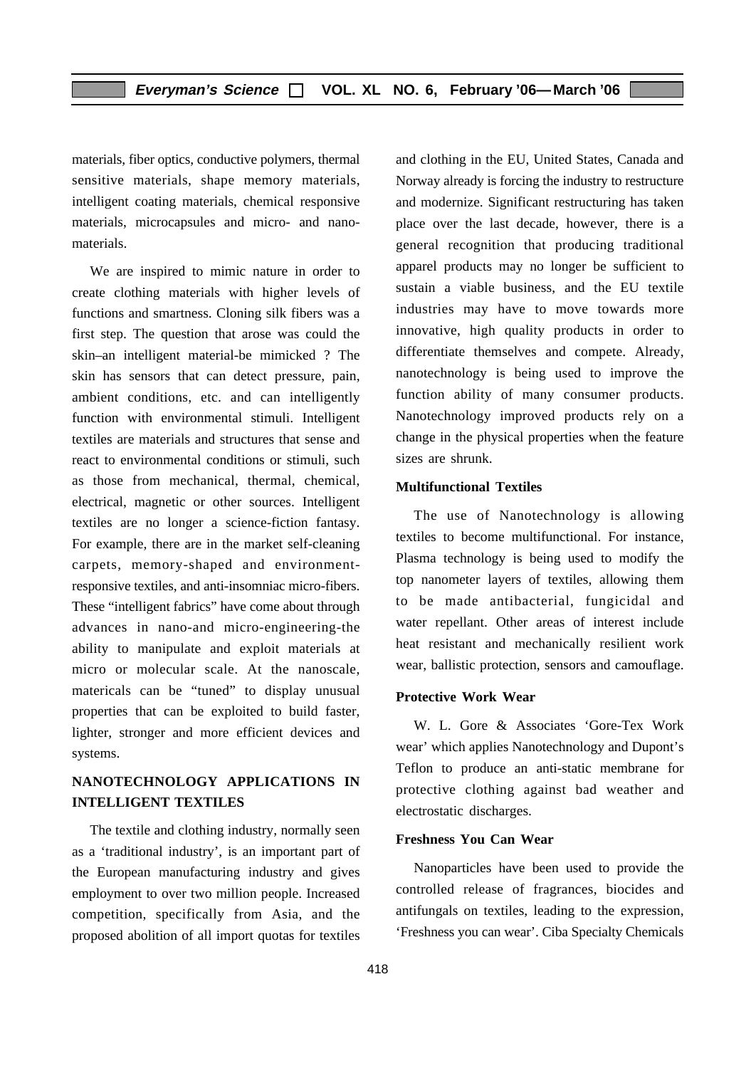materials, fiber optics, conductive polymers, thermal sensitive materials, shape memory materials, intelligent coating materials, chemical responsive materials, microcapsules and micro- and nano-materials.

We are inspired to mimic nature in order to create clothing materials with higher levels of functions and smartness. Cloning silk fibers was a first step. The question that arose was could the skin–an intelligent material-be mimicked ? The skin has sensors that can detect pressure, pain, ambient conditions, etc. and can intelligently function with environmental stimuli. Intelligent textiles are materials and structures that sense and react to environmental conditions or stimuli, such as those from mechanical, thermal, chemical, electrical, magnetic or other sources. Intelligent textiles are no longer a science-fiction fantasy. For example, there are in the market self-cleaning carpets, memory-shaped and environment-responsive textiles, and anti-insomniac micro-fibers. These "intelligent fabrics" have come about through advances in nano-and micro-engineering-the ability to manipulate and exploit materials at micro or molecular scale. At the nanoscale, matericals can be "tuned" to display unusual properties that can be exploited to build faster, lighter, stronger and more efficient devices and systems.

## NANOTECHNOLOGY APPLICATIONS IN INTELLIGENT TEXTILES

The textile and clothing industry, normally seen as a 'traditional industry', is an important part of the European manufacturing industry and gives employment to over two million people. Increased competition, specifically from Asia, and the proposed abolition of all import quotas for textiles and clothing in the EU, United States, Canada and Norway already is forcing the industry to restructure and modernize. Significant restructuring has taken place over the last decade, however, there is a general recognition that producing traditional apparel products may no longer be sufficient to sustain a viable business, and the EU textile industries may have to move towards more innovative, high quality products in order to differentiate themselves and compete. Already, nanotechnology is being used to improve the function ability of many consumer products. Nanotechnology improved products rely on a change in the physical properties when the feature sizes are shrunk.

### Multifunctional Textiles

The use of Nanotechnology is allowing textiles to become multifunctional. For instance, Plasma technology is being used to modify the top nanometer layers of textiles, allowing them to be made antibacterial, fungicidal and water repellant. Other areas of interest include heat resistant and mechanically resilient work wear, ballistic protection, sensors and camouflage.

### Protective Work Wear

W. L. Gore & Associates 'Gore-Tex Work wear' which applies Nanotechnology and Dupont's Teflon to produce an anti-static membrane for protective clothing against bad weather and electrostatic discharges.

### Freshness You Can Wear

Nanoparticles have been used to provide the controlled release of fragrances, biocides and antifungals on textiles, leading to the expression, 'Freshness you can wear'. Ciba Specialty Chemicals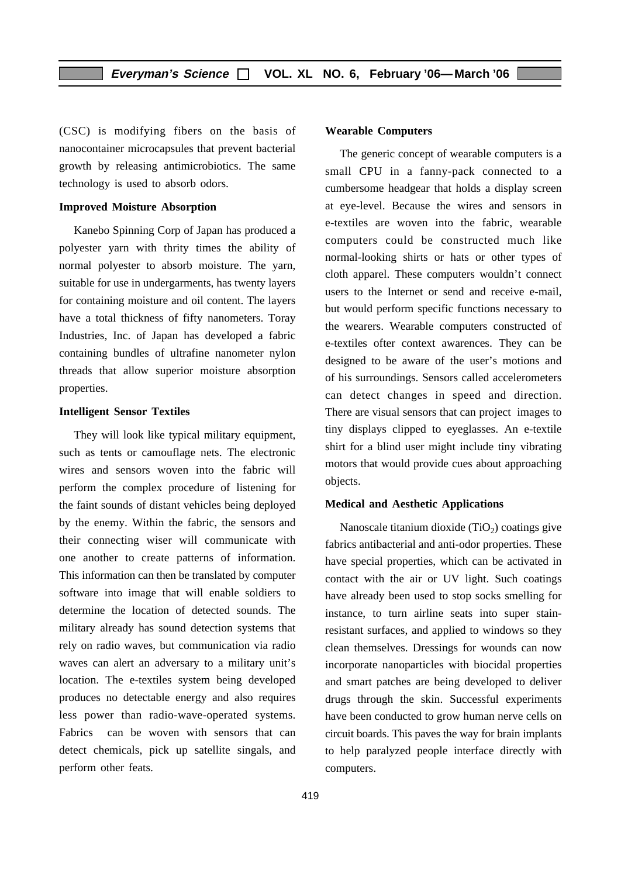(CSC) is modifying fibers on the basis of nanocontainer microcapsules that prevent bacterial growth by releasing antimicrobiotics. The same technology is used to absorb odors.

### Improved Moisture Absorption

Kanebo Spinning Corp of Japan has produced a polyester yarn with thrity times the ability of normal polyester to absorb moisture. The yarn, suitable for use in undergarments, has twenty layers for containing moisture and oil content. The layers have a total thickness of fifty nanometers. Toray Industries, Inc. of Japan has developed a fabric containing bundles of ultrafine nanometer nylon threads that allow superior moisture absorption properties.

### Intelligent Sensor Textiles

They will look like typical military equipment, such as tents or camouflage nets. The electronic wires and sensors woven into the fabric will perform the complex procedure of listening for the faint sounds of distant vehicles being deployed by the enemy. Within the fabric, the sensors and their connecting wiser will communicate with one another to create patterns of information. This information can then be translated by computer software into image that will enable soldiers to determine the location of detected sounds. The military already has sound detection systems that rely on radio waves, but communication via radio waves can alert an adversary to a military unit's location. The e-textiles system being developed produces no detectable energy and also requires less power than radio-wave-operated systems. Fabrics can be woven with sensors that can detect chemicals, pick up satellite singals, and perform other feats.

### Wearable Computers

The generic concept of wearable computers is a small CPU in a fanny-pack connected to a cumbersome headgear that holds a display screen at eye-level. Because the wires and sensors in e-textiles are woven into the fabric, wearable computers could be constructed much like normal-looking shirts or hats or other types of cloth apparel. These computers wouldn't connect users to the Internet or send and receive e-mail, but would perform specific functions necessary to the wearers. Wearable computers constructed of e-textiles ofter context awarences. They can be designed to be aware of the user's motions and of his surroundings. Sensors called accelerometers can detect changes in speed and direction. There are visual sensors that can project images to tiny displays clipped to eyeglasses. An e-textile shirt for a blind user might include tiny vibrating motors that would provide cues about approaching objects.

### Medical and Aesthetic Applications

Nanoscale titanium dioxide ($TiO_2$) coatings give fabrics antibacterial and anti-odor properties. These have special properties, which can be activated in contact with the air or UV light. Such coatings have already been used to stop socks smelling for instance, to turn airline seats into super stain-resistant surfaces, and applied to windows so they clean themselves. Dressings for wounds can now incorporate nanoparticles with biocidal properties and smart patches are being developed to deliver drugs through the skin. Successful experiments have been conducted to grow human nerve cells on circuit boards. This paves the way for brain implants to help paralyzed people interface directly with computers.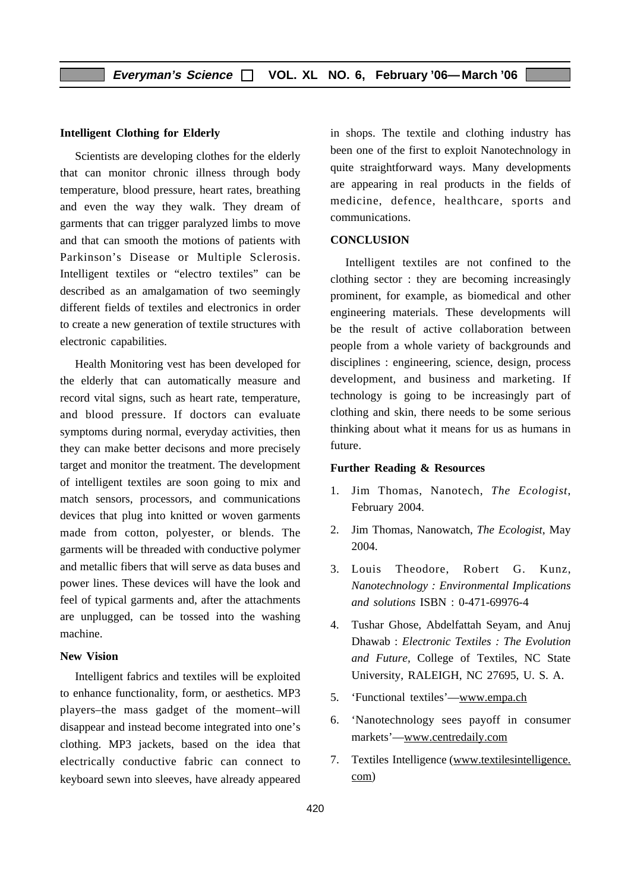### Intelligent Clothing for Elderly

Scientists are developing clothes for the elderly that can monitor chronic illness through body temperature, blood pressure, heart rates, breathing and even the way they walk. They dream of garments that can trigger paralyzed limbs to move and that can smooth the motions of patients with Parkinson's Disease or Multiple Sclerosis. Intelligent textiles or "electro textiles" can be described as an amalgamation of two seemingly different fields of textiles and electronics in order to create a new generation of textile structures with electronic capabilities.

Health Monitoring vest has been developed for the elderly that can automatically measure and record vital signs, such as heart rate, temperature, and blood pressure. If doctors can evaluate symptoms during normal, everyday activities, then they can make better decisons and more precisely target and monitor the treatment. The development of intelligent textiles are soon going to mix and match sensors, processors, and communications devices that plug into knitted or woven garments made from cotton, polyester, or blends. The garments will be threaded with conductive polymer and metallic fibers that will serve as data buses and power lines. These devices will have the look and feel of typical garments and, after the attachments are unplugged, can be tossed into the washing machine.

### New Vision

Intelligent fabrics and textiles will be exploited to enhance functionality, form, or aesthetics. MP3 players–the mass gadget of the moment–will disappear and instead become integrated into one's clothing. MP3 jackets, based on the idea that electrically conductive fabric can connect to keyboard sewn into sleeves, have already appeared in shops. The textile and clothing industry has been one of the first to exploit Nanotechnology in quite straightforward ways. Many developments are appearing in real products in the fields of medicine, defence, healthcare, sports and communications.

## CONCLUSION

Intelligent textiles are not confined to the clothing sector : they are becoming increasingly prominent, for example, as biomedical and other engineering materials. These developments will be the result of active collaboration between people from a whole variety of backgrounds and disciplines : engineering, science, design, process development, and business and marketing. If technology is going to be increasingly part of clothing and skin, there needs to be some serious thinking about what it means for us as humans in future.

### Further Reading & Resources

1. Jim Thomas, Nanotech, *The Ecologist*, February 2004.
2. Jim Thomas, Nanowatch, *The Ecologist*, May 2004.
3. Louis Theodore, Robert G. Kunz, *Nanotechnology : Environmental Implications and solutions* ISBN : 0-471-69976-4
4. Tushar Ghose, Abdelfattah Seyam, and Anuj Dhawab : *Electronic Textiles : The Evolution and Future*, College of Textiles, NC State University, RALEIGH, NC 27695, U. S. A.
5. 'Functional textiles'—www.empa.ch
6. 'Nanotechnology sees payoff in consumer markets'—www.centredaily.com
7. Textiles Intelligence (www.textilesintelligence.com)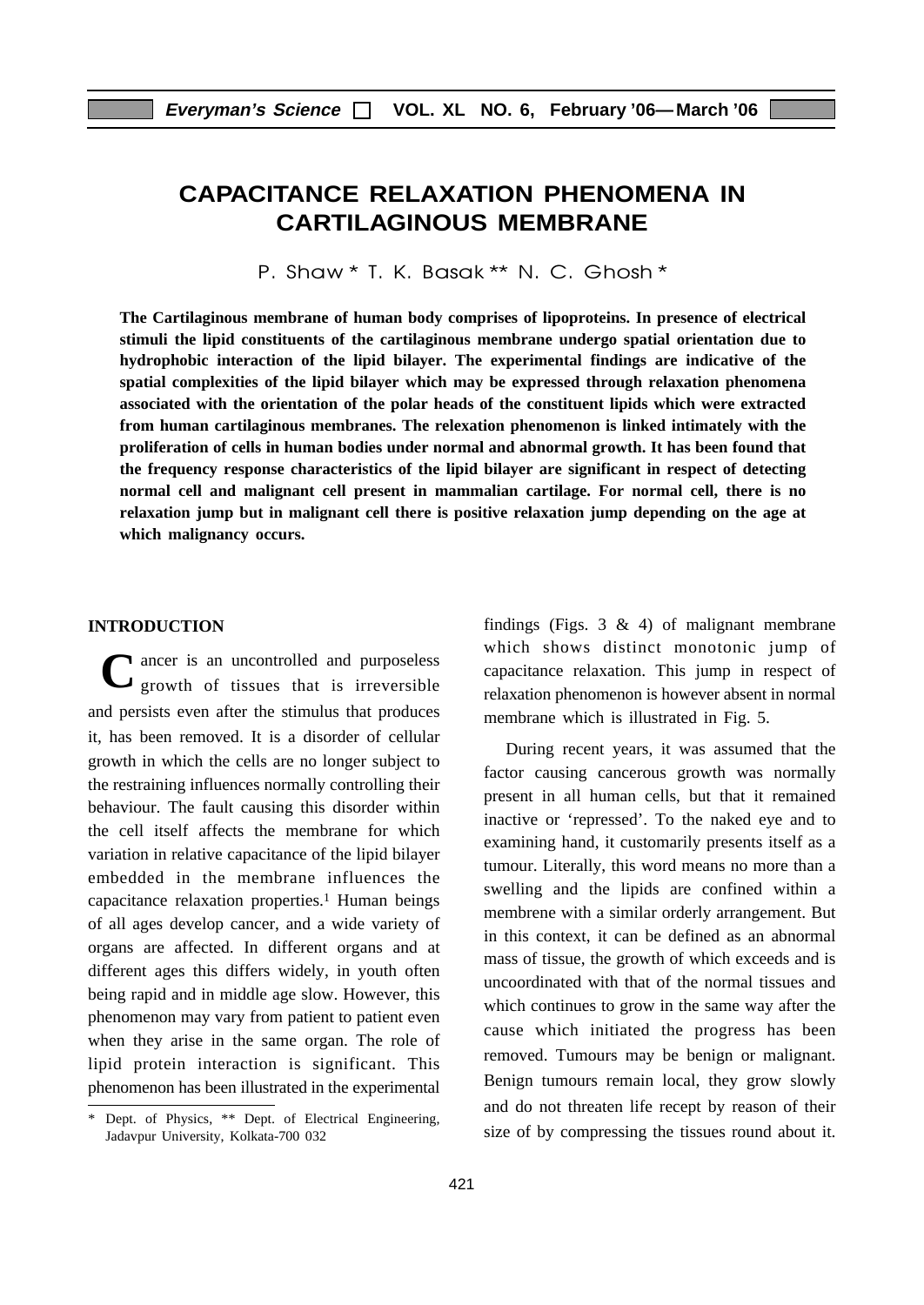# CAPACITANCE RELAXATION PHENOMENA IN CARTILAGINOUS MEMBRANE

P. Shaw * T. K. Basak ** N. C. Ghosh *

**The Cartilaginous membrane of human body comprises of lipoproteins. In presence of electrical stimuli the lipid constituents of the cartilaginous membrane undergo spatial orientation due to hydrophobic interaction of the lipid bilayer. The experimental findings are indicative of the spatial complexities of the lipid bilayer which may be expressed through relaxation phenomena associated with the orientation of the polar heads of the constituent lipids which were extracted from human cartilaginous membranes. The relexation phenomenon is linked intimately with the proliferation of cells in human bodies under normal and abnormal growth. It has been found that the frequency response characteristics of the lipid bilayer are significant in respect of detecting normal cell and malignant cell present in mammalian cartilage. For normal cell, there is no relaxation jump but in malignant cell there is positive relaxation jump depending on the age at which malignancy occurs.**

## INTRODUCTION

Cancer is an uncontrolled and purposeless growth of tissues that is irreversible and persists even after the stimulus that produces it, has been removed. It is a disorder of cellular growth in which the cells are no longer subject to the restraining influences normally controlling their behaviour. The fault causing this disorder within the cell itself affects the membrane for which variation in relative capacitance of the lipid bilayer embedded in the membrane influences the capacitance relaxation properties.[1] Human beings of all ages develop cancer, and a wide variety of organs are affected. In different organs and at different ages this differs widely, in youth often being rapid and in middle age slow. However, this phenomenon may vary from patient to patient even when they arise in the same organ. The role of lipid protein interaction is significant. This phenomenon has been illustrated in the experimental findings (Figs. 3 & 4) of malignant membrane which shows distinct monotonic jump of capacitance relaxation. This jump in respect of relaxation phenomenon is however absent in normal membrane which is illustrated in Fig. 5.

During recent years, it was assumed that the factor causing cancerous growth was normally present in all human cells, but that it remained inactive or 'repressed'. To the naked eye and to examining hand, it customarily presents itself as a tumour. Literally, this word means no more than a swelling and the lipids are confined within a membrene with a similar orderly arrangement. But in this context, it can be defined as an abnormal mass of tissue, the growth of which exceeds and is uncoordinated with that of the normal tissues and which continues to grow in the same way after the cause which initiated the progress has been removed. Tumours may be benign or malignant. Benign tumours remain local, they grow slowly and do not threaten life recept by reason of their size of by compressing the tissues round about it.

---

\* Dept. of Physics, ** Dept. of Electrical Engineering, Jadavpur University, Kolkata-700 032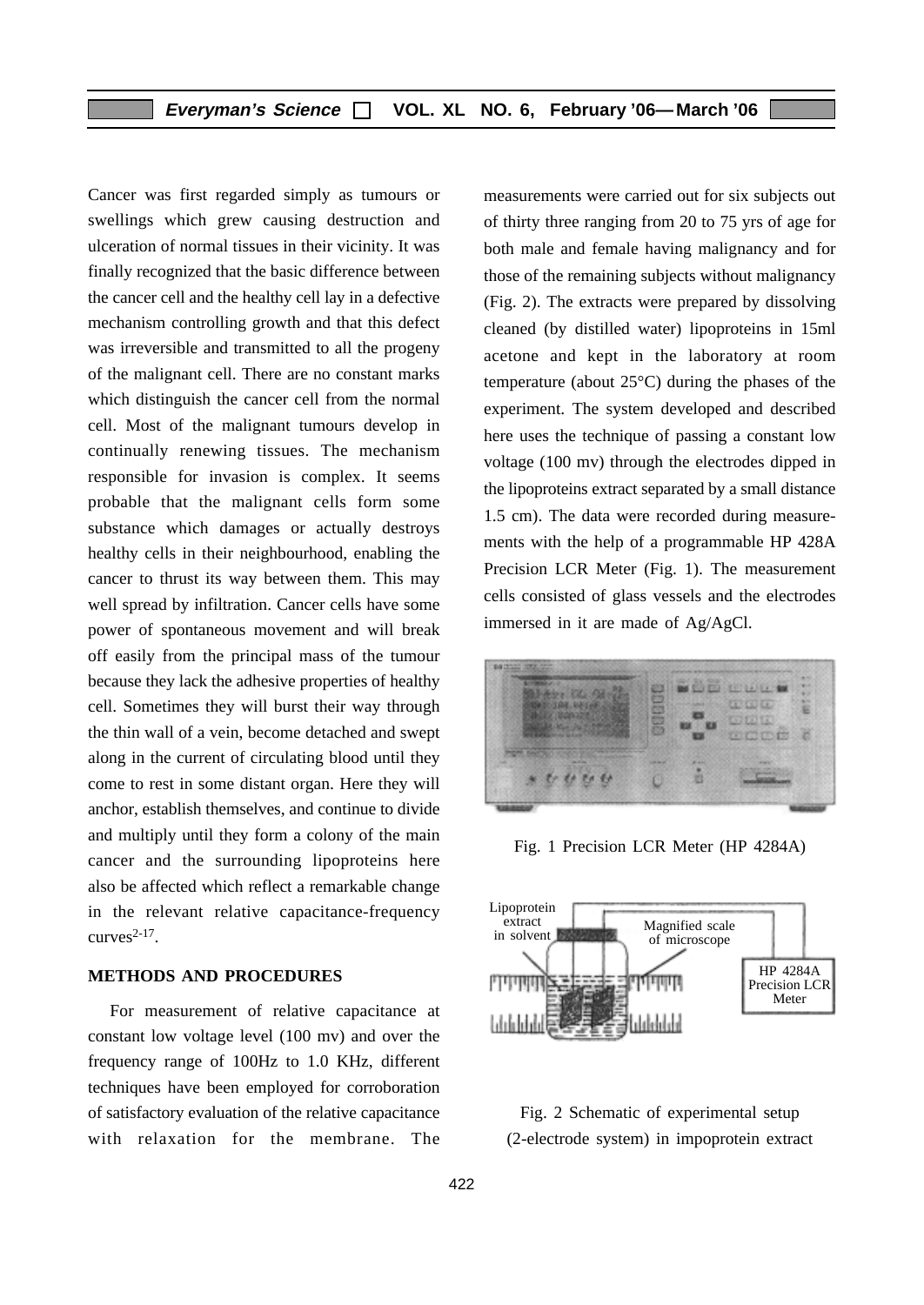Cancer was first regarded simply as tumours or swellings which grew causing destruction and ulceration of normal tissues in their vicinity. It was finally recognized that the basic difference between the cancer cell and the healthy cell lay in a defective mechanism controlling growth and that this defect was irreversible and transmitted to all the progeny of the malignant cell. There are no constant marks which distinguish the cancer cell from the normal cell. Most of the malignant tumours develop in continually renewing tissues. The mechanism responsible for invasion is complex. It seems probable that the malignant cells form some substance which damages or actually destroys healthy cells in their neighbourhood, enabling the cancer to thrust its way between them. This may well spread by infiltration. Cancer cells have some power of spontaneous movement and will break off easily from the principal mass of the tumour because they lack the adhesive properties of healthy cell. Sometimes they will burst their way through the thin wall of a vein, become detached and swept along in the current of circulating blood until they come to rest in some distant organ. Here they will anchor, establish themselves, and continue to divide and multiply until they form a colony of the main cancer and the surrounding lipoproteins here also be affected which reflect a remarkable change in the relevant relative capacitance-frequency curves[2-17].

## METHODS AND PROCEDURES

For measurement of relative capacitance at constant low voltage level (100 mv) and over the frequency range of 100Hz to 1.0 KHz, different techniques have been employed for corroboration of satisfactory evaluation of the relative capacitance with relaxation for the membrane. The measurements were carried out for six subjects out of thirty three ranging from 20 to 75 yrs of age for both male and female having malignancy and for those of the remaining subjects without malignancy (Fig. 2). The extracts were prepared by dissolving cleaned (by distilled water) lipoproteins in 15ml acetone and kept in the laboratory at room temperature (about 25°C) during the phases of the experiment. The system developed and described here uses the technique of passing a constant low voltage (100 mv) through the electrodes dipped in the lipoproteins extract separated by a small distance 1.5 cm). The data were recorded during measurements with the help of a programmable HP 428A Precision LCR Meter (Fig. 1). The measurement cells consisted of glass vessels and the electrodes immersed in it are made of Ag/AgCl.

Fig. 1 Precision LCR Meter (HP 4284A)

Fig. 2 Schematic of experimental setup (2-electrode system) in impoprotein extract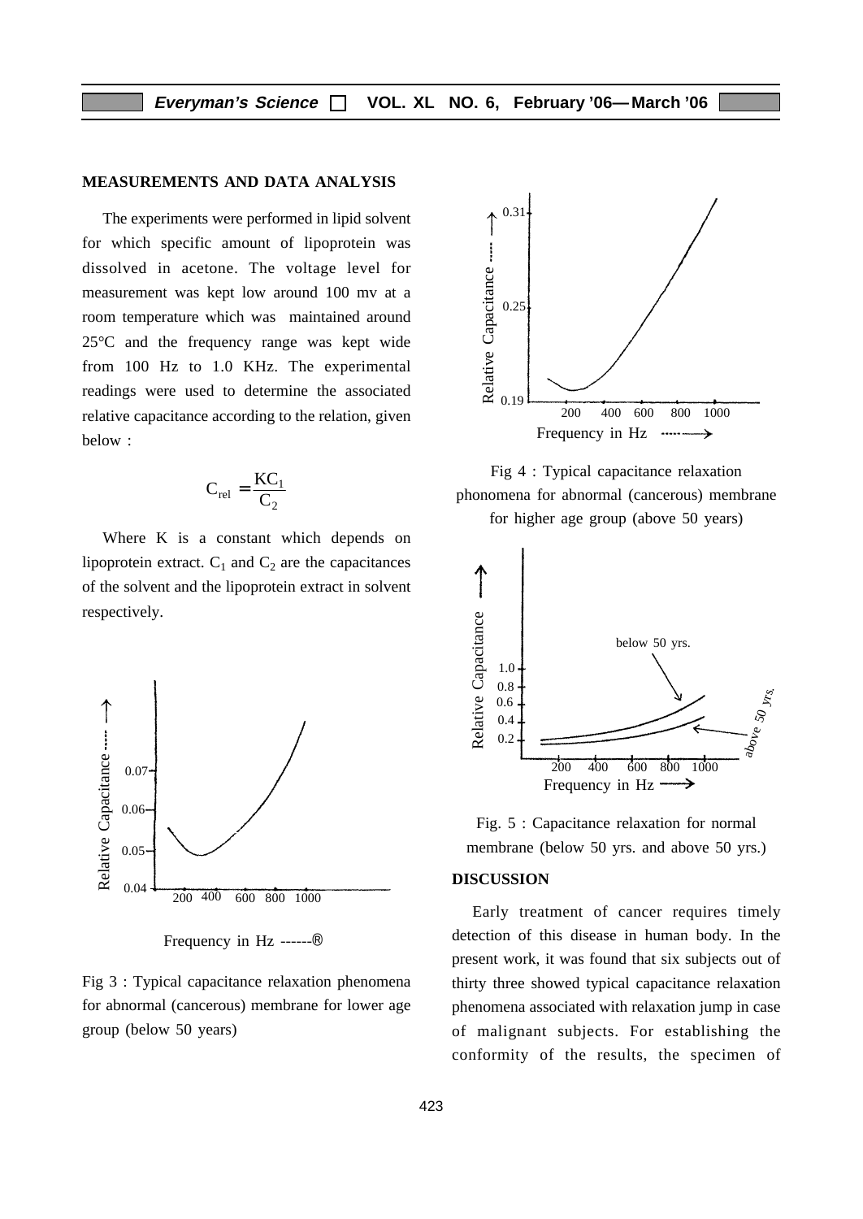## MEASUREMENTS AND DATA ANALYSIS

The experiments were performed in lipid solvent for which specific amount of lipoprotein was dissolved in acetone. The voltage level for measurement was kept low around 100 mv at a room temperature which was maintained around 25°C and the frequency range was kept wide from 100 Hz to 1.0 KHz. The experimental readings were used to determine the associated relative capacitance according to the relation, given below :

$$C_{rel} = \frac{KC_1}{C_2}$$

Where K is a constant which depends on lipoprotein extract. $C_1$ and $C_2$ are the capacitances of the solvent and the lipoprotein extract in solvent respectively.

Fig 3 : Typical capacitance relaxation phenomena for abnormal (cancerous) membrane for lower age group (below 50 years)

Fig 4 : Typical capacitance relaxation phonomena for abnormal (cancerous) membrane for higher age group (above 50 years)

Fig. 5 : Capacitance relaxation for normal membrane (below 50 yrs. and above 50 yrs.)

## DISCUSSION

Early treatment of cancer requires timely detection of this disease in human body. In the present work, it was found that six subjects out of thirty three showed typical capacitance relaxation phenomena associated with relaxation jump in case of malignant subjects. For establishing the conformity of the results, the specimen of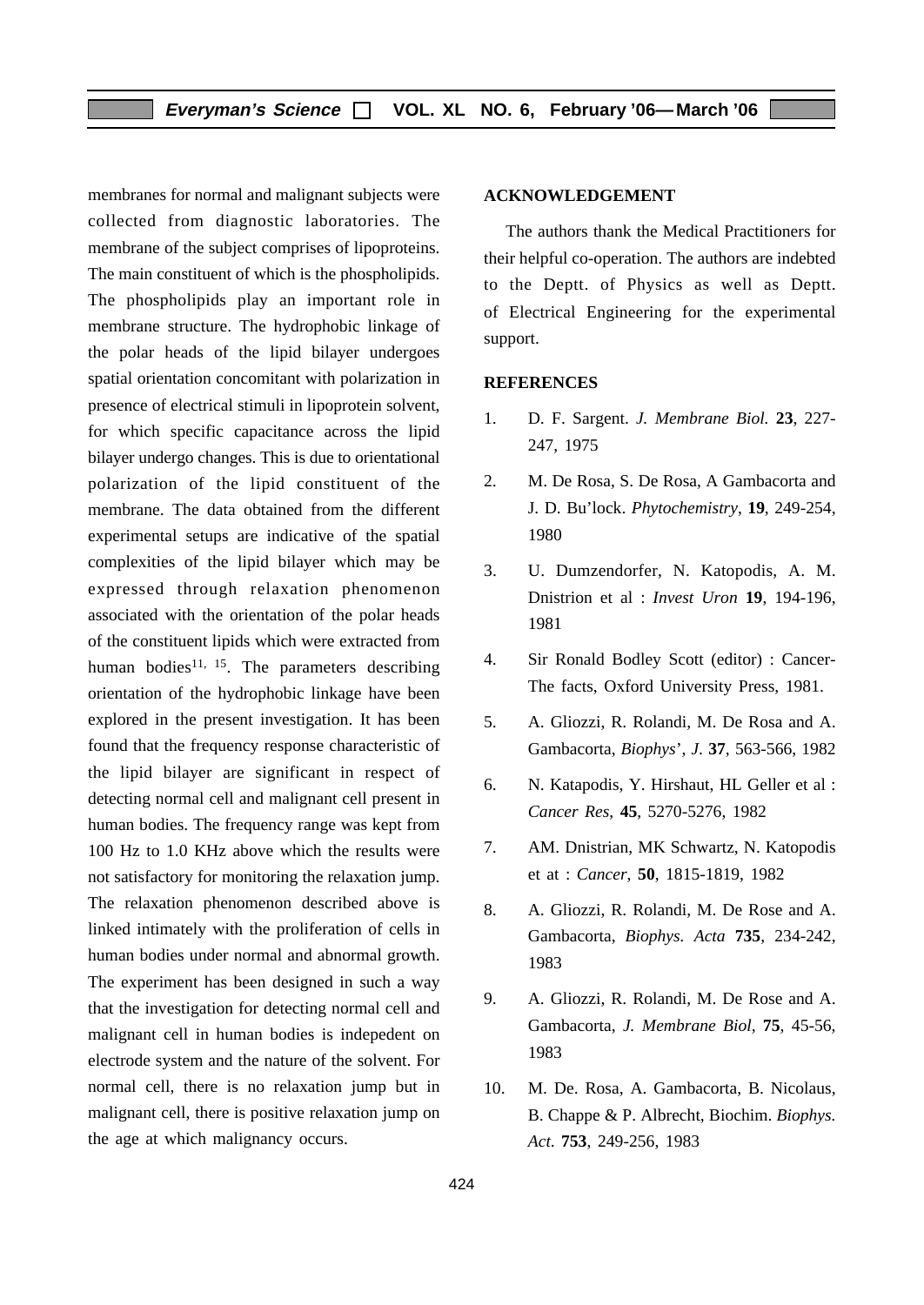membranes for normal and malignant subjects were collected from diagnostic laboratories. The membrane of the subject comprises of lipoproteins. The main constituent of which is the phospholipids. The phospholipids play an important role in membrane structure. The hydrophobic linkage of the polar heads of the lipid bilayer undergoes spatial orientation concomitant with polarization in presence of electrical stimuli in lipoprotein solvent, for which specific capacitance across the lipid bilayer undergo changes. This is due to orientational polarization of the lipid constituent of the membrane. The data obtained from the different experimental setups are indicative of the spatial complexities of the lipid bilayer which may be expressed through relaxation phenomenon associated with the orientation of the polar heads of the constituent lipids which were extracted from human bodies[11, 15]. The parameters describing orientation of the hydrophobic linkage have been explored in the present investigation. It has been found that the frequency response characteristic of the lipid bilayer are significant in respect of detecting normal cell and malignant cell present in human bodies. The frequency range was kept from 100 Hz to 1.0 KHz above which the results were not satisfactory for monitoring the relaxation jump. The relaxation phenomenon described above is linked intimately with the proliferation of cells in human bodies under normal and abnormal growth. The experiment has been designed in such a way that the investigation for detecting normal cell and malignant cell in human bodies is indepedent on electrode system and the nature of the solvent. For normal cell, there is no relaxation jump but in malignant cell, there is positive relaxation jump on the age at which malignancy occurs.

## ACKNOWLEDGEMENT

The authors thank the Medical Practitioners for their helpful co-operation. The authors are indebted to the Deptt. of Physics as well as Deptt. of Electrical Engineering for the experimental support.

## REFERENCES

1. D. F. Sargent. *J. Membrane Biol.* **23**, 227-247, 1975
2. M. De Rosa, S. De Rosa, A Gambacorta and J. D. Bu'lock. *Phytochemistry*, **19**, 249-254, 1980
3. U. Dumzendorfer, N. Katopodis, A. M. Dnistrion et al : *Invest Uron* **19**, 194-196, 1981
4. Sir Ronald Bodley Scott (editor) : Cancer-The facts, Oxford University Press, 1981.
5. A. Gliozzi, R. Rolandi, M. De Rosa and A. Gambacorta, *Biophys', J.* **37**, 563-566, 1982
6. N. Katapodis, Y. Hirshaut, HL Geller et al : *Cancer Res*, **45**, 5270-5276, 1982
7. AM. Dnistrian, MK Schwartz, N. Katopodis et at : *Cancer*, **50**, 1815-1819, 1982
8. A. Gliozzi, R. Rolandi, M. De Rose and A. Gambacorta, *Biophys. Acta* **735**, 234-242, 1983
9. A. Gliozzi, R. Rolandi, M. De Rose and A. Gambacorta, *J. Membrane Biol*, **75**, 45-56, 1983
10. M. De. Rosa, A. Gambacorta, B. Nicolaus, B. Chappe & P. Albrecht, Biochim. *Biophys. Act.* **753**, 249-256, 1983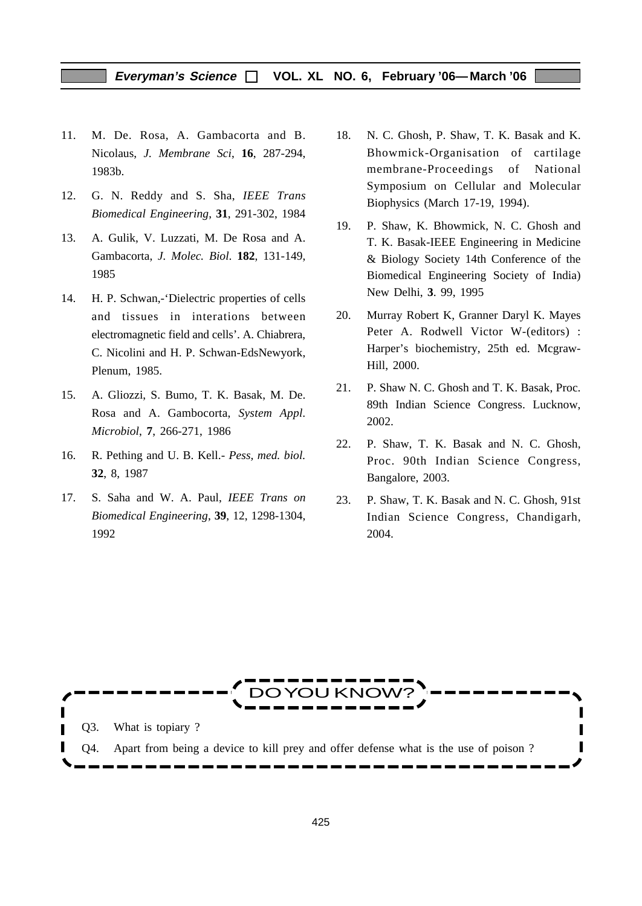11. M. De. Rosa, A. Gambacorta and B. Nicolaus, *J. Membrane Sci*, **16**, 287-294, 1983b.

12. G. N. Reddy and S. Sha, *IEEE Trans Biomedical Engineering*, **31**, 291-302, 1984

13. A. Gulik, V. Luzzati, M. De Rosa and A. Gambacorta, *J. Molec. Biol.* **182**, 131-149, 1985

14. H. P. Schwan,-'Dielectric properties of cells and tissues in interations between electromagnetic field and cells'. A. Chiabrera, C. Nicolini and H. P. Schwan-EdsNewyork, Plenum, 1985.

15. A. Gliozzi, S. Bumo, T. K. Basak, M. De. Rosa and A. Gambocorta, *System Appl. Microbiol*, **7**, 266-271, 1986

16. R. Pething and U. B. Kell.- *Pess, med. biol.* **32**, 8, 1987

17. S. Saha and W. A. Paul, *IEEE Trans on Biomedical Engineering*, **39**, 12, 1298-1304, 1992

18. N. C. Ghosh, P. Shaw, T. K. Basak and K. Bhowmick-Organisation of cartilage membrane-Proceedings of National Symposium on Cellular and Molecular Biophysics (March 17-19, 1994).

19. P. Shaw, K. Bhowmick, N. C. Ghosh and T. K. Basak-IEEE Engineering in Medicine & Biology Society 14th Conference of the Biomedical Engineering Society of India) New Delhi, **3**. 99, 1995

20. Murray Robert K, Granner Daryl K. Mayes Peter A. Rodwell Victor W-(editors) : Harper's biochemistry, 25th ed. Mcgraw-Hill, 2000.

21. P. Shaw N. C. Ghosh and T. K. Basak, Proc. 89th Indian Science Congress. Lucknow, 2002.

22. P. Shaw, T. K. Basak and N. C. Ghosh, Proc. 90th Indian Science Congress, Bangalore, 2003.

23. P. Shaw, T. K. Basak and N. C. Ghosh, 91st Indian Science Congress, Chandigarh, 2004.

---

**DO YOU KNOW?**

Q3. What is topiary ?

Q4. Apart from being a device to kill prey and offer defense what is the use of poison ?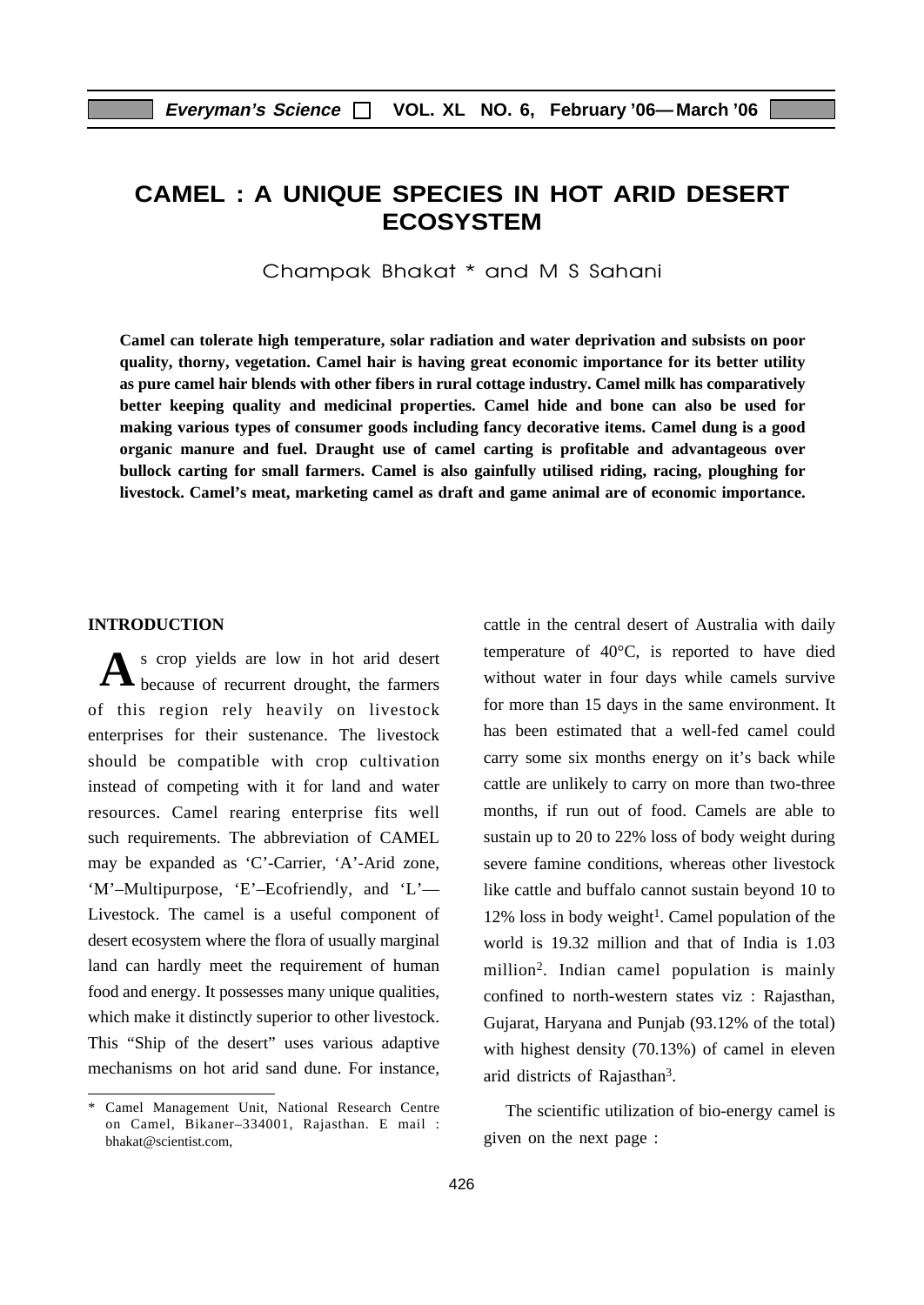# CAMEL : A UNIQUE SPECIES IN HOT ARID DESERT ECOSYSTEM

Champak Bhakat * and M S Sahani

**Camel can tolerate high temperature, solar radiation and water deprivation and subsists on poor quality, thorny, vegetation. Camel hair is having great economic importance for its better utility as pure camel hair blends with other fibers in rural cottage industry. Camel milk has comparatively better keeping quality and medicinal properties. Camel hide and bone can also be used for making various types of consumer goods including fancy decorative items. Camel dung is a good organic manure and fuel. Draught use of camel carting is profitable and advantageous over bullock carting for small farmers. Camel is also gainfully utilised riding, racing, ploughing for livestock. Camel's meat, marketing camel as draft and game animal are of economic importance.**

## INTRODUCTION

As crop yields are low in hot arid desert because of recurrent drought, the farmers of this region rely heavily on livestock enterprises for their sustenance. The livestock should be compatible with crop cultivation instead of competing with it for land and water resources. Camel rearing enterprise fits well such requirements. The abbreviation of CAMEL may be expanded as 'C'-Carrier, 'A'-Arid zone, 'M'–Multipurpose, 'E'–Ecofriendly, and 'L'—Livestock. The camel is a useful component of desert ecosystem where the flora of usually marginal land can hardly meet the requirement of human food and energy. It possesses many unique qualities, which make it distinctly superior to other livestock. This "Ship of the desert" uses various adaptive mechanisms on hot arid sand dune. For instance, cattle in the central desert of Australia with daily temperature of 40°C, is reported to have died without water in four days while camels survive for more than 15 days in the same environment. It has been estimated that a well-fed camel could carry some six months energy on it's back while cattle are unlikely to carry on more than two-three months, if run out of food. Camels are able to sustain up to 20 to 22% loss of body weight during severe famine conditions, whereas other livestock like cattle and buffalo cannot sustain beyond 10 to 12% loss in body weight[1]. Camel population of the world is 19.32 million and that of India is 1.03 million[2]. Indian camel population is mainly confined to north-western states viz : Rajasthan, Gujarat, Haryana and Punjab (93.12% of the total) with highest density (70.13%) of camel in eleven arid districts of Rajasthan[3].

The scientific utilization of bio-energy camel is given on the next page :

* Camel Management Unit, National Research Centre on Camel, Bikaner–334001, Rajasthan. E mail : bhakat@scientist.com,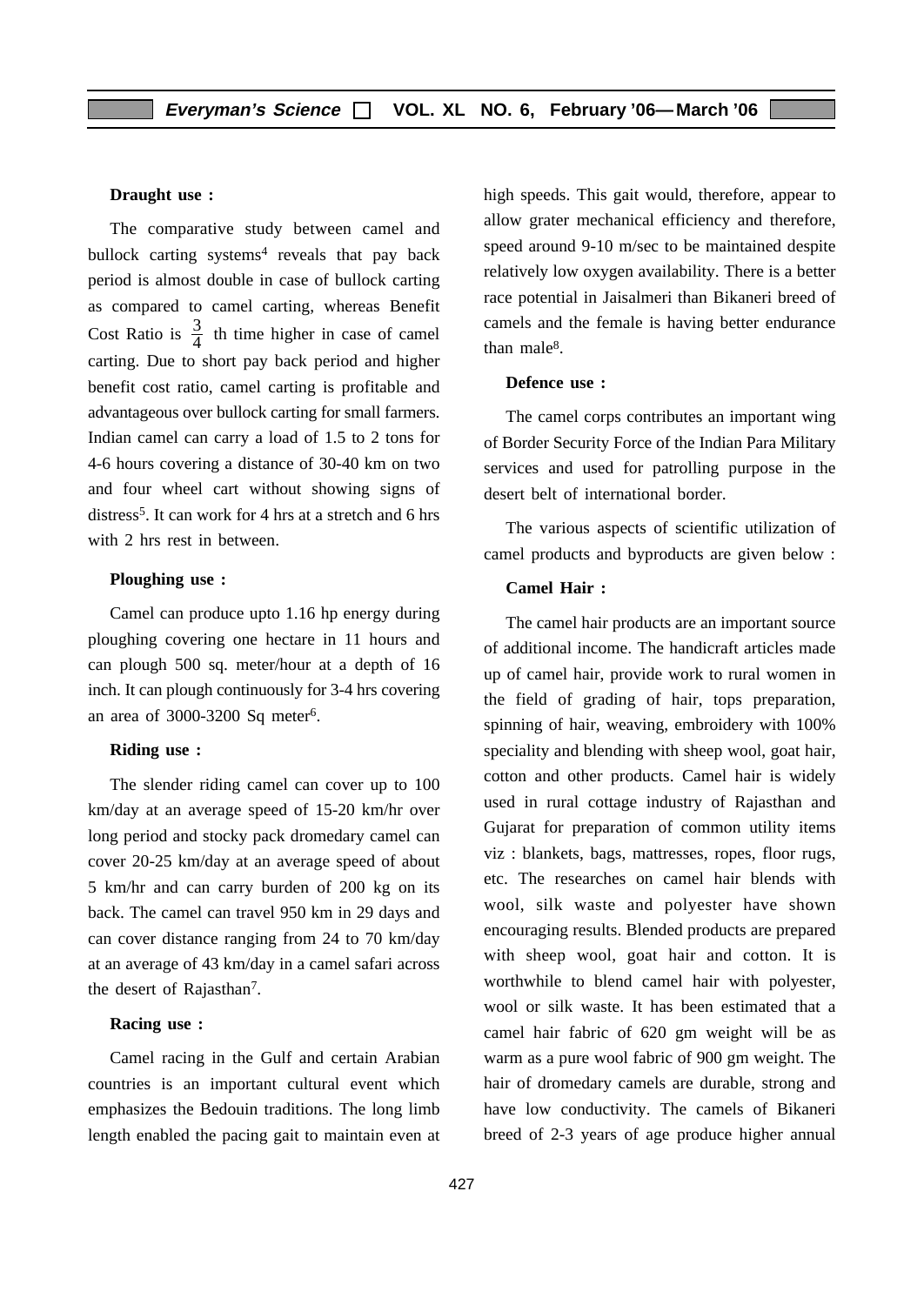**Draught use :**

The comparative study between camel and bullock carting systems[4] reveals that pay back period is almost double in case of bullock carting as compared to camel carting, whereas Benefit Cost Ratio is $\frac{3}{4}$ th time higher in case of camel carting. Due to short pay back period and higher benefit cost ratio, camel carting is profitable and advantageous over bullock carting for small farmers. Indian camel can carry a load of 1.5 to 2 tons for 4-6 hours covering a distance of 30-40 km on two and four wheel cart without showing signs of distress[5]. It can work for 4 hrs at a stretch and 6 hrs with 2 hrs rest in between.

**Ploughing use :**

Camel can produce upto 1.16 hp energy during ploughing covering one hectare in 11 hours and can plough 500 sq. meter/hour at a depth of 16 inch. It can plough continuously for 3-4 hrs covering an area of 3000-3200 Sq meter[6].

**Riding use :**

The slender riding camel can cover up to 100 km/day at an average speed of 15-20 km/hr over long period and stocky pack dromedary camel can cover 20-25 km/day at an average speed of about 5 km/hr and can carry burden of 200 kg on its back. The camel can travel 950 km in 29 days and can cover distance ranging from 24 to 70 km/day at an average of 43 km/day in a camel safari across the desert of Rajasthan[7].

**Racing use :**

Camel racing in the Gulf and certain Arabian countries is an important cultural event which emphasizes the Bedouin traditions. The long limb length enabled the pacing gait to maintain even at high speeds. This gait would, therefore, appear to allow grater mechanical efficiency and therefore, speed around 9-10 m/sec to be maintained despite relatively low oxygen availability. There is a better race potential in Jaisalmeri than Bikaneri breed of camels and the female is having better endurance than male[8].

**Defence use :**

The camel corps contributes an important wing of Border Security Force of the Indian Para Military services and used for patrolling purpose in the desert belt of international border.

The various aspects of scientific utilization of camel products and byproducts are given below :

**Camel Hair :**

The camel hair products are an important source of additional income. The handicraft articles made up of camel hair, provide work to rural women in the field of grading of hair, tops preparation, spinning of hair, weaving, embroidery with 100% speciality and blending with sheep wool, goat hair, cotton and other products. Camel hair is widely used in rural cottage industry of Rajasthan and Gujarat for preparation of common utility items viz : blankets, bags, mattresses, ropes, floor rugs, etc. The researches on camel hair blends with wool, silk waste and polyester have shown encouraging results. Blended products are prepared with sheep wool, goat hair and cotton. It is worthwhile to blend camel hair with polyester, wool or silk waste. It has been estimated that a camel hair fabric of 620 gm weight will be as warm as a pure wool fabric of 900 gm weight. The hair of dromedary camels are durable, strong and have low conductivity. The camels of Bikaneri breed of 2-3 years of age produce higher annual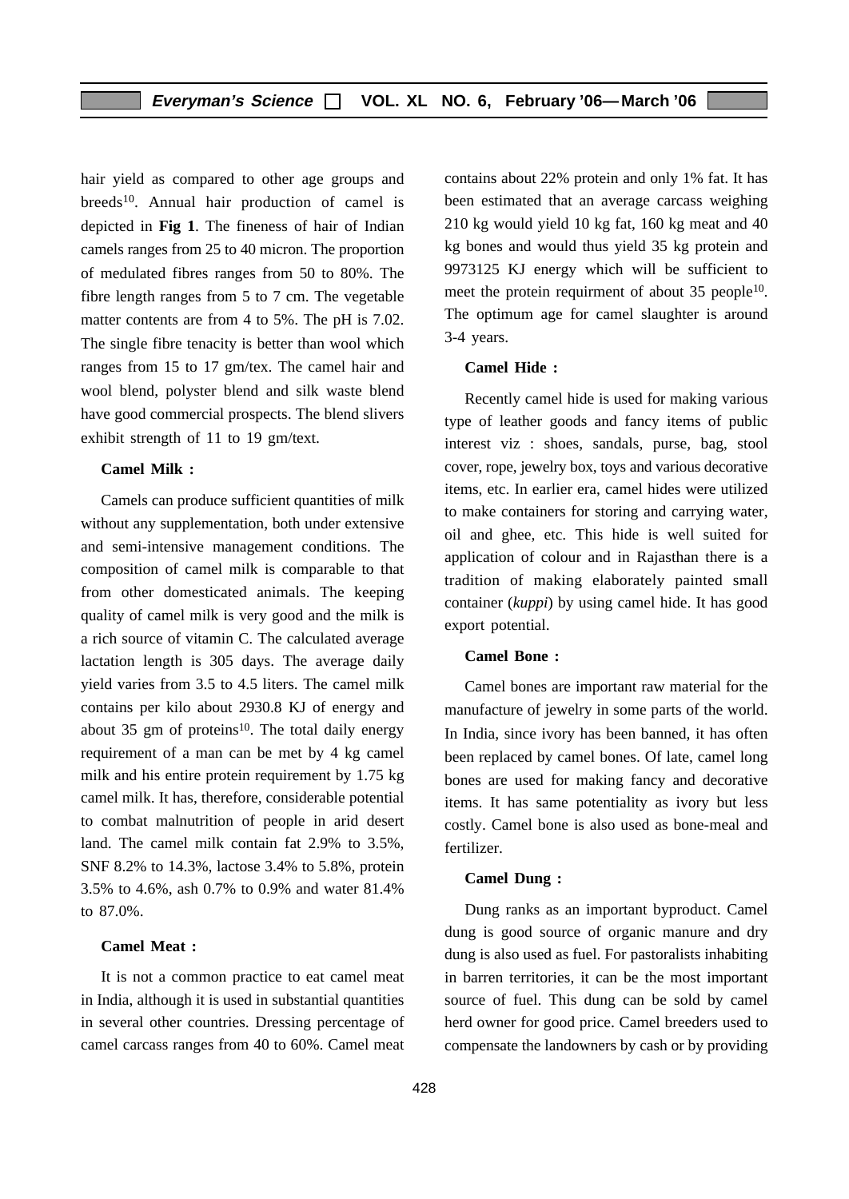hair yield as compared to other age groups and breeds[10]. Annual hair production of camel is depicted in **Fig 1**. The fineness of hair of Indian camels ranges from 25 to 40 micron. The proportion of medulated fibres ranges from 50 to 80%. The fibre length ranges from 5 to 7 cm. The vegetable matter contents are from 4 to 5%. The pH is 7.02. The single fibre tenacity is better than wool which ranges from 15 to 17 gm/tex. The camel hair and wool blend, polyster blend and silk waste blend have good commercial prospects. The blend slivers exhibit strength of 11 to 19 gm/text.

**Camel Milk :**

Camels can produce sufficient quantities of milk without any supplementation, both under extensive and semi-intensive management conditions. The composition of camel milk is comparable to that from other domesticated animals. The keeping quality of camel milk is very good and the milk is a rich source of vitamin C. The calculated average lactation length is 305 days. The average daily yield varies from 3.5 to 4.5 liters. The camel milk contains per kilo about 2930.8 KJ of energy and about 35 gm of proteins[10]. The total daily energy requirement of a man can be met by 4 kg camel milk and his entire protein requirement by 1.75 kg camel milk. It has, therefore, considerable potential to combat malnutrition of people in arid desert land. The camel milk contain fat 2.9% to 3.5%, SNF 8.2% to 14.3%, lactose 3.4% to 5.8%, protein 3.5% to 4.6%, ash 0.7% to 0.9% and water 81.4% to 87.0%.

**Camel Meat :**

It is not a common practice to eat camel meat in India, although it is used in substantial quantities in several other countries. Dressing percentage of camel carcass ranges from 40 to 60%. Camel meat contains about 22% protein and only 1% fat. It has been estimated that an average carcass weighing 210 kg would yield 10 kg fat, 160 kg meat and 40 kg bones and would thus yield 35 kg protein and 9973125 KJ energy which will be sufficient to meet the protein requirment of about 35 people[10]. The optimum age for camel slaughter is around 3-4 years.

**Camel Hide :**

Recently camel hide is used for making various type of leather goods and fancy items of public interest viz : shoes, sandals, purse, bag, stool cover, rope, jewelry box, toys and various decorative items, etc. In earlier era, camel hides were utilized to make containers for storing and carrying water, oil and ghee, etc. This hide is well suited for application of colour and in Rajasthan there is a tradition of making elaborately painted small container (*kuppi*) by using camel hide. It has good export potential.

**Camel Bone :**

Camel bones are important raw material for the manufacture of jewelry in some parts of the world. In India, since ivory has been banned, it has often been replaced by camel bones. Of late, camel long bones are used for making fancy and decorative items. It has same potentiality as ivory but less costly. Camel bone is also used as bone-meal and fertilizer.

**Camel Dung :**

Dung ranks as an important byproduct. Camel dung is good source of organic manure and dry dung is also used as fuel. For pastoralists inhabiting in barren territories, it can be the most important source of fuel. This dung can be sold by camel herd owner for good price. Camel breeders used to compensate the landowners by cash or by providing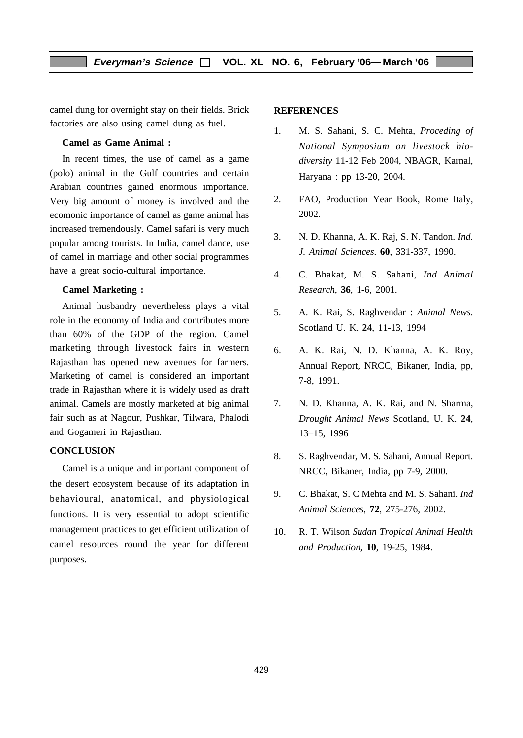camel dung for overnight stay on their fields. Brick factories are also using camel dung as fuel.

**Camel as Game Animal :**

In recent times, the use of camel as a game (polo) animal in the Gulf countries and certain Arabian countries gained enormous importance. Very big amount of money is involved and the ecomonic importance of camel as game animal has increased tremendously. Camel safari is very much popular among tourists. In India, camel dance, use of camel in marriage and other social programmes have a great socio-cultural importance.

**Camel Marketing :**

Animal husbandry nevertheless plays a vital role in the economy of India and contributes more than 60% of the GDP of the region. Camel marketing through livestock fairs in western Rajasthan has opened new avenues for farmers. Marketing of camel is considered an important trade in Rajasthan where it is widely used as draft animal. Camels are mostly marketed at big animal fair such as at Nagour, Pushkar, Tilwara, Phalodi and Gogameri in Rajasthan.

## CONCLUSION

Camel is a unique and important component of the desert ecosystem because of its adaptation in behavioural, anatomical, and physiological functions. It is very essential to adopt scientific management practices to get efficient utilization of camel resources round the year for different purposes.

## REFERENCES

1. M. S. Sahani, S. C. Mehta, *Proceding of National Symposium on livestock bio-diversity* 11-12 Feb 2004, NBAGR, Karnal, Haryana : pp 13-20, 2004.
2. FAO, Production Year Book, Rome Italy, 2002.
3. N. D. Khanna, A. K. Raj, S. N. Tandon. *Ind. J. Animal Sciences.* **60**, 331-337, 1990.
4. C. Bhakat, M. S. Sahani, *Ind Animal Research*, **36**, 1-6, 2001.
5. A. K. Rai, S. Raghvendar : *Animal News.* Scotland U. K. **24**, 11-13, 1994
6. A. K. Rai, N. D. Khanna, A. K. Roy, Annual Report, NRCC, Bikaner, India, pp, 7-8, 1991.
7. N. D. Khanna, A. K. Rai, and N. Sharma, *Drought Animal News* Scotland, U. K. **24**, 13–15, 1996
8. S. Raghvendar, M. S. Sahani, Annual Report. NRCC, Bikaner, India, pp 7-9, 2000.
9. C. Bhakat, S. C Mehta and M. S. Sahani. *Ind Animal Sciences*, **72**, 275-276, 2002.
10. R. T. Wilson *Sudan Tropical Animal Health and Production*, **10**, 19-25, 1984.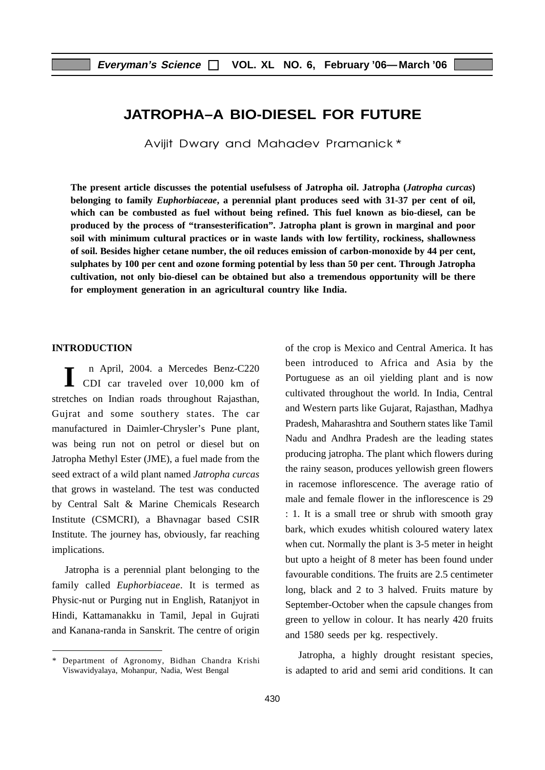# JATROPHA–A BIO-DIESEL FOR FUTURE

Avijit Dwary and Mahadev Pramanick *

**The present article discusses the potential usefulsess of Jatropha oil. Jatropha (*Jatropha curcas*) belonging to family *Euphorbiaceae*, a perennial plant produces seed with 31-37 per cent of oil, which can be combusted as fuel without being refined. This fuel known as bio-diesel, can be produced by the process of "transesterification". Jatropha plant is grown in marginal and poor soil with minimum cultural practices or in waste lands with low fertility, rockiness, shallowness of soil. Besides higher cetane number, the oil reduces emission of carbon-monoxide by 44 per cent, sulphates by 100 per cent and ozone forming potential by less than 50 per cent. Through Jatropha cultivation, not only bio-diesel can be obtained but also a tremendous opportunity will be there for employment generation in an agricultural country like India.**

## INTRODUCTION

In April, 2004. a Mercedes Benz-C220 CDI car traveled over 10,000 km of stretches on Indian roads throughout Rajasthan, Gujrat and some southery states. The car manufactured in Daimler-Chrysler's Pune plant, was being run not on petrol or diesel but on Jatropha Methyl Ester (JME), a fuel made from the seed extract of a wild plant named *Jatropha curcas* that grows in wasteland. The test was conducted by Central Salt & Marine Chemicals Research Institute (CSMCRI), a Bhavnagar based CSIR Institute. The journey has, obviously, far reaching implications.

Jatropha is a perennial plant belonging to the family called *Euphorbiaceae*. It is termed as Physic-nut or Purging nut in English, Ratanjyot in Hindi, Kattamanakku in Tamil, Jepal in Gujrati and Kanana-randa in Sanskrit. The centre of origin of the crop is Mexico and Central America. It has been introduced to Africa and Asia by the Portuguese as an oil yielding plant and is now cultivated throughout the world. In India, Central and Western parts like Gujarat, Rajasthan, Madhya Pradesh, Maharashtra and Southern states like Tamil Nadu and Andhra Pradesh are the leading states producing jatropha. The plant which flowers during the rainy season, produces yellowish green flowers in racemose inflorescence. The average ratio of male and female flower in the inflorescence is 29 : 1. It is a small tree or shrub with smooth gray bark, which exudes whitish coloured watery latex when cut. Normally the plant is 3-5 meter in height but upto a height of 8 meter has been found under favourable conditions. The fruits are 2.5 centimeter long, black and 2 to 3 halved. Fruits mature by September-October when the capsule changes from green to yellow in colour. It has nearly 420 fruits and 1580 seeds per kg. respectively.

Jatropha, a highly drought resistant species, is adapted to arid and semi arid conditions. It can

---

\* Department of Agronomy, Bidhan Chandra Krishi Viswavidyalaya, Mohanpur, Nadia, West Bengal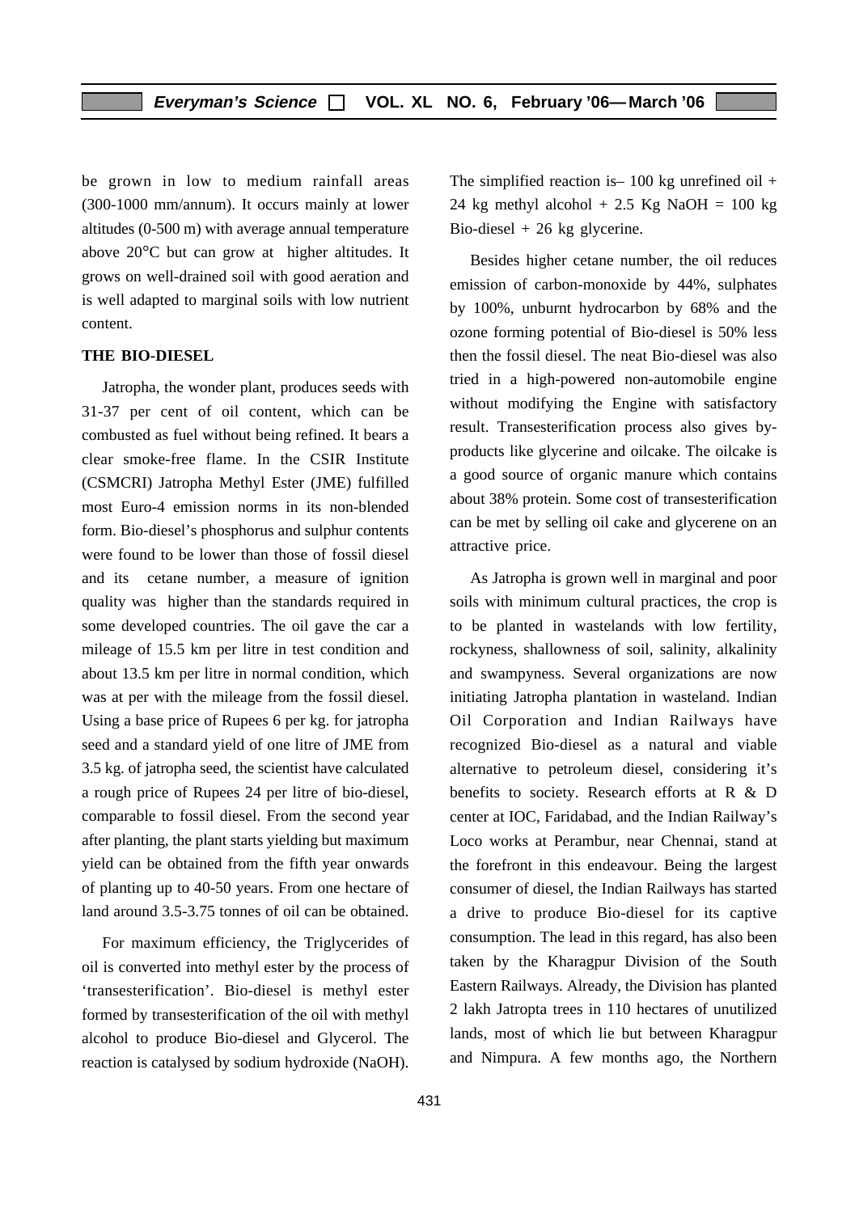be grown in low to medium rainfall areas (300-1000 mm/annum). It occurs mainly at lower altitudes (0-500 m) with average annual temperature above 20°C but can grow at higher altitudes. It grows on well-drained soil with good aeration and is well adapted to marginal soils with low nutrient content.

**THE BIO-DIESEL**

Jatropha, the wonder plant, produces seeds with 31-37 per cent of oil content, which can be combusted as fuel without being refined. It bears a clear smoke-free flame. In the CSIR Institute (CSMCRI) Jatropha Methyl Ester (JME) fulfilled most Euro-4 emission norms in its non-blended form. Bio-diesel's phosphorus and sulphur contents were found to be lower than those of fossil diesel and its cetane number, a measure of ignition quality was higher than the standards required in some developed countries. The oil gave the car a mileage of 15.5 km per litre in test condition and about 13.5 km per litre in normal condition, which was at per with the mileage from the fossil diesel. Using a base price of Rupees 6 per kg. for jatropha seed and a standard yield of one litre of JME from 3.5 kg. of jatropha seed, the scientist have calculated a rough price of Rupees 24 per litre of bio-diesel, comparable to fossil diesel. From the second year after planting, the plant starts yielding but maximum yield can be obtained from the fifth year onwards of planting up to 40-50 years. From one hectare of land around 3.5-3.75 tonnes of oil can be obtained.

For maximum efficiency, the Triglycerides of oil is converted into methyl ester by the process of 'transesterification'. Bio-diesel is methyl ester formed by transesterification of the oil with methyl alcohol to produce Bio-diesel and Glycerol. The reaction is catalysed by sodium hydroxide (NaOH). The simplified reaction is– 100 kg unrefined oil + 24 kg methyl alcohol + 2.5 Kg NaOH = 100 kg Bio-diesel + 26 kg glycerine.

Besides higher cetane number, the oil reduces emission of carbon-monoxide by 44%, sulphates by 100%, unburnt hydrocarbon by 68% and the ozone forming potential of Bio-diesel is 50% less then the fossil diesel. The neat Bio-diesel was also tried in a high-powered non-automobile engine without modifying the Engine with satisfactory result. Transesterification process also gives by-products like glycerine and oilcake. The oilcake is a good source of organic manure which contains about 38% protein. Some cost of transesterification can be met by selling oil cake and glycerene on an attractive price.

As Jatropha is grown well in marginal and poor soils with minimum cultural practices, the crop is to be planted in wastelands with low fertility, rockyness, shallowness of soil, salinity, alkalinity and swampyness. Several organizations are now initiating Jatropha plantation in wasteland. Indian Oil Corporation and Indian Railways have recognized Bio-diesel as a natural and viable alternative to petroleum diesel, considering it's benefits to society. Research efforts at R & D center at IOC, Faridabad, and the Indian Railway's Loco works at Perambur, near Chennai, stand at the forefront in this endeavour. Being the largest consumer of diesel, the Indian Railways has started a drive to produce Bio-diesel for its captive consumption. The lead in this regard, has also been taken by the Kharagpur Division of the South Eastern Railways. Already, the Division has planted 2 lakh Jatropta trees in 110 hectares of unutilized lands, most of which lie but between Kharagpur and Nimpura. A few months ago, the Northern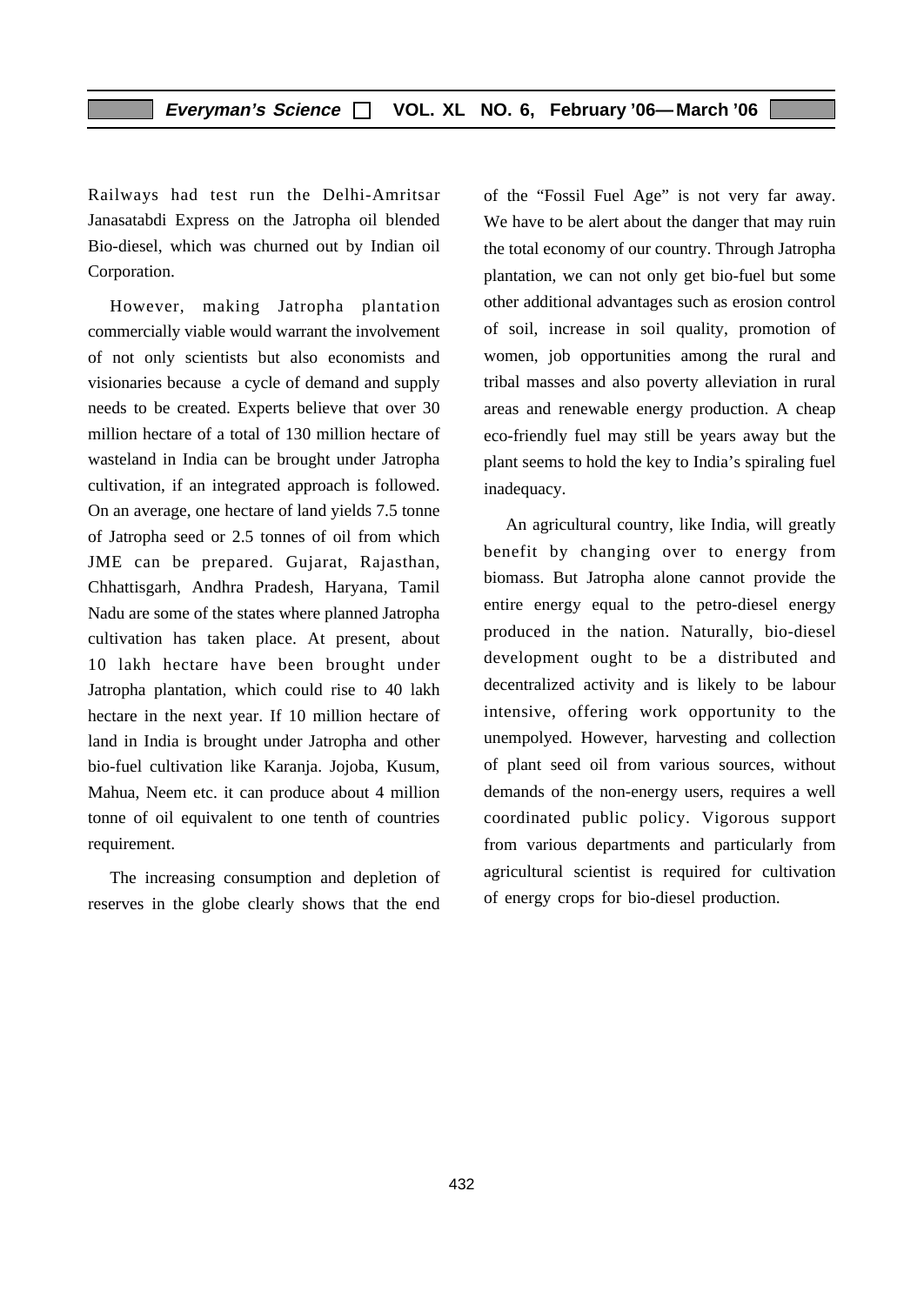Railways had test run the Delhi-Amritsar Janasatabdi Express on the Jatropha oil blended Bio-diesel, which was churned out by Indian oil Corporation.

However, making Jatropha plantation commercially viable would warrant the involvement of not only scientists but also economists and visionaries because a cycle of demand and supply needs to be created. Experts believe that over 30 million hectare of a total of 130 million hectare of wasteland in India can be brought under Jatropha cultivation, if an integrated approach is followed. On an average, one hectare of land yields 7.5 tonne of Jatropha seed or 2.5 tonnes of oil from which JME can be prepared. Gujarat, Rajasthan, Chhattisgarh, Andhra Pradesh, Haryana, Tamil Nadu are some of the states where planned Jatropha cultivation has taken place. At present, about 10 lakh hectare have been brought under Jatropha plantation, which could rise to 40 lakh hectare in the next year. If 10 million hectare of land in India is brought under Jatropha and other bio-fuel cultivation like Karanja. Jojoba, Kusum, Mahua, Neem etc. it can produce about 4 million tonne of oil equivalent to one tenth of countries requirement.

The increasing consumption and depletion of reserves in the globe clearly shows that the end of the "Fossil Fuel Age" is not very far away. We have to be alert about the danger that may ruin the total economy of our country. Through Jatropha plantation, we can not only get bio-fuel but some other additional advantages such as erosion control of soil, increase in soil quality, promotion of women, job opportunities among the rural and tribal masses and also poverty alleviation in rural areas and renewable energy production. A cheap eco-friendly fuel may still be years away but the plant seems to hold the key to India's spiraling fuel inadequacy.

An agricultural country, like India, will greatly benefit by changing over to energy from biomass. But Jatropha alone cannot provide the entire energy equal to the petro-diesel energy produced in the nation. Naturally, bio-diesel development ought to be a distributed and decentralized activity and is likely to be labour intensive, offering work opportunity to the unempolyed. However, harvesting and collection of plant seed oil from various sources, without demands of the non-energy users, requires a well coordinated public policy. Vigorous support from various departments and particularly from agricultural scientist is required for cultivation of energy crops for bio-diesel production.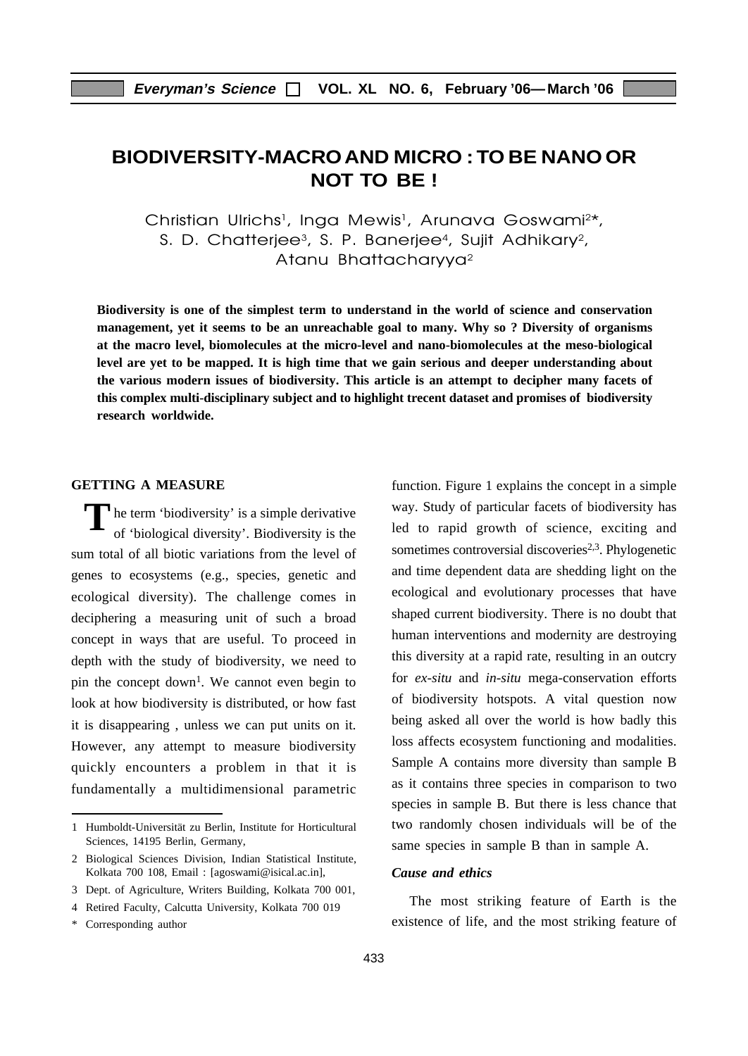# BIODIVERSITY-MACRO AND MICRO : TO BE NANO OR NOT TO BE !

Christian Ulrichs[1], Inga Mewis[1], Arunava Goswami[2*], S. D. Chatterjee[3], S. P. Banerjee[4], Sujit Adhikary[2], Atanu Bhattacharyya[2]

**Biodiversity is one of the simplest term to understand in the world of science and conservation management, yet it seems to be an unreachable goal to many. Why so ? Diversity of organisms at the macro level, biomolecules at the micro-level and nano-biomolecules at the meso-biological level are yet to be mapped. It is high time that we gain serious and deeper understanding about the various modern issues of biodiversity. This article is an attempt to decipher many facets of this complex multi-disciplinary subject and to highlight trecent dataset and promises of biodiversity research worldwide.**

## GETTING A MEASURE

The term 'biodiversity' is a simple derivative of 'biological diversity'. Biodiversity is the sum total of all biotic variations from the level of genes to ecosystems (e.g., species, genetic and ecological diversity). The challenge comes in deciphering a measuring unit of such a broad concept in ways that are useful. To proceed in depth with the study of biodiversity, we need to pin the concept down[1]. We cannot even begin to look at how biodiversity is distributed, or how fast it is disappearing , unless we can put units on it. However, any attempt to measure biodiversity quickly encounters a problem in that it is fundamentally a multidimensional parametric function. Figure 1 explains the concept in a simple way. Study of particular facets of biodiversity has led to rapid growth of science, exciting and sometimes controversial discoveries[2,3]. Phylogenetic and time dependent data are shedding light on the ecological and evolutionary processes that have shaped current biodiversity. There is no doubt that human interventions and modernity are destroying this diversity at a rapid rate, resulting in an outcry for *ex-situ* and *in-situ* mega-conservation efforts of biodiversity hotspots. A vital question now being asked all over the world is how badly this loss affects ecosystem functioning and modalities. Sample A contains more diversity than sample B as it contains three species in comparison to two species in sample B. But there is less chance that two randomly chosen individuals will be of the same species in sample B than in sample A.

### *Cause and ethics*

The most striking feature of Earth is the existence of life, and the most striking feature of

---

1 Humboldt-Universität zu Berlin, Institute for Horticultural Sciences, 14195 Berlin, Germany,

2 Biological Sciences Division, Indian Statistical Institute, Kolkata 700 108, Email : [agoswami@isical.ac.in],

3 Dept. of Agriculture, Writers Building, Kolkata 700 001,

4 Retired Faculty, Calcutta University, Kolkata 700 019

\* Corresponding author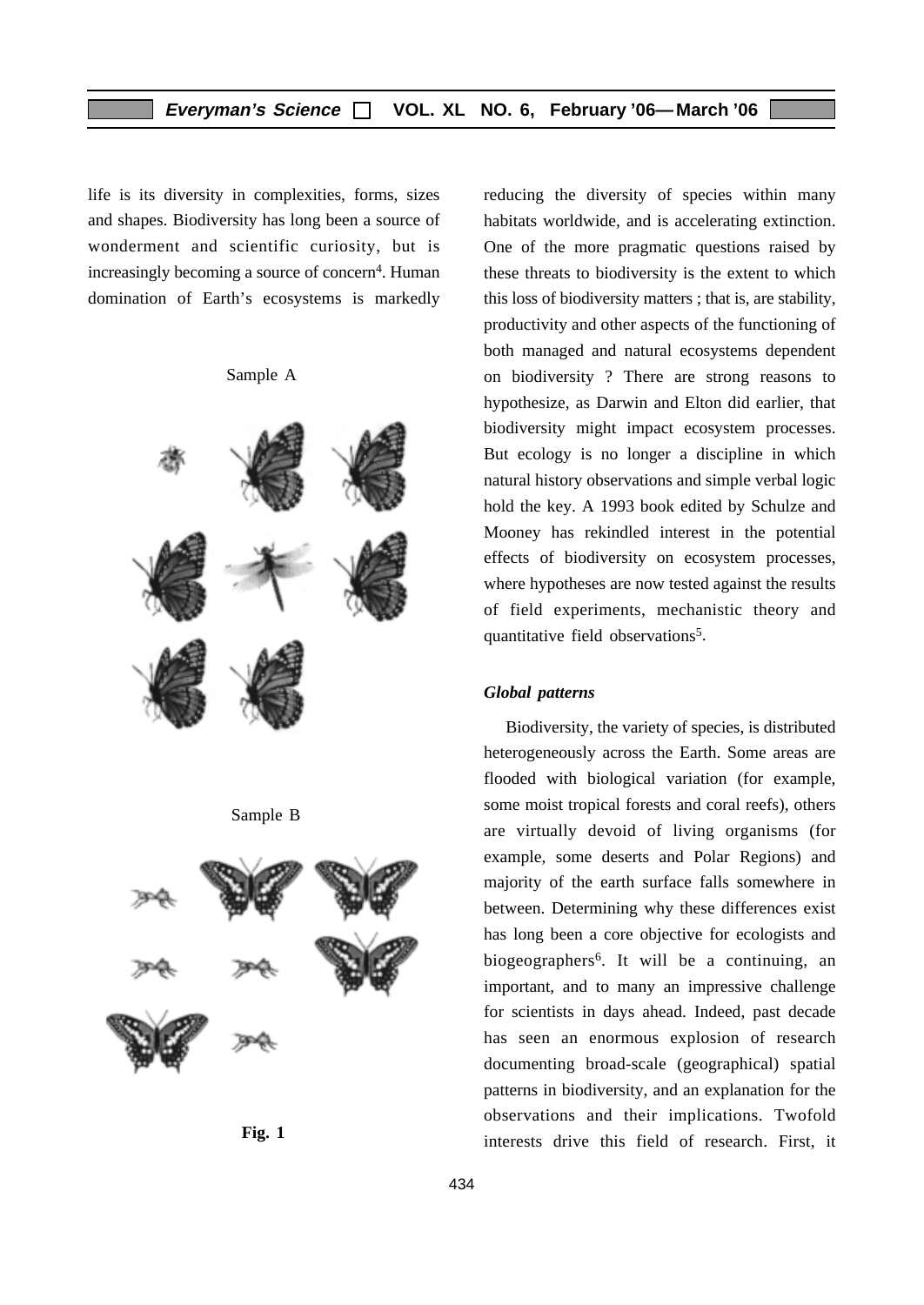life is its diversity in complexities, forms, sizes and shapes. Biodiversity has long been a source of wonderment and scientific curiosity, but is increasingly becoming a source of concern[4]. Human domination of Earth's ecosystems is markedly reducing the diversity of species within many habitats worldwide, and is accelerating extinction. One of the more pragmatic questions raised by these threats to biodiversity is the extent to which this loss of biodiversity matters ; that is, are stability, productivity and other aspects of the functioning of both managed and natural ecosystems dependent on biodiversity ? There are strong reasons to hypothesize, as Darwin and Elton did earlier, that biodiversity might impact ecosystem processes. But ecology is no longer a discipline in which natural history observations and simple verbal logic hold the key. A 1993 book edited by Schulze and Mooney has rekindled interest in the potential effects of biodiversity on ecosystem processes, where hypotheses are now tested against the results of field experiments, mechanistic theory and quantitative field observations[5].

Sample A

Sample B

**Fig. 1**

### *Global patterns*

Biodiversity, the variety of species, is distributed heterogeneously across the Earth. Some areas are flooded with biological variation (for example, some moist tropical forests and coral reefs), others are virtually devoid of living organisms (for example, some deserts and Polar Regions) and majority of the earth surface falls somewhere in between. Determining why these differences exist has long been a core objective for ecologists and biogeographers[6]. It will be a continuing, an important, and to many an impressive challenge for scientists in days ahead. Indeed, past decade has seen an enormous explosion of research documenting broad-scale (geographical) spatial patterns in biodiversity, and an explanation for the observations and their implications. Twofold interests drive this field of research. First, it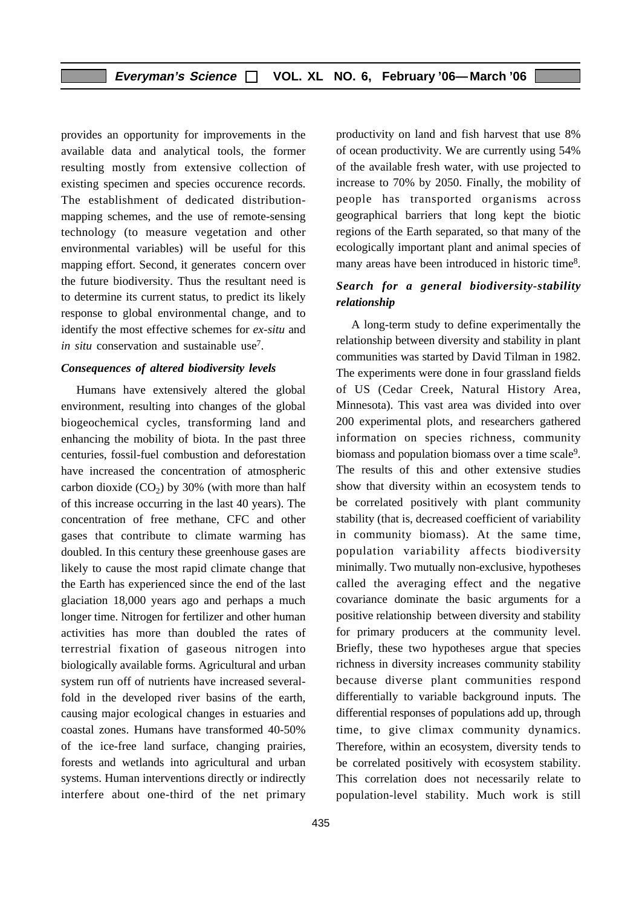provides an opportunity for improvements in the available data and analytical tools, the former resulting mostly from extensive collection of existing specimen and species occurence records. The establishment of dedicated distribution-mapping schemes, and the use of remote-sensing technology (to measure vegetation and other environmental variables) will be useful for this mapping effort. Second, it generates concern over the future biodiversity. Thus the resultant need is to determine its current status, to predict its likely response to global environmental change, and to identify the most effective schemes for *ex-situ* and *in situ* conservation and sustainable use[7].

### *Consequences of altered biodiversity levels*

Humans have extensively altered the global environment, resulting into changes of the global biogeochemical cycles, transforming land and enhancing the mobility of biota. In the past three centuries, fossil-fuel combustion and deforestation have increased the concentration of atmospheric carbon dioxide ($CO_2$) by 30% (with more than half of this increase occurring in the last 40 years). The concentration of free methane, CFC and other gases that contribute to climate warming has doubled. In this century these greenhouse gases are likely to cause the most rapid climate change that the Earth has experienced since the end of the last glaciation 18,000 years ago and perhaps a much longer time. Nitrogen for fertilizer and other human activities has more than doubled the rates of terrestrial fixation of gaseous nitrogen into biologically available forms. Agricultural and urban system run off of nutrients have increased several-fold in the developed river basins of the earth, causing major ecological changes in estuaries and coastal zones. Humans have transformed 40-50% of the ice-free land surface, changing prairies, forests and wetlands into agricultural and urban systems. Human interventions directly or indirectly interfere about one-third of the net primary productivity on land and fish harvest that use 8% of ocean productivity. We are currently using 54% of the available fresh water, with use projected to increase to 70% by 2050. Finally, the mobility of people has transported organisms across geographical barriers that long kept the biotic regions of the Earth separated, so that many of the ecologically important plant and animal species of many areas have been introduced in historic time[8].

### *Search for a general biodiversity-stability relationship*

A long-term study to define experimentally the relationship between diversity and stability in plant communities was started by David Tilman in 1982. The experiments were done in four grassland fields of US (Cedar Creek, Natural History Area, Minnesota). This vast area was divided into over 200 experimental plots, and researchers gathered information on species richness, community biomass and population biomass over a time scale[9]. The results of this and other extensive studies show that diversity within an ecosystem tends to be correlated positively with plant community stability (that is, decreased coefficient of variability in community biomass). At the same time, population variability affects biodiversity minimally. Two mutually non-exclusive, hypotheses called the averaging effect and the negative covariance dominate the basic arguments for a positive relationship between diversity and stability for primary producers at the community level. Briefly, these two hypotheses argue that species richness in diversity increases community stability because diverse plant communities respond differentially to variable background inputs. The differential responses of populations add up, through time, to give climax community dynamics. Therefore, within an ecosystem, diversity tends to be correlated positively with ecosystem stability. This correlation does not necessarily relate to population-level stability. Much work is still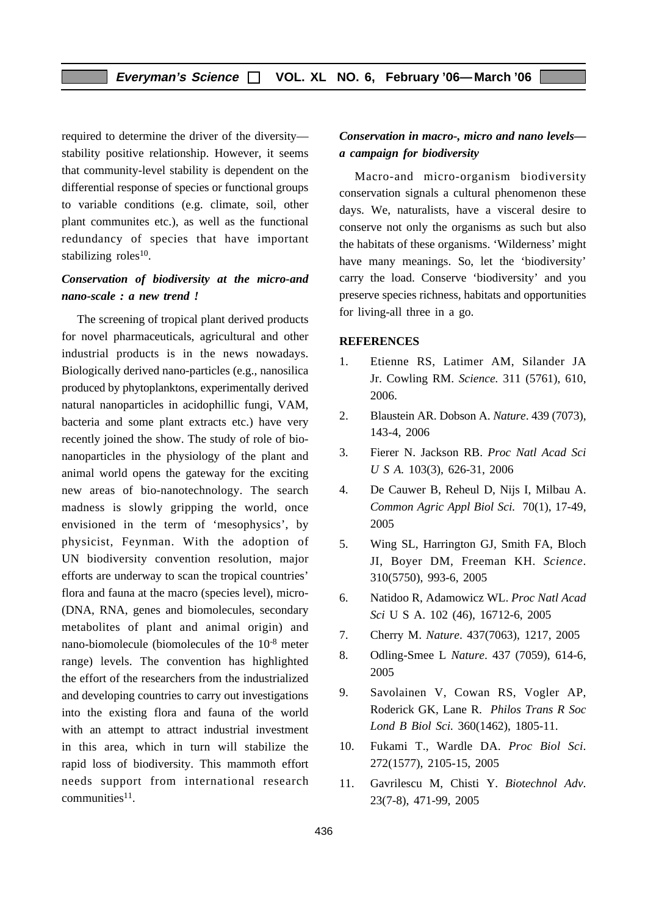required to determine the driver of the diversity—stability positive relationship. However, it seems that community-level stability is dependent on the differential response of species or functional groups to variable conditions (e.g. climate, soil, other plant communites etc.), as well as the functional redundancy of species that have important stabilizing roles[10].

### *Conservation of biodiversity at the micro-and nano-scale : a new trend !*

The screening of tropical plant derived products for novel pharmaceuticals, agricultural and other industrial products is in the news nowadays. Biologically derived nano-particles (e.g., nanosilica produced by phytoplanktons, experimentally derived natural nanoparticles in acidophillic fungi, VAM, bacteria and some plant extracts etc.) have very recently joined the show. The study of role of bio-nanoparticles in the physiology of the plant and animal world opens the gateway for the exciting new areas of bio-nanotechnology. The search madness is slowly gripping the world, once envisioned in the term of 'mesophysics', by physicist, Feynman. With the adoption of UN biodiversity convention resolution, major efforts are underway to scan the tropical countries' flora and fauna at the macro (species level), micro- (DNA, RNA, genes and biomolecules, secondary metabolites of plant and animal origin) and nano-biomolecule (biomolecules of the $10^{-8}$ meter range) levels. The convention has highlighted the effort of the researchers from the industrialized and developing countries to carry out investigations into the existing flora and fauna of the world with an attempt to attract industrial investment in this area, which in turn will stabilize the rapid loss of biodiversity. This mammoth effort needs support from international research communities[11].

### *Conservation in macro-, micro and nano levels— a campaign for biodiversity*

Macro-and micro-organism biodiversity conservation signals a cultural phenomenon these days. We, naturalists, have a visceral desire to conserve not only the organisms as such but also the habitats of these organisms. 'Wilderness' might have many meanings. So, let the 'biodiversity' carry the load. Conserve 'biodiversity' and you preserve species richness, habitats and opportunities for living-all three in a go.

## REFERENCES

1. Etienne RS, Latimer AM, Silander JA Jr. Cowling RM. *Science.* 311 (5761), 610, 2006.
2. Blaustein AR. Dobson A. *Nature*. 439 (7073), 143-4, 2006
3. Fierer N. Jackson RB. *Proc Natl Acad Sci U S A.* 103(3), 626-31, 2006
4. De Cauwer B, Reheul D, Nijs I, Milbau A. *Common Agric Appl Biol Sci.* 70(1), 17-49, 2005
5. Wing SL, Harrington GJ, Smith FA, Bloch JI, Boyer DM, Freeman KH. *Science*. 310(5750), 993-6, 2005
6. Natidoo R, Adamowicz WL. *Proc Natl Acad Sci* U S A. 102 (46), 16712-6, 2005
7. Cherry M. *Nature*. 437(7063), 1217, 2005
8. Odling-Smee L *Nature*. 437 (7059), 614-6, 2005
9. Savolainen V, Cowan RS, Vogler AP, Roderick GK, Lane R. *Philos Trans R Soc Lond B Biol Sci.* 360(1462), 1805-11.
10. Fukami T., Wardle DA. *Proc Biol Sci*. 272(1577), 2105-15, 2005
11. Gavrilescu M, Chisti Y. *Biotechnol Adv*. 23(7-8), 471-99, 2005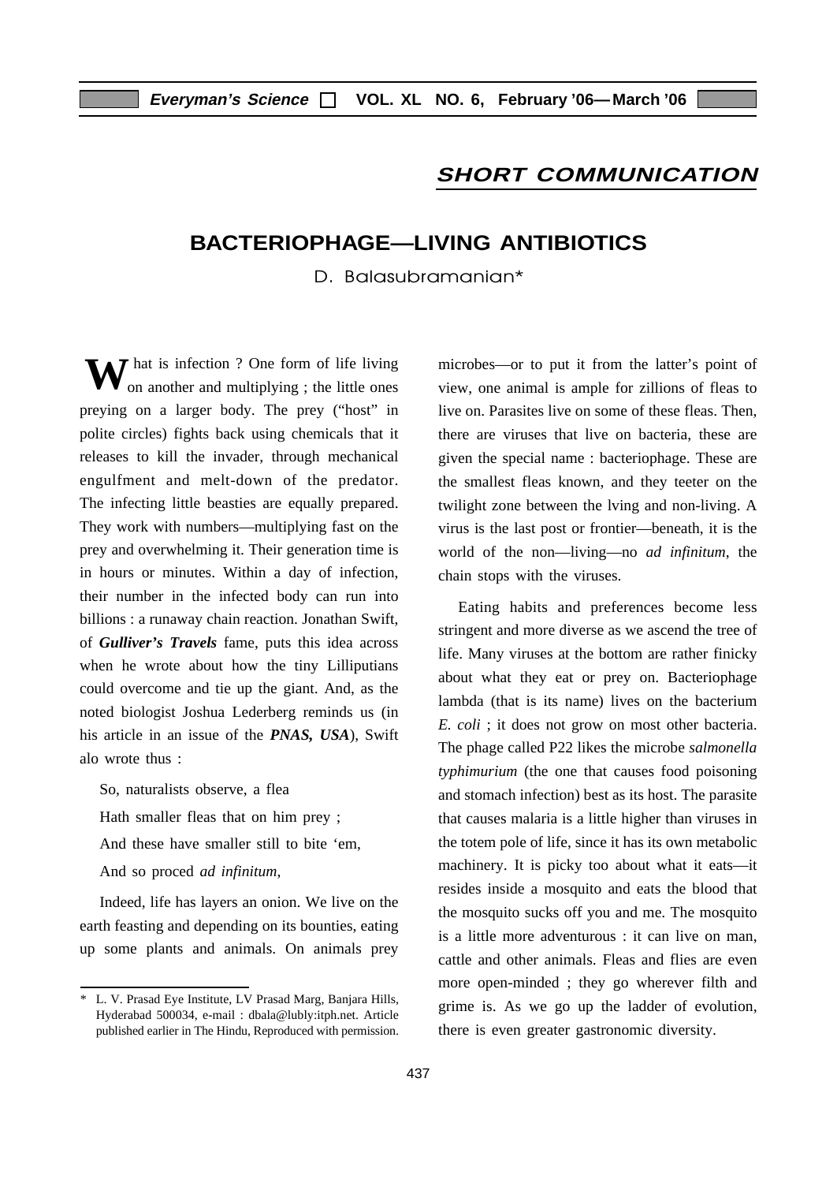## SHORT COMMUNICATION

# BACTERIOPHAGE—LIVING ANTIBIOTICS

D. Balasubramanian*

What is infection ? One form of life living on another and multiplying ; the little ones preying on a larger body. The prey ("host" in polite circles) fights back using chemicals that it releases to kill the invader, through mechanical engulfment and melt-down of the predator. The infecting little beasties are equally prepared. They work with numbers—multiplying fast on the prey and overwhelming it. Their generation time is in hours or minutes. Within a day of infection, their number in the infected body can run into billions : a runaway chain reaction. Jonathan Swift, of ***Gulliver's Travels*** fame, puts this idea across when he wrote about how the tiny Lilliputians could overcome and tie up the giant. And, as the noted biologist Joshua Lederberg reminds us (in his article in an issue of the ***PNAS, USA***), Swift alo wrote thus :

So, naturalists observe, a flea

Hath smaller fleas that on him prey ;

And these have smaller still to bite 'em,

And so proced *ad infinitum*,

Indeed, life has layers an onion. We live on the earth feasting and depending on its bounties, eating up some plants and animals. On animals prey microbes—or to put it from the latter's point of view, one animal is ample for zillions of fleas to live on. Parasites live on some of these fleas. Then, there are viruses that live on bacteria, these are given the special name : bacteriophage. These are the smallest fleas known, and they teeter on the twilight zone between the lving and non-living. A virus is the last post or frontier—beneath, it is the world of the non—living—no *ad infinitum*, the chain stops with the viruses.

Eating habits and preferences become less stringent and more diverse as we ascend the tree of life. Many viruses at the bottom are rather finicky about what they eat or prey on. Bacteriophage lambda (that is its name) lives on the bacterium *E. coli* ; it does not grow on most other bacteria. The phage called P22 likes the microbe *salmonella typhimurium* (the one that causes food poisoning and stomach infection) best as its host. The parasite that causes malaria is a little higher than viruses in the totem pole of life, since it has its own metabolic machinery. It is picky too about what it eats—it resides inside a mosquito and eats the blood that the mosquito sucks off you and me. The mosquito is a little more adventurous : it can live on man, cattle and other animals. Fleas and flies are even more open-minded ; they go wherever filth and grime is. As we go up the ladder of evolution, there is even greater gastronomic diversity.

---

\* L. V. Prasad Eye Institute, LV Prasad Marg, Banjara Hills, Hyderabad 500034, e-mail : dbala@lubly:itph.net. Article published earlier in The Hindu, Reproduced with permission.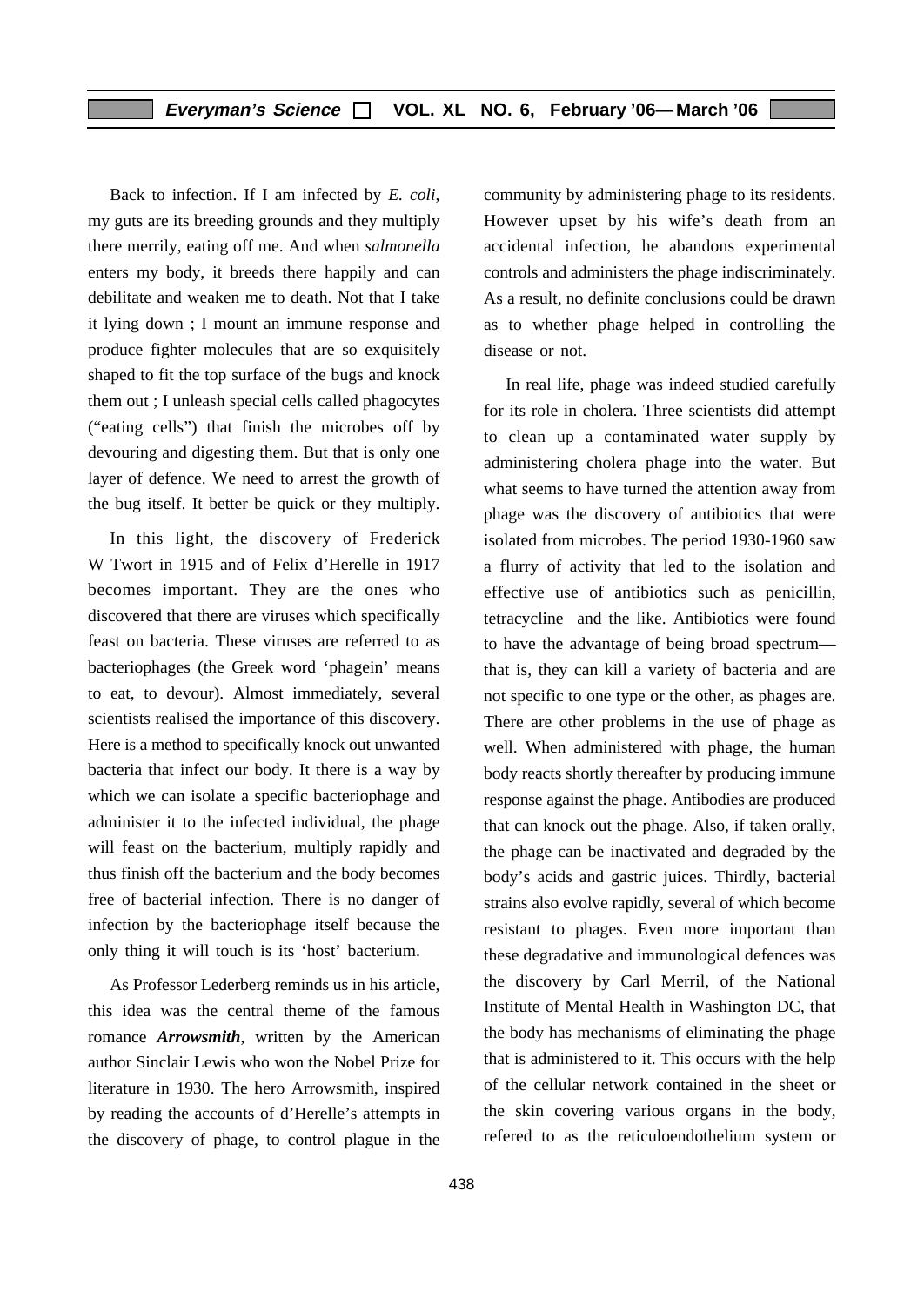Back to infection. If I am infected by *E. coli*, my guts are its breeding grounds and they multiply there merrily, eating off me. And when *salmonella* enters my body, it breeds there happily and can debilitate and weaken me to death. Not that I take it lying down ; I mount an immune response and produce fighter molecules that are so exquisitely shaped to fit the top surface of the bugs and knock them out ; I unleash special cells called phagocytes ("eating cells") that finish the microbes off by devouring and digesting them. But that is only one layer of defence. We need to arrest the growth of the bug itself. It better be quick or they multiply.

In this light, the discovery of Frederick W Twort in 1915 and of Felix d'Herelle in 1917 becomes important. They are the ones who discovered that there are viruses which specifically feast on bacteria. These viruses are referred to as bacteriophages (the Greek word 'phagein' means to eat, to devour). Almost immediately, several scientists realised the importance of this discovery. Here is a method to specifically knock out unwanted bacteria that infect our body. It there is a way by which we can isolate a specific bacteriophage and administer it to the infected individual, the phage will feast on the bacterium, multiply rapidly and thus finish off the bacterium and the body becomes free of bacterial infection. There is no danger of infection by the bacteriophage itself because the only thing it will touch is its 'host' bacterium.

As Professor Lederberg reminds us in his article, this idea was the central theme of the famous romance ***Arrowsmith***, written by the American author Sinclair Lewis who won the Nobel Prize for literature in 1930. The hero Arrowsmith, inspired by reading the accounts of d'Herelle's attempts in the discovery of phage, to control plague in the community by administering phage to its residents. However upset by his wife's death from an accidental infection, he abandons experimental controls and administers the phage indiscriminately. As a result, no definite conclusions could be drawn as to whether phage helped in controlling the disease or not.

In real life, phage was indeed studied carefully for its role in cholera. Three scientists did attempt to clean up a contaminated water supply by administering cholera phage into the water. But what seems to have turned the attention away from phage was the discovery of antibiotics that were isolated from microbes. The period 1930-1960 saw a flurry of activity that led to the isolation and effective use of antibiotics such as penicillin, tetracycline and the like. Antibiotics were found to have the advantage of being broad spectrum—that is, they can kill a variety of bacteria and are not specific to one type or the other, as phages are. There are other problems in the use of phage as well. When administered with phage, the human body reacts shortly thereafter by producing immune response against the phage. Antibodies are produced that can knock out the phage. Also, if taken orally, the phage can be inactivated and degraded by the body's acids and gastric juices. Thirdly, bacterial strains also evolve rapidly, several of which become resistant to phages. Even more important than these degradative and immunological defences was the discovery by Carl Merril, of the National Institute of Mental Health in Washington DC, that the body has mechanisms of eliminating the phage that is administered to it. This occurs with the help of the cellular network contained in the sheet or the skin covering various organs in the body, refered to as the reticuloendothelium system or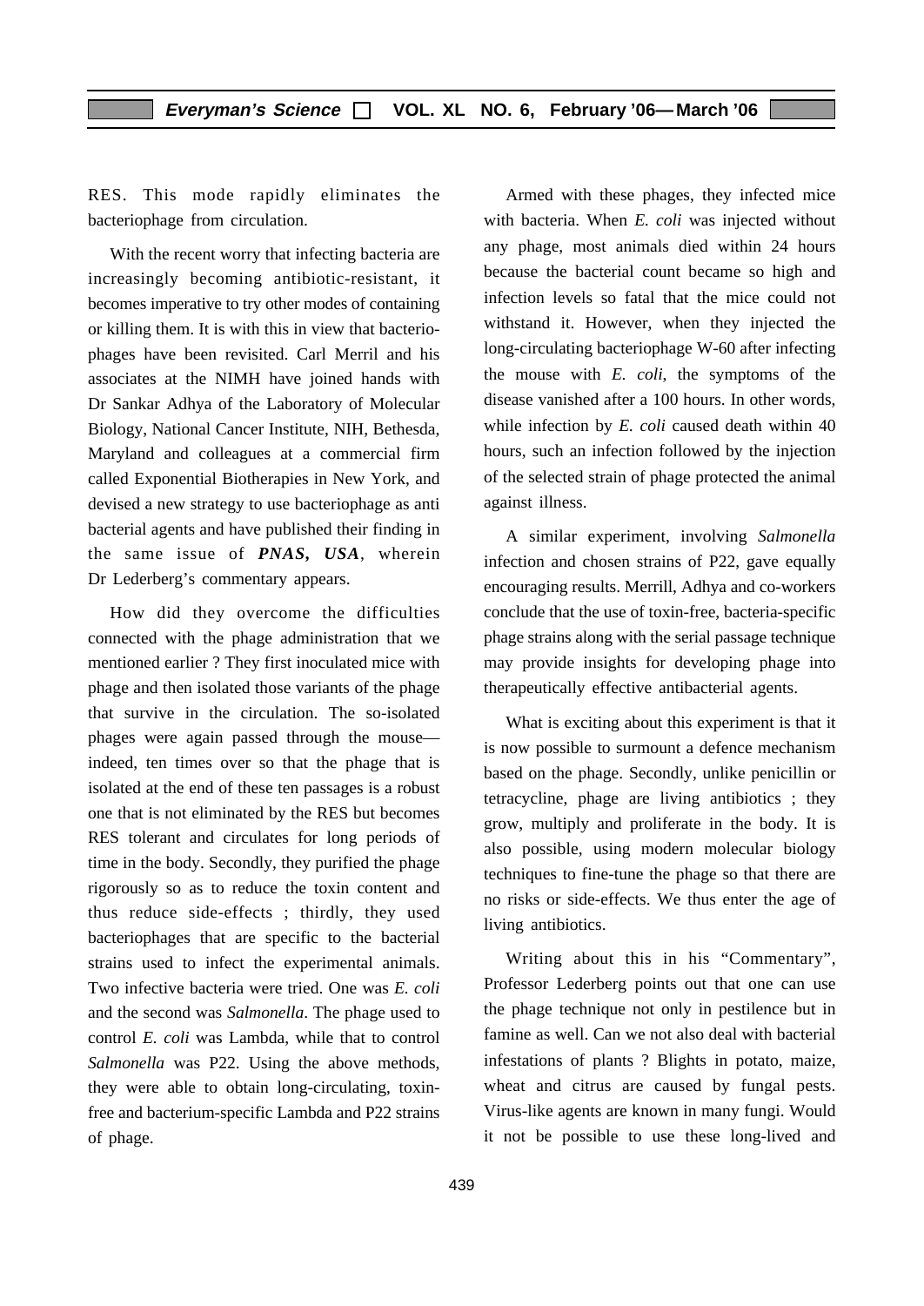RES. This mode rapidly eliminates the bacteriophage from circulation.

With the recent worry that infecting bacteria are increasingly becoming antibiotic-resistant, it becomes imperative to try other modes of containing or killing them. It is with this in view that bacteriophages have been revisited. Carl Merril and his associates at the NIMH have joined hands with Dr Sankar Adhya of the Laboratory of Molecular Biology, National Cancer Institute, NIH, Bethesda, Maryland and colleagues at a commercial firm called Exponential Biotherapies in New York, and devised a new strategy to use bacteriophage as anti bacterial agents and have published their finding in the same issue of ***PNAS, USA***, wherein Dr Lederberg's commentary appears.

How did they overcome the difficulties connected with the phage administration that we mentioned earlier ? They first inoculated mice with phage and then isolated those variants of the phage that survive in the circulation. The so-isolated phages were again passed through the mouse—indeed, ten times over so that the phage that is isolated at the end of these ten passages is a robust one that is not eliminated by the RES but becomes RES tolerant and circulates for long periods of time in the body. Secondly, they purified the phage rigorously so as to reduce the toxin content and thus reduce side-effects ; thirdly, they used bacteriophages that are specific to the bacterial strains used to infect the experimental animals. Two infective bacteria were tried. One was *E. coli* and the second was *Salmonella*. The phage used to control *E. coli* was Lambda, while that to control *Salmonella* was P22. Using the above methods, they were able to obtain long-circulating, toxin-free and bacterium-specific Lambda and P22 strains of phage.

Armed with these phages, they infected mice with bacteria. When *E. coli* was injected without any phage, most animals died within 24 hours because the bacterial count became so high and infection levels so fatal that the mice could not withstand it. However, when they injected the long-circulating bacteriophage W-60 after infecting the mouse with *E. coli*, the symptoms of the disease vanished after a 100 hours. In other words, while infection by *E. coli* caused death within 40 hours, such an infection followed by the injection of the selected strain of phage protected the animal against illness.

A similar experiment, involving *Salmonella* infection and chosen strains of P22, gave equally encouraging results. Merrill, Adhya and co-workers conclude that the use of toxin-free, bacteria-specific phage strains along with the serial passage technique may provide insights for developing phage into therapeutically effective antibacterial agents.

What is exciting about this experiment is that it is now possible to surmount a defence mechanism based on the phage. Secondly, unlike penicillin or tetracycline, phage are living antibiotics ; they grow, multiply and proliferate in the body. It is also possible, using modern molecular biology techniques to fine-tune the phage so that there are no risks or side-effects. We thus enter the age of living antibiotics.

Writing about this in his "Commentary", Professor Lederberg points out that one can use the phage technique not only in pestilence but in famine as well. Can we not also deal with bacterial infestations of plants ? Blights in potato, maize, wheat and citrus are caused by fungal pests. Virus-like agents are known in many fungi. Would it not be possible to use these long-lived and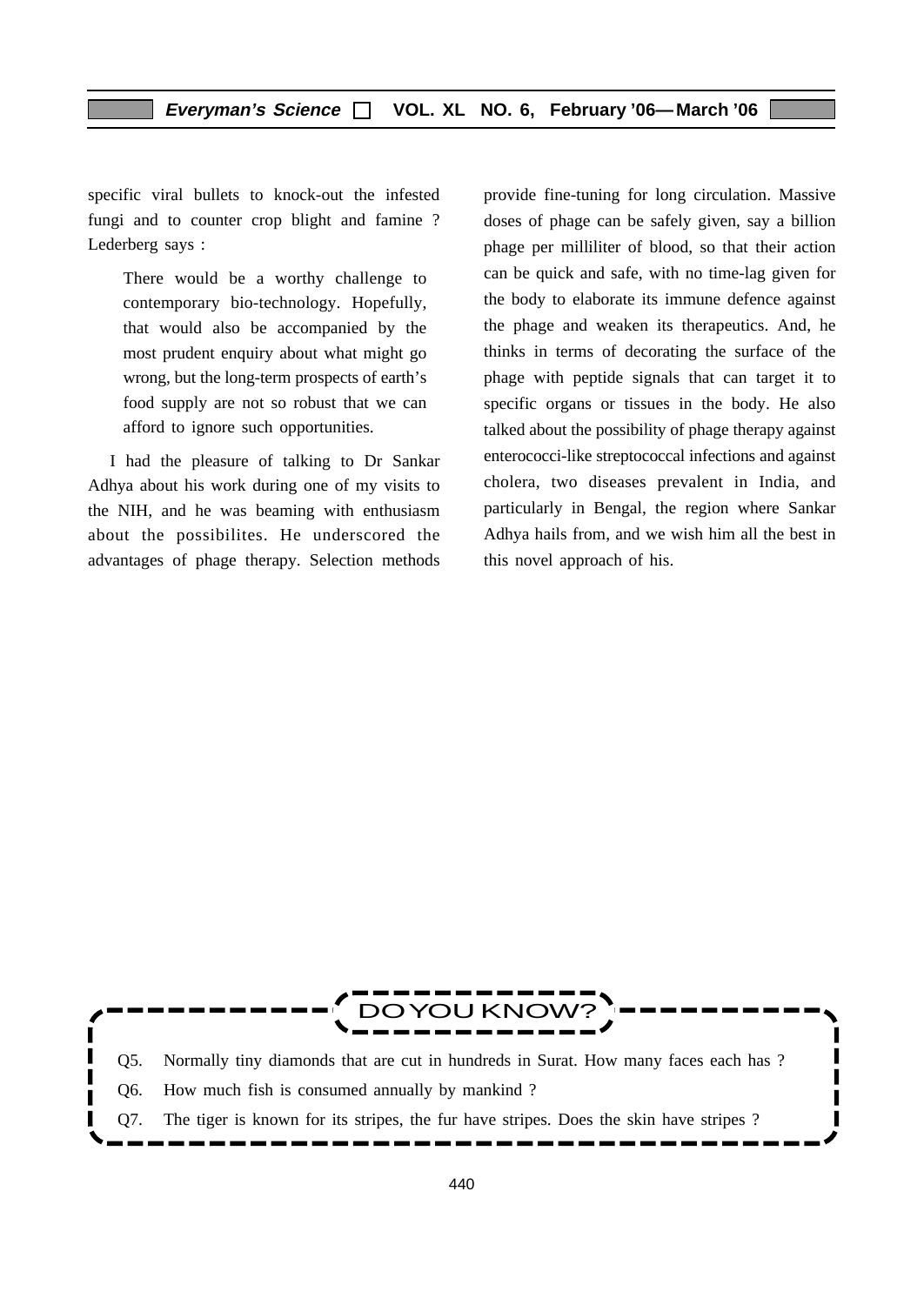specific viral bullets to knock-out the infested fungi and to counter crop blight and famine ? Lederberg says :

> There would be a worthy challenge to contemporary bio-technology. Hopefully, that would also be accompanied by the most prudent enquiry about what might go wrong, but the long-term prospects of earth's food supply are not so robust that we can afford to ignore such opportunities.

I had the pleasure of talking to Dr Sankar Adhya about his work during one of my visits to the NIH, and he was beaming with enthusiasm about the possibilites. He underscored the advantages of phage therapy. Selection methods provide fine-tuning for long circulation. Massive doses of phage can be safely given, say a billion phage per milliliter of blood, so that their action can be quick and safe, with no time-lag given for the body to elaborate its immune defence against the phage and weaken its therapeutics. And, he thinks in terms of decorating the surface of the phage with peptide signals that can target it to specific organs or tissues in the body. He also talked about the possibility of phage therapy against enterococci-like streptococcal infections and against cholera, two diseases prevalent in India, and particularly in Bengal, the region where Sankar Adhya hails from, and we wish him all the best in this novel approach of his.

## DO YOU KNOW?

Q5. Normally tiny diamonds that are cut in hundreds in Surat. How many faces each has ?

Q6. How much fish is consumed annually by mankind ?

Q7. The tiger is known for its stripes, the fur have stripes. Does the skin have stripes ?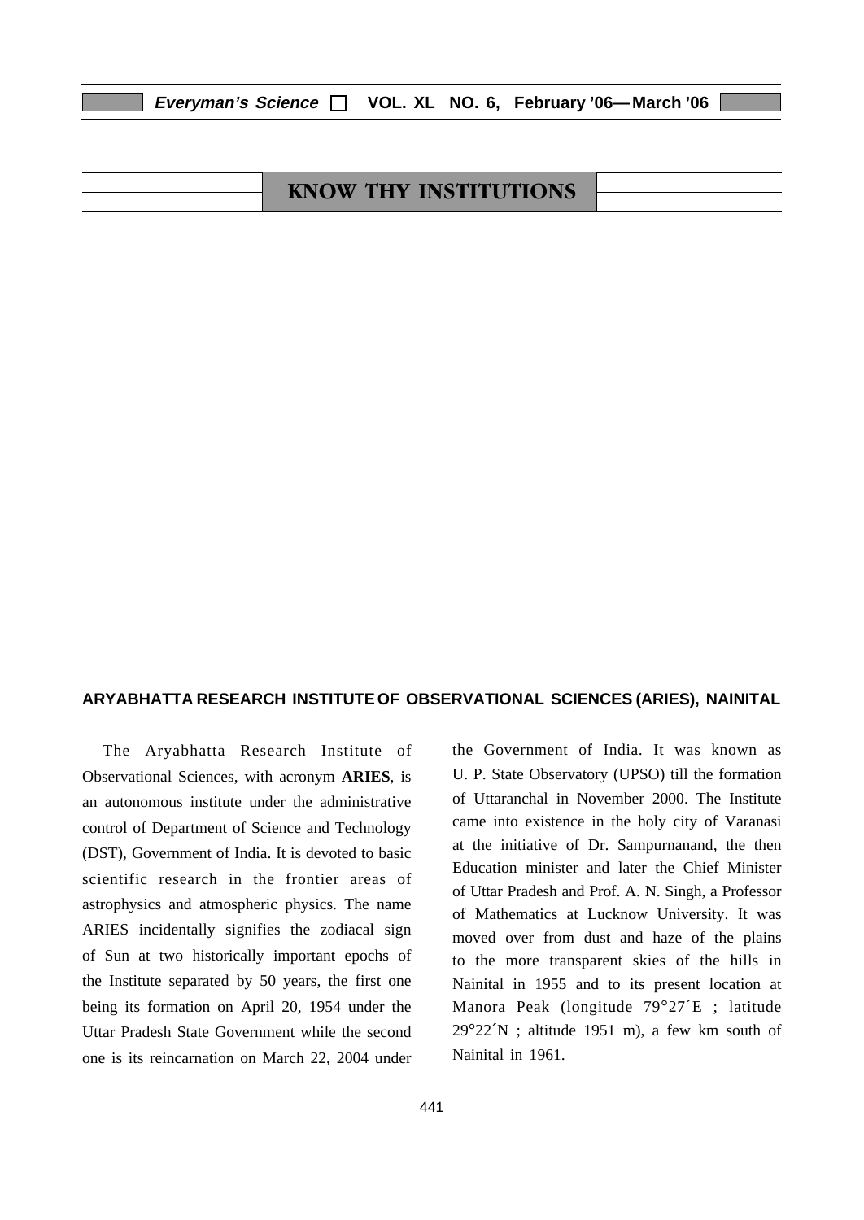# KNOW THY INSTITUTIONS

## ARYABHATTA RESEARCH INSTITUTE OF OBSERVATIONAL SCIENCES (ARIES), NAINITAL

The Aryabhatta Research Institute of Observational Sciences, with acronym **ARIES**, is an autonomous institute under the administrative control of Department of Science and Technology (DST), Government of India. It is devoted to basic scientific research in the frontier areas of astrophysics and atmospheric physics. The name ARIES incidentally signifies the zodiacal sign of Sun at two historically important epochs of the Institute separated by 50 years, the first one being its formation on April 20, 1954 under the Uttar Pradesh State Government while the second one is its reincarnation on March 22, 2004 under the Government of India. It was known as U. P. State Observatory (UPSO) till the formation of Uttaranchal in November 2000. The Institute came into existence in the holy city of Varanasi at the initiative of Dr. Sampurnanand, the then Education minister and later the Chief Minister of Uttar Pradesh and Prof. A. N. Singh, a Professor of Mathematics at Lucknow University. It was moved over from dust and haze of the plains to the more transparent skies of the hills in Nainital in 1955 and to its present location at Manora Peak (longitude 79°27´E ; latitude 29°22´N ; altitude 1951 m), a few km south of Nainital in 1961.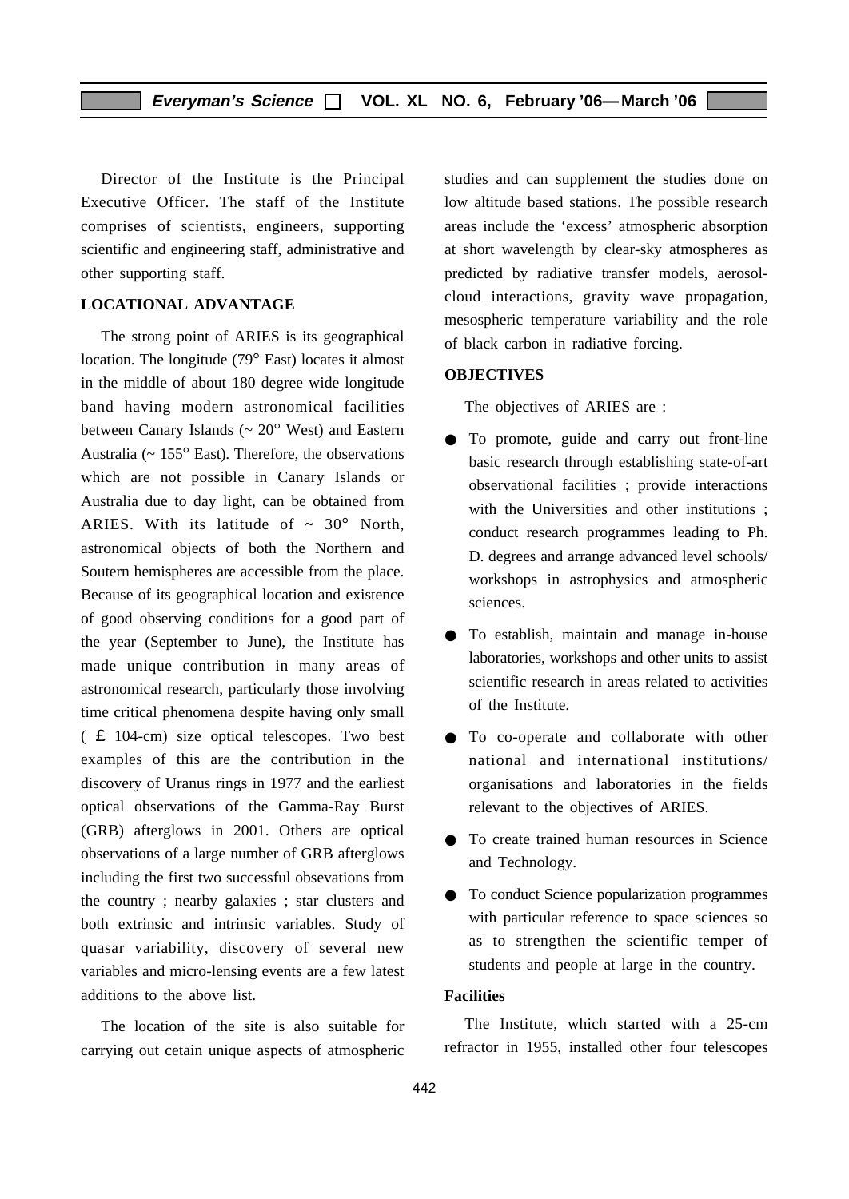Director of the Institute is the Principal Executive Officer. The staff of the Institute comprises of scientists, engineers, supporting scientific and engineering staff, administrative and other supporting staff.

## LOCATIONAL ADVANTAGE

The strong point of ARIES is its geographical location. The longitude (79° East) locates it almost in the middle of about 180 degree wide longitude band having modern astronomical facilities between Canary Islands (~ 20° West) and Eastern Australia (~ 155° East). Therefore, the observations which are not possible in Canary Islands or Australia due to day light, can be obtained from ARIES. With its latitude of ~ 30° North, astronomical objects of both the Northern and Soutern hemispheres are accessible from the place. Because of its geographical location and existence of good observing conditions for a good part of the year (September to June), the Institute has made unique contribution in many areas of astronomical research, particularly those involving time critical phenomena despite having only small ( £ 104-cm) size optical telescopes. Two best examples of this are the contribution in the discovery of Uranus rings in 1977 and the earliest optical observations of the Gamma-Ray Burst (GRB) afterglows in 2001. Others are optical observations of a large number of GRB afterglows including the first two successful obsevations from the country ; nearby galaxies ; star clusters and both extrinsic and intrinsic variables. Study of quasar variability, discovery of several new variables and micro-lensing events are a few latest additions to the above list.

The location of the site is also suitable for carrying out cetain unique aspects of atmospheric studies and can supplement the studies done on low altitude based stations. The possible research areas include the 'excess' atmospheric absorption at short wavelength by clear-sky atmospheres as predicted by radiative transfer models, aerosol-cloud interactions, gravity wave propagation, mesospheric temperature variability and the role of black carbon in radiative forcing.

## OBJECTIVES

The objectives of ARIES are :

- To promote, guide and carry out front-line basic research through establishing state-of-art observational facilities ; provide interactions with the Universities and other institutions ; conduct research programmes leading to Ph. D. degrees and arrange advanced level schools/ workshops in astrophysics and atmospheric sciences.
- To establish, maintain and manage in-house laboratories, workshops and other units to assist scientific research in areas related to activities of the Institute.
- To co-operate and collaborate with other national and international institutions/ organisations and laboratories in the fields relevant to the objectives of ARIES.
- To create trained human resources in Science and Technology.
- To conduct Science popularization programmes with particular reference to space sciences so as to strengthen the scientific temper of students and people at large in the country.

### Facilities

The Institute, which started with a 25-cm refractor in 1955, installed other four telescopes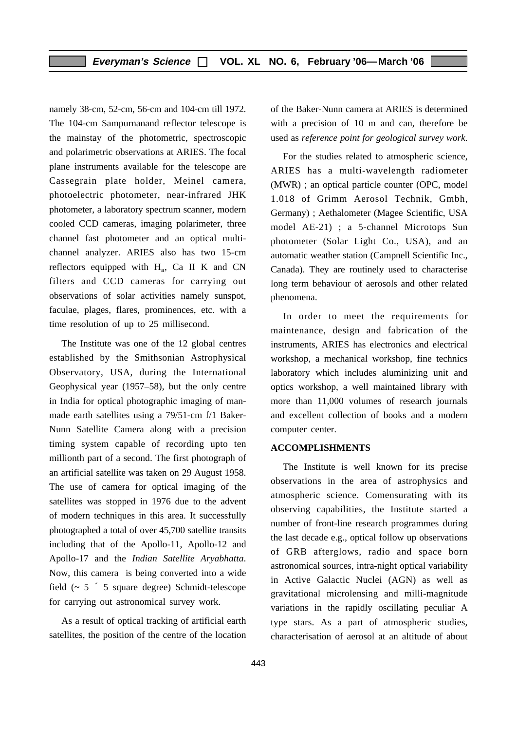namely 38-cm, 52-cm, 56-cm and 104-cm till 1972. The 104-cm Sampurnanand reflector telescope is the mainstay of the photometric, spectroscopic and polarimetric observations at ARIES. The focal plane instruments available for the telescope are Cassegrain plate holder, Meinel camera, photoelectric photometer, near-infrared JHK photometer, a laboratory spectrum scanner, modern cooled CCD cameras, imaging polarimeter, three channel fast photometer and an optical multi-channel analyzer. ARIES also has two 15-cm reflectors equipped with $H_a$, Ca II K and CN filters and CCD cameras for carrying out observations of solar activities namely sunspot, faculae, plages, flares, prominences, etc. with a time resolution of up to 25 millisecond.

The Institute was one of the 12 global centres established by the Smithsonian Astrophysical Observatory, USA, during the International Geophysical year (1957–58), but the only centre in India for optical photographic imaging of man-made earth satellites using a 79/51-cm f/1 Baker-Nunn Satellite Camera along with a precision timing system capable of recording upto ten millionth part of a second. The first photograph of an artificial satellite was taken on 29 August 1958. The use of camera for optical imaging of the satellites was stopped in 1976 due to the advent of modern techniques in this area. It successfully photographed a total of over 45,700 satellite transits including that of the Apollo-11, Apollo-12 and Apollo-17 and the *Indian Satellite Aryabhatta*. Now, this camera is being converted into a wide field (~ 5 ´ 5 square degree) Schmidt-telescope for carrying out astronomical survey work.

As a result of optical tracking of artificial earth satellites, the position of the centre of the location of the Baker-Nunn camera at ARIES is determined with a precision of 10 m and can, therefore be used as *reference point for geological survey work.*

For the studies related to atmospheric science, ARIES has a multi-wavelength radiometer (MWR) ; an optical particle counter (OPC, model 1.018 of Grimm Aerosol Technik, Gmbh, Germany) ; Aethalometer (Magee Scientific, USA model AE-21) ; a 5-channel Microtops Sun photometer (Solar Light Co., USA), and an automatic weather station (Campnell Scientific Inc., Canada). They are routinely used to characterise long term behaviour of aerosols and other related phenomena.

In order to meet the requirements for maintenance, design and fabrication of the instruments, ARIES has electronics and electrical workshop, a mechanical workshop, fine technics laboratory which includes aluminizing unit and optics workshop, a well maintained library with more than 11,000 volumes of research journals and excellent collection of books and a modern computer center.

## ACCOMPLISHMENTS

The Institute is well known for its precise observations in the area of astrophysics and atmospheric science. Comensurating with its observing capabilities, the Institute started a number of front-line research programmes during the last decade e.g., optical follow up observations of GRB afterglows, radio and space born astronomical sources, intra-night optical variability in Active Galactic Nuclei (AGN) as well as gravitational microlensing and milli-magnitude variations in the rapidly oscillating peculiar A type stars. As a part of atmospheric studies, characterisation of aerosol at an altitude of about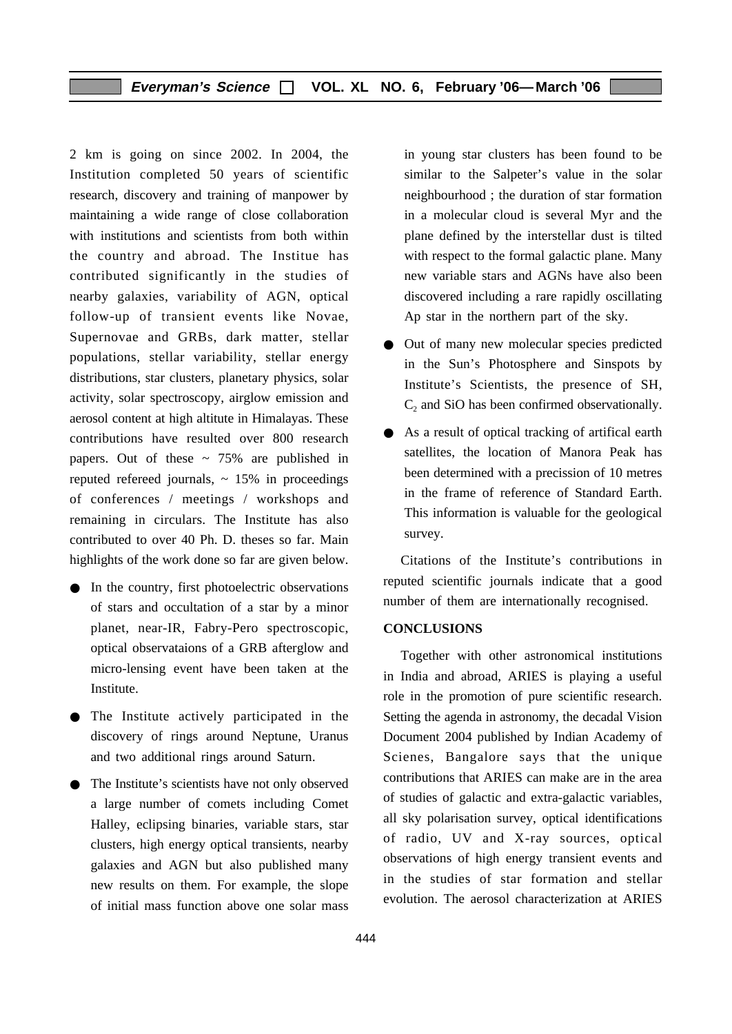2 km is going on since 2002. In 2004, the Institution completed 50 years of scientific research, discovery and training of manpower by maintaining a wide range of close collaboration with institutions and scientists from both within the country and abroad. The Institue has contributed significantly in the studies of nearby galaxies, variability of AGN, optical follow-up of transient events like Novae, Supernovae and GRBs, dark matter, stellar populations, stellar variability, stellar energy distributions, star clusters, planetary physics, solar activity, solar spectroscopy, airglow emission and aerosol content at high altitute in Himalayas. These contributions have resulted over 800 research papers. Out of these ~ 75% are published in reputed refereed journals, ~ 15% in proceedings of conferences / meetings / workshops and remaining in circulars. The Institute has also contributed to over 40 Ph. D. theses so far. Main highlights of the work done so far are given below.

- In the country, first photoelectric observations of stars and occultation of a star by a minor planet, near-IR, Fabry-Pero spectroscopic, optical observataions of a GRB afterglow and micro-lensing event have been taken at the Institute.
- The Institute actively participated in the discovery of rings around Neptune, Uranus and two additional rings around Saturn.
- The Institute's scientists have not only observed a large number of comets including Comet Halley, eclipsing binaries, variable stars, star clusters, high energy optical transients, nearby galaxies and AGN but also published many new results on them. For example, the slope of initial mass function above one solar mass in young star clusters has been found to be similar to the Salpeter's value in the solar neighbourhood ; the duration of star formation in a molecular cloud is several Myr and the plane defined by the interstellar dust is tilted with respect to the formal galactic plane. Many new variable stars and AGNs have also been discovered including a rare rapidly oscillating Ap star in the northern part of the sky.
- Out of many new molecular species predicted in the Sun's Photosphere and Sinspots by Institute's Scientists, the presence of SH, $C_2$ and SiO has been confirmed observationally.
- As a result of optical tracking of artifical earth satellites, the location of Manora Peak has been determined with a precission of 10 metres in the frame of reference of Standard Earth. This information is valuable for the geological survey.

Citations of the Institute's contributions in reputed scientific journals indicate that a good number of them are internationally recognised.

## CONCLUSIONS

Together with other astronomical institutions in India and abroad, ARIES is playing a useful role in the promotion of pure scientific research. Setting the agenda in astronomy, the decadal Vision Document 2004 published by Indian Academy of Scienes, Bangalore says that the unique contributions that ARIES can make are in the area of studies of galactic and extra-galactic variables, all sky polarisation survey, optical identifications of radio, UV and X-ray sources, optical observations of high energy transient events and in the studies of star formation and stellar evolution. The aerosol characterization at ARIES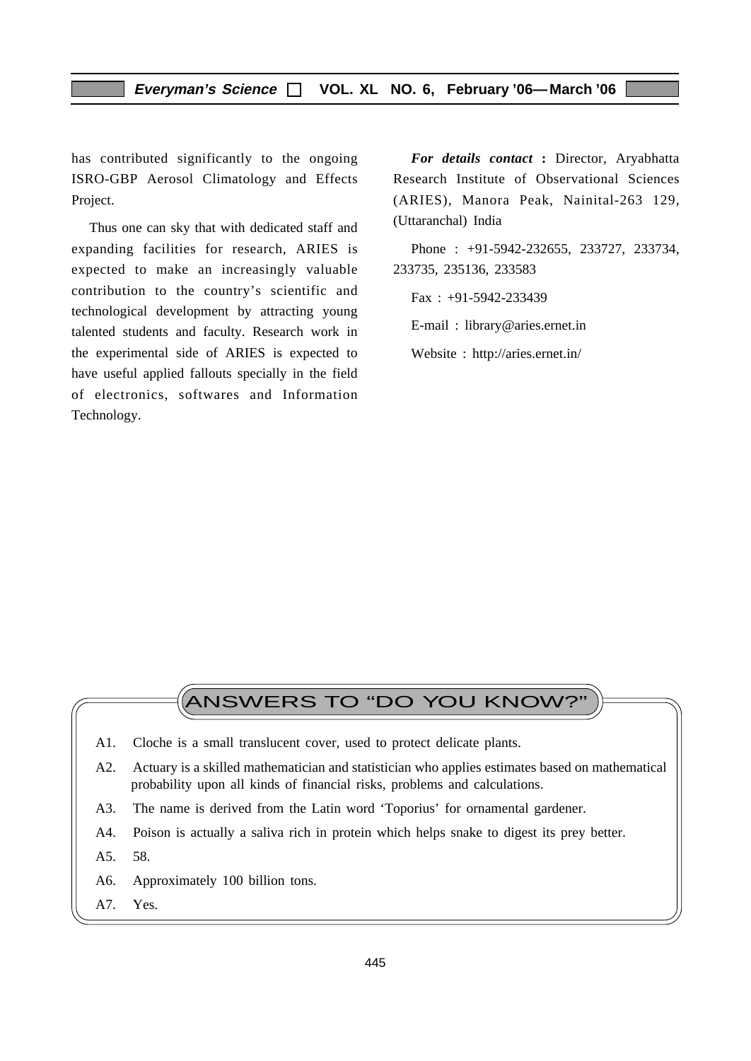has contributed significantly to the ongoing ISRO-GBP Aerosol Climatology and Effects Project.

Thus one can sky that with dedicated staff and expanding facilities for research, ARIES is expected to make an increasingly valuable contribution to the country's scientific and technological development by attracting young talented students and faculty. Research work in the experimental side of ARIES is expected to have useful applied fallouts specially in the field of electronics, softwares and Information Technology.

***For details contact*** **:** Director, Aryabhatta Research Institute of Observational Sciences (ARIES), Manora Peak, Nainital-263 129, (Uttaranchal) India

Phone : +91-5942-232655, 233727, 233734, 233735, 235136, 233583

Fax : +91-5942-233439

E-mail : library@aries.ernet.in

Website : http://aries.ernet.in/

## ANSWERS TO "DO YOU KNOW?"

A1. Cloche is a small translucent cover, used to protect delicate plants.

A2. Actuary is a skilled mathematician and statistician who applies estimates based on mathematical probability upon all kinds of financial risks, problems and calculations.

A3. The name is derived from the Latin word 'Toporius' for ornamental gardener.

A4. Poison is actually a saliva rich in protein which helps snake to digest its prey better.

A5. 58.

A6. Approximately 100 billion tons.

A7. Yes.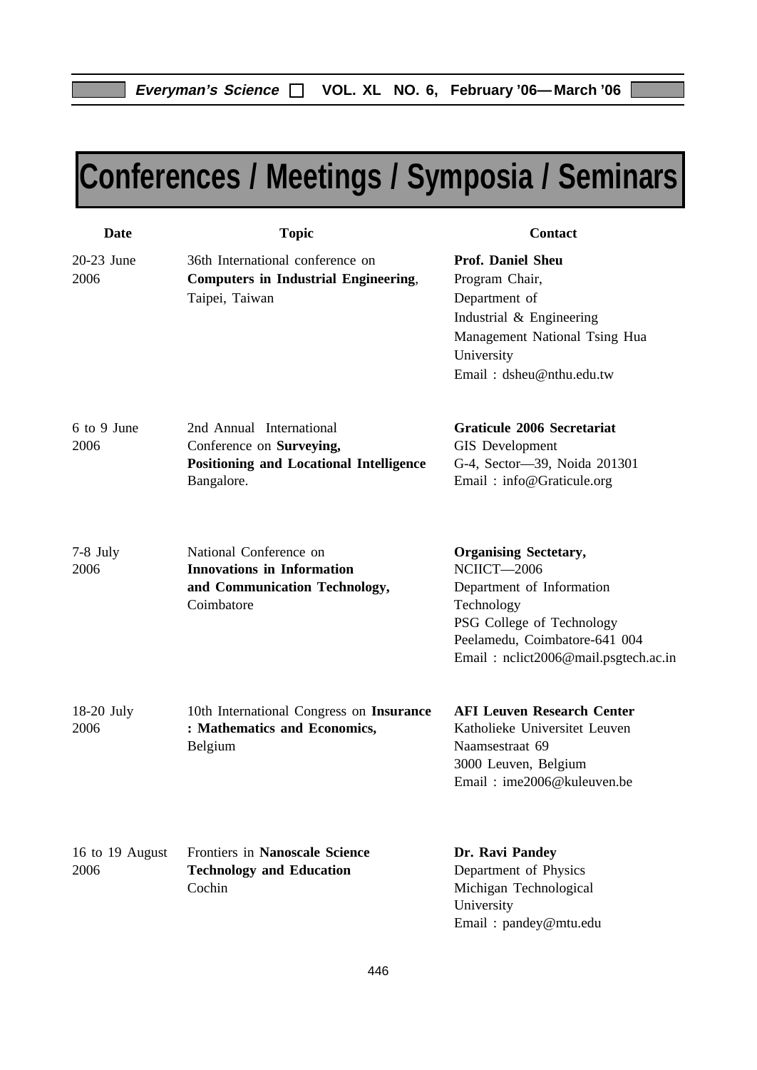# Conferences / Meetings / Symposia / Seminars

| Date | Topic | Contact |
|---|---|---|
| 20-23 June 2006 | 36th International conference on **Computers in Industrial Engineering**, Taipei, Taiwan | **Prof. Daniel Sheu** Program Chair, Department of Industrial & Engineering Management National Tsing Hua University Email : dsheu@nthu.edu.tw |
| 6 to 9 June 2006 | 2nd Annual International Conference on **Surveying, Positioning and Locational Intelligence** Bangalore. | **Graticule 2006 Secretariat** GIS Development G-4, Sector—39, Noida 201301 Email : info@Graticule.org |
| 7-8 July 2006 | National Conference on **Innovations in Information and Communication Technology,** Coimbatore | **Organising Sectetary,** NCIICT—2006 Department of Information Technology PSG College of Technology Peelamedu, Coimbatore-641 004 Email : nclict2006@mail.psgtech.ac.in |
| 18-20 July 2006 | 10th International Congress on **Insurance : Mathematics and Economics,** Belgium | **AFI Leuven Research Center** Katholieke Universitet Leuven Naamsestraat 69 3000 Leuven, Belgium Email : ime2006@kuleuven.be |
| 16 to 19 August 2006 | Frontiers in **Nanoscale Science Technology and Education** Cochin | **Dr. Ravi Pandey** Department of Physics Michigan Technological University Email : pandey@mtu.edu |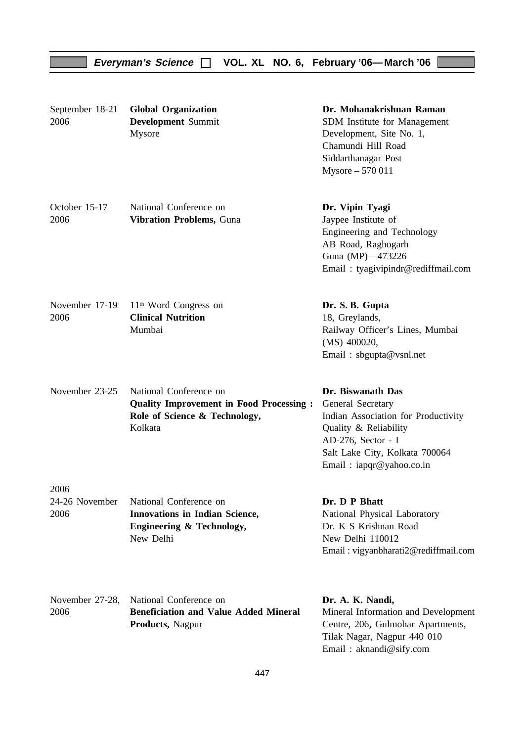| | | |
|---|---|---|
| September 18-21 2006 | **Global Organization Development** Summit Mysore | **Dr. Mohanakrishnan Raman** SDM Institute for Management Development, Site No. 1, Chamundi Hill Road Siddarthanagar Post Mysore – 570 011 |
| October 15-17 2006 | National Conference on **Vibration Problems,** Guna | **Dr. Vipin Tyagi** Jaypee Institute of Engineering and Technology AB Road, Raghogarh Guna (MP)—473226 Email : tyagivipindr@rediffmail.com |
| November 17-19 2006 | 11th Word Congress on **Clinical Nutrition** Mumbai | **Dr. S. B. Gupta** 18, Greylands, Railway Officer's Lines, Mumbai (MS) 400020, Email : sbgupta@vsnl.net |
| November 23-25 | National Conference on **Quality Improvement in Food Processing : Role of Science & Technology,** Kolkata | **Dr. Biswanath Das** General Secretary Indian Association for Productivity Quality & Reliability AD-276, Sector - I Salt Lake City, Kolkata 700064 Email : iapqr@yahoo.co.in |
| 2006 24-26 November 2006 | National Conference on **Innovations in Indian Science, Engineering & Technology,** New Delhi | **Dr. D P Bhatt** National Physical Laboratory Dr. K S Krishnan Road New Delhi 110012 Email : vigyanbharati2@rediffmail.com |
| November 27-28, 2006 | National Conference on **Beneficiation and Value Added Mineral Products,** Nagpur | **Dr. A. K. Nandi,** Mineral Information and Development Centre, 206, Gulmohar Apartments, Tilak Nagar, Nagpur 440 010 Email : aknandi@sify.com |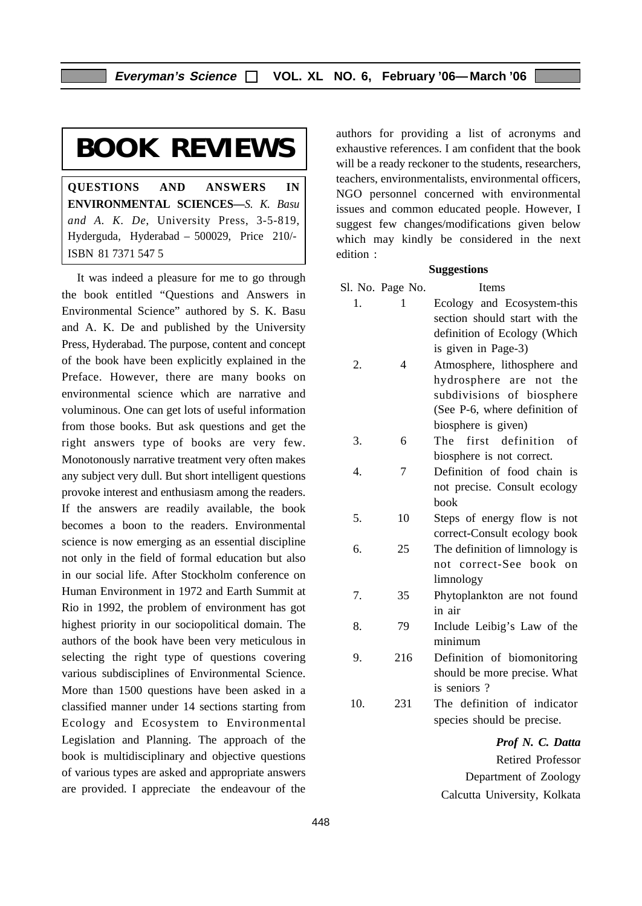# BOOK REVIEWS

**QUESTIONS AND ANSWERS IN ENVIRONMENTAL SCIENCES—***S. K. Basu and A. K. De*, University Press, 3-5-819, Hyderguda, Hyderabad – 500029, Price 210/- ISBN 81 7371 547 5

It was indeed a pleasure for me to go through the book entitled "Questions and Answers in Environmental Science" authored by S. K. Basu and A. K. De and published by the University Press, Hyderabad. The purpose, content and concept of the book have been explicitly explained in the Preface. However, there are many books on environmental science which are narrative and voluminous. One can get lots of useful information from those books. But ask questions and get the right answers type of books are very few. Monotonously narrative treatment very often makes any subject very dull. But short intelligent questions provoke interest and enthusiasm among the readers. If the answers are readily available, the book becomes a boon to the readers. Environmental science is now emerging as an essential discipline not only in the field of formal education but also in our social life. After Stockholm conference on Human Environment in 1972 and Earth Summit at Rio in 1992, the problem of environment has got highest priority in our sociopolitical domain. The authors of the book have been very meticulous in selecting the right type of questions covering various subdisciplines of Environmental Science. More than 1500 questions have been asked in a classified manner under 14 sections starting from Ecology and Ecosystem to Environmental Legislation and Planning. The approach of the book is multidisciplinary and objective questions of various types are asked and appropriate answers are provided. I appreciate the endeavour of the authors for providing a list of acronyms and exhaustive references. I am confident that the book will be a ready reckoner to the students, researchers, teachers, environmentalists, environmental officers, NGO personnel concerned with environmental issues and common educated people. However, I suggest few changes/modifications given below which may kindly be considered in the next edition :

**Suggestions**

| Sl. No. | Page No. | Items |
|---|---|---|
| 1. | 1 | Ecology and Ecosystem-this section should start with the definition of Ecology (Which is given in Page-3) |
| 2. | 4 | Atmosphere, lithosphere and hydrosphere are not the subdivisions of biosphere (See P-6, where definition of biosphere is given) |
| 3. | 6 | The first definition of biosphere is not correct. |
| 4. | 7 | Definition of food chain is not precise. Consult ecology book |
| 5. | 10 | Steps of energy flow is not correct-Consult ecology book |
| 6. | 25 | The definition of limnology is not correct-See book on limnology |
| 7. | 35 | Phytoplankton are not found in air |
| 8. | 79 | Include Leibig's Law of the minimum |
| 9. | 216 | Definition of biomonitoring should be more precise. What is seniors ? |
| 10. | 231 | The definition of indicator species should be precise. |

***Prof N. C. Datta***
Retired Professor
Department of Zoology
Calcutta University, Kolkata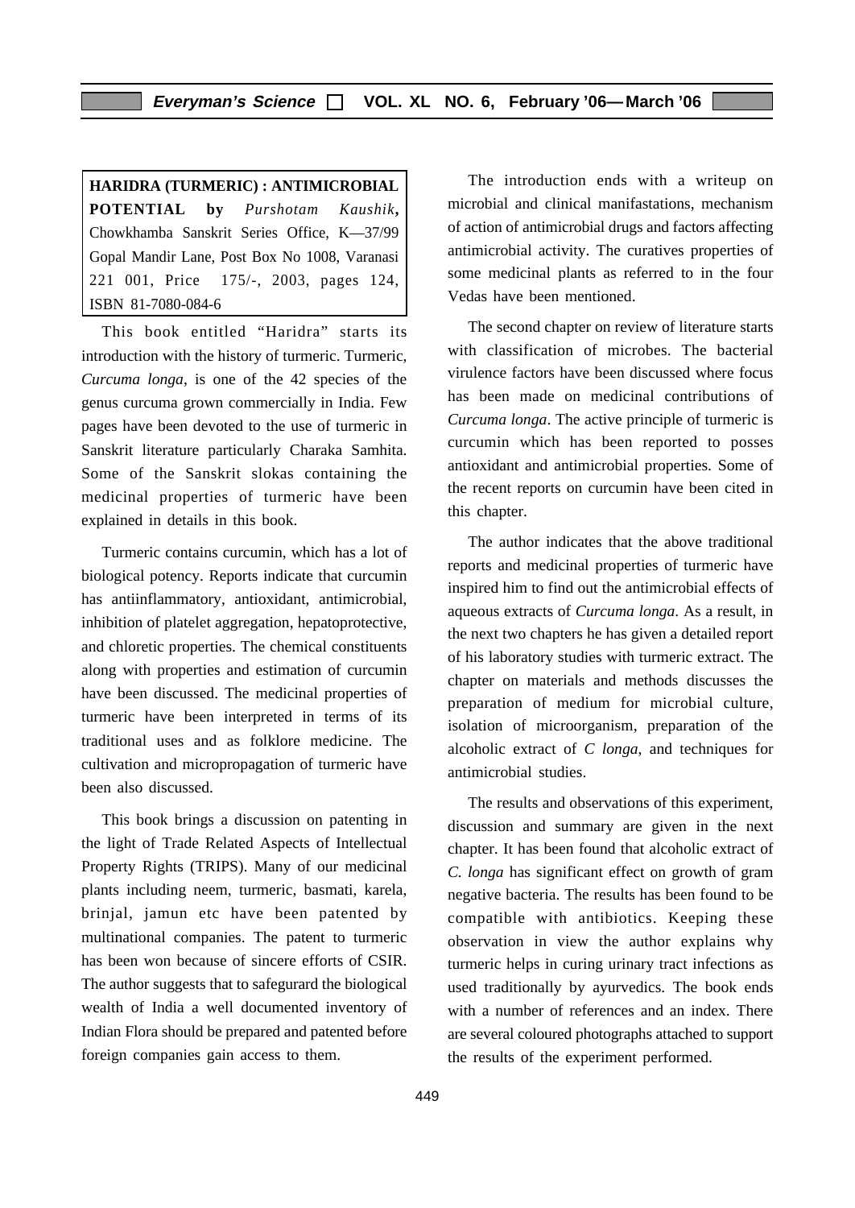**HARIDRA (TURMERIC) : ANTIMICROBIAL POTENTIAL by** *Purshotam Kaushik***,** Chowkhamba Sanskrit Series Office, K—37/99 Gopal Mandir Lane, Post Box No 1008, Varanasi 221 001, Price 175/-, 2003, pages 124, ISBN 81-7080-084-6

This book entitled "Haridra" starts its introduction with the history of turmeric. Turmeric, *Curcuma longa*, is one of the 42 species of the genus curcuma grown commercially in India. Few pages have been devoted to the use of turmeric in Sanskrit literature particularly Charaka Samhita. Some of the Sanskrit slokas containing the medicinal properties of turmeric have been explained in details in this book.

Turmeric contains curcumin, which has a lot of biological potency. Reports indicate that curcumin has antiinflammatory, antioxidant, antimicrobial, inhibition of platelet aggregation, hepatoprotective, and chloretic properties. The chemical constituents along with properties and estimation of curcumin have been discussed. The medicinal properties of turmeric have been interpreted in terms of its traditional uses and as folklore medicine. The cultivation and micropropagation of turmeric have been also discussed.

This book brings a discussion on patenting in the light of Trade Related Aspects of Intellectual Property Rights (TRIPS). Many of our medicinal plants including neem, turmeric, basmati, karela, brinjal, jamun etc have been patented by multinational companies. The patent to turmeric has been won because of sincere efforts of CSIR. The author suggests that to safegurard the biological wealth of India a well documented inventory of Indian Flora should be prepared and patented before foreign companies gain access to them.

The introduction ends with a writeup on microbial and clinical manifastations, mechanism of action of antimicrobial drugs and factors affecting antimicrobial activity. The curatives properties of some medicinal plants as referred to in the four Vedas have been mentioned.

The second chapter on review of literature starts with classification of microbes. The bacterial virulence factors have been discussed where focus has been made on medicinal contributions of *Curcuma longa*. The active principle of turmeric is curcumin which has been reported to posses antioxidant and antimicrobial properties. Some of the recent reports on curcumin have been cited in this chapter.

The author indicates that the above traditional reports and medicinal properties of turmeric have inspired him to find out the antimicrobial effects of aqueous extracts of *Curcuma longa*. As a result, in the next two chapters he has given a detailed report of his laboratory studies with turmeric extract. The chapter on materials and methods discusses the preparation of medium for microbial culture, isolation of microorganism, preparation of the alcoholic extract of *C longa*, and techniques for antimicrobial studies.

The results and observations of this experiment, discussion and summary are given in the next chapter. It has been found that alcoholic extract of *C. longa* has significant effect on growth of gram negative bacteria. The results has been found to be compatible with antibiotics. Keeping these observation in view the author explains why turmeric helps in curing urinary tract infections as used traditionally by ayurvedics. The book ends with a number of references and an index. There are several coloured photographs attached to support the results of the experiment performed.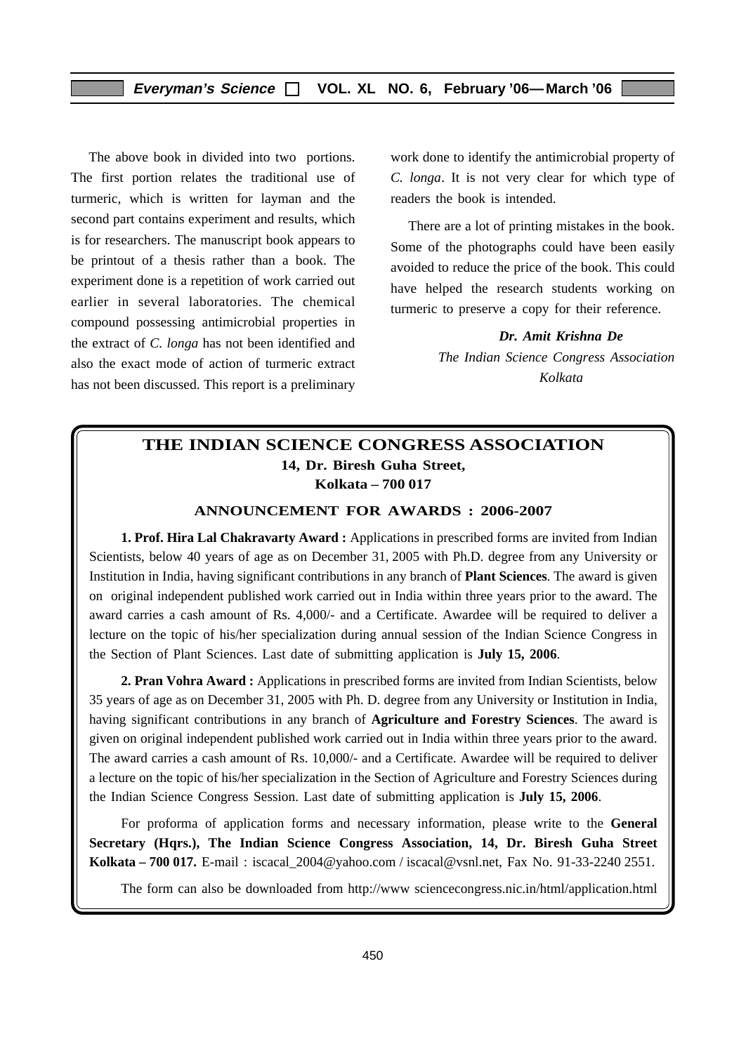The above book in divided into two portions. The first portion relates the traditional use of turmeric, which is written for layman and the second part contains experiment and results, which is for researchers. The manuscript book appears to be printout of a thesis rather than a book. The experiment done is a repetition of work carried out earlier in several laboratories. The chemical compound possessing antimicrobial properties in the extract of *C. longa* has not been identified and also the exact mode of action of turmeric extract has not been discussed. This report is a preliminary work done to identify the antimicrobial property of *C. longa*. It is not very clear for which type of readers the book is intended.

There are a lot of printing mistakes in the book. Some of the photographs could have been easily avoided to reduce the price of the book. This could have helped the research students working on turmeric to preserve a copy for their reference.

***Dr. Amit Krishna De***
*The Indian Science Congress Association*
*Kolkata*

## THE INDIAN SCIENCE CONGRESS ASSOCIATION

**14, Dr. Biresh Guha Street,**
**Kolkata – 700 017**

### ANNOUNCEMENT FOR AWARDS : 2006-2007

**1. Prof. Hira Lal Chakravarty Award :** Applications in prescribed forms are invited from Indian Scientists, below 40 years of age as on December 31, 2005 with Ph.D. degree from any University or Institution in India, having significant contributions in any branch of **Plant Sciences**. The award is given on original independent published work carried out in India within three years prior to the award. The award carries a cash amount of Rs. 4,000/- and a Certificate. Awardee will be required to deliver a lecture on the topic of his/her specialization during annual session of the Indian Science Congress in the Section of Plant Sciences. Last date of submitting application is **July 15, 2006**.

**2. Pran Vohra Award :** Applications in prescribed forms are invited from Indian Scientists, below 35 years of age as on December 31, 2005 with Ph. D. degree from any University or Institution in India, having significant contributions in any branch of **Agriculture and Forestry Sciences**. The award is given on original independent published work carried out in India within three years prior to the award. The award carries a cash amount of Rs. 10,000/- and a Certificate. Awardee will be required to deliver a lecture on the topic of his/her specialization in the Section of Agriculture and Forestry Sciences during the Indian Science Congress Session. Last date of submitting application is **July 15, 2006**.

For proforma of application forms and necessary information, please write to the **General Secretary (Hqrs.), The Indian Science Congress Association, 14, Dr. Biresh Guha Street Kolkata – 700 017.** E-mail : iscacal_2004@yahoo.com / iscacal@vsnl.net, Fax No. 91-33-2240 2551.

The form can also be downloaded from http://www sciencecongress.nic.in/html/application.html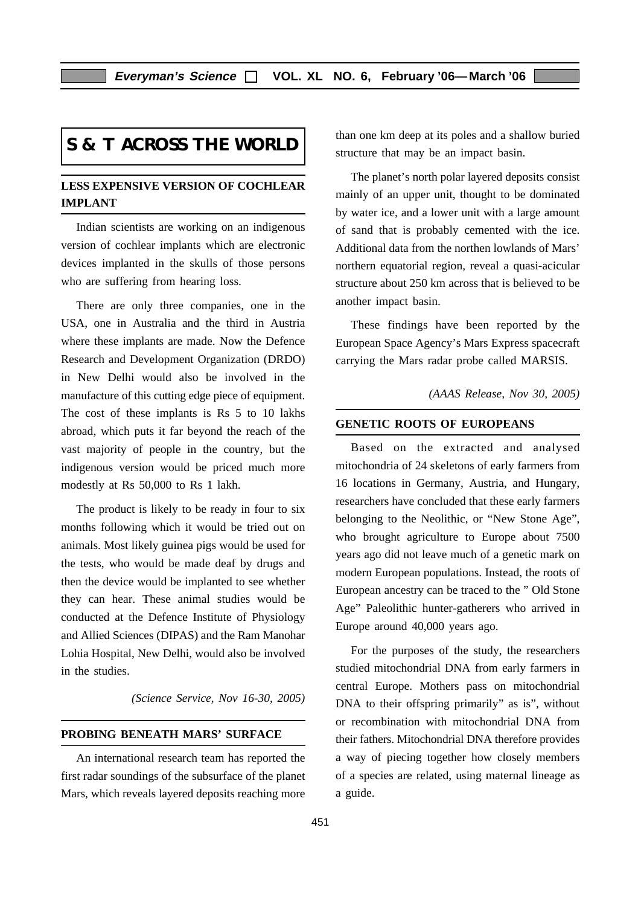# S & T ACROSS THE WORLD

## LESS EXPENSIVE VERSION OF COCHLEAR IMPLANT

Indian scientists are working on an indigenous version of cochlear implants which are electronic devices implanted in the skulls of those persons who are suffering from hearing loss.

There are only three companies, one in the USA, one in Australia and the third in Austria where these implants are made. Now the Defence Research and Development Organization (DRDO) in New Delhi would also be involved in the manufacture of this cutting edge piece of equipment. The cost of these implants is Rs 5 to 10 lakhs abroad, which puts it far beyond the reach of the vast majority of people in the country, but the indigenous version would be priced much more modestly at Rs 50,000 to Rs 1 lakh.

The product is likely to be ready in four to six months following which it would be tried out on animals. Most likely guinea pigs would be used for the tests, who would be made deaf by drugs and then the device would be implanted to see whether they can hear. These animal studies would be conducted at the Defence Institute of Physiology and Allied Sciences (DIPAS) and the Ram Manohar Lohia Hospital, New Delhi, would also be involved in the studies.

*(Science Service, Nov 16-30, 2005)*

## PROBING BENEATH MARS' SURFACE

An international research team has reported the first radar soundings of the subsurface of the planet Mars, which reveals layered deposits reaching more than one km deep at its poles and a shallow buried structure that may be an impact basin.

The planet's north polar layered deposits consist mainly of an upper unit, thought to be dominated by water ice, and a lower unit with a large amount of sand that is probably cemented with the ice. Additional data from the northen lowlands of Mars' northern equatorial region, reveal a quasi-acicular structure about 250 km across that is believed to be another impact basin.

These findings have been reported by the European Space Agency's Mars Express spacecraft carrying the Mars radar probe called MARSIS.

*(AAAS Release, Nov 30, 2005)*

## GENETIC ROOTS OF EUROPEANS

Based on the extracted and analysed mitochondria of 24 skeletons of early farmers from 16 locations in Germany, Austria, and Hungary, researchers have concluded that these early farmers belonging to the Neolithic, or "New Stone Age", who brought agriculture to Europe about 7500 years ago did not leave much of a genetic mark on modern European populations. Instead, the roots of European ancestry can be traced to the " Old Stone Age" Paleolithic hunter-gatherers who arrived in Europe around 40,000 years ago.

For the purposes of the study, the researchers studied mitochondrial DNA from early farmers in central Europe. Mothers pass on mitochondrial DNA to their offspring primarily" as is", without or recombination with mitochondrial DNA from their fathers. Mitochondrial DNA therefore provides a way of piecing together how closely members of a species are related, using maternal lineage as a guide.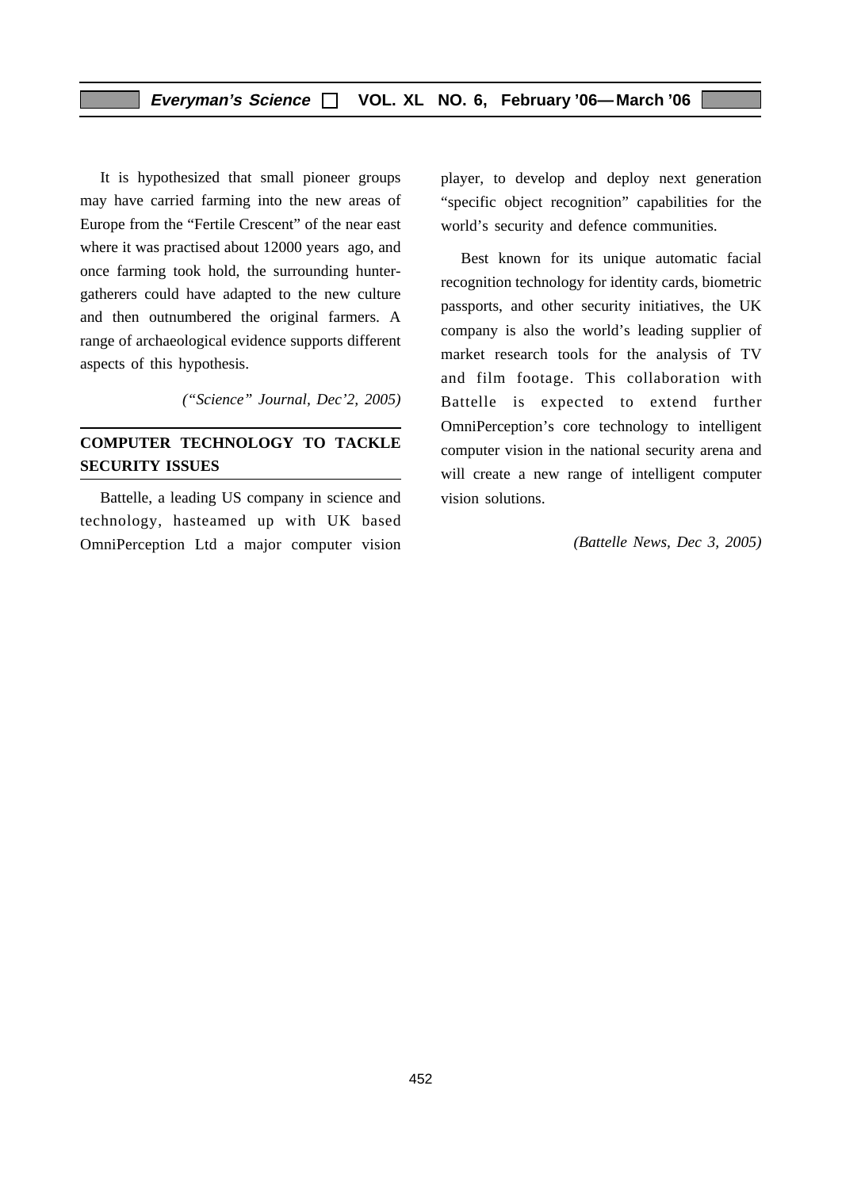It is hypothesized that small pioneer groups may have carried farming into the new areas of Europe from the "Fertile Crescent" of the near east where it was practised about 12000 years ago, and once farming took hold, the surrounding hunter-gatherers could have adapted to the new culture and then outnumbered the original farmers. A range of archaeological evidence supports different aspects of this hypothesis.

*("Science" Journal, Dec'2, 2005)*

## COMPUTER TECHNOLOGY TO TACKLE SECURITY ISSUES

Battelle, a leading US company in science and technology, hasteamed up with UK based OmniPerception Ltd a major computer vision player, to develop and deploy next generation "specific object recognition" capabilities for the world's security and defence communities.

Best known for its unique automatic facial recognition technology for identity cards, biometric passports, and other security initiatives, the UK company is also the world's leading supplier of market research tools for the analysis of TV and film footage. This collaboration with Battelle is expected to extend further OmniPerception's core technology to intelligent computer vision in the national security arena and will create a new range of intelligent computer vision solutions.

*(Battelle News, Dec 3, 2005)*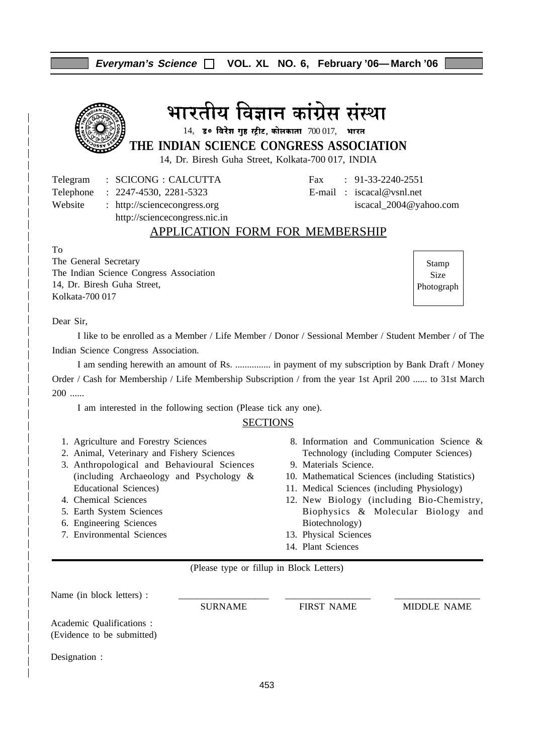# भारतीय विज्ञान कांग्रेस संस्था

14, डॉ० विरेश गुह स्ट्रीट, कोलकाता 700 017, भारत

## THE INDIAN SCIENCE CONGRESS ASSOCIATION

14, Dr. Biresh Guha Street, Kolkata-700 017, INDIA

Telegram : SCICONG : CALCUTTA
Telephone : 2247-4530, 2281-5323
Website : http://sciencecongress.org
http://sciencecongress.nic.in

Fax : 91-33-2240-2551
E-mail : iscacal@vsnl.net
iscacal_2004@yahoo.com

## APPLICATION FORM FOR MEMBERSHIP

To
The General Secretary
The Indian Science Congress Association
14, Dr. Biresh Guha Street,
Kolkata-700 017

Stamp Size Photograph

Dear Sir,

I like to be enrolled as a Member / Life Member / Donor / Sessional Member / Student Member / of The Indian Science Congress Association.

I am sending herewith an amount of Rs. ............... in payment of my subscription by Bank Draft / Money Order / Cash for Membership / Life Membership Subscription / from the year 1st April 200 ...... to 31st March 200 ......

I am interested in the following section (Please tick any one).

### SECTIONS

1. Agriculture and Forestry Sciences
2. Animal, Veterinary and Fishery Sciences
3. Anthropological and Behavioural Sciences (including Archaeology and Psychology & Educational Sciences)
4. Chemical Sciences
5. Earth System Sciences
6. Engineering Sciences
7. Environmental Sciences
8. Information and Communication Science & Technology (including Computer Sciences)
9. Materials Science.
10. Mathematical Sciences (including Statistics)
11. Medical Sciences (including Physiology)
12. New Biology (including Bio-Chemistry, Biophysics & Molecular Biology and Biotechnology)
13. Physical Sciences
14. Plant Sciences

(Please type or fillup in Block Letters)

Name (in block letters) : ________________ ________________ ________________
SURNAME FIRST NAME MIDDLE NAME

Academic Qualifications :
(Evidence to be submitted)

Designation :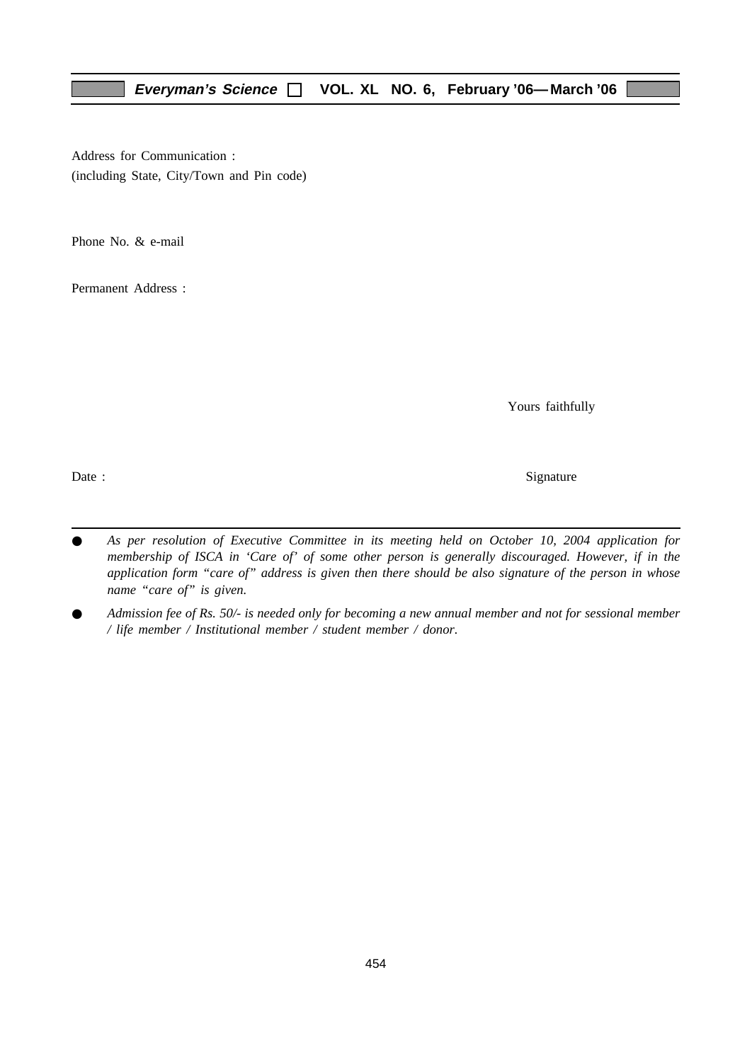Address for Communication :
(including State, City/Town and Pin code)

Phone No. & e-mail

Permanent Address :

Yours faithfully

Date : Signature

---

- *As per resolution of Executive Committee in its meeting held on October 10, 2004 application for membership of ISCA in 'Care of' of some other person is generally discouraged. However, if in the application form "care of" address is given then there should be also signature of the person in whose name "care of" is given.*
- *Admission fee of Rs. 50/- is needed only for becoming a new annual member and not for sessional member / life member / Institutional member / student member / donor.*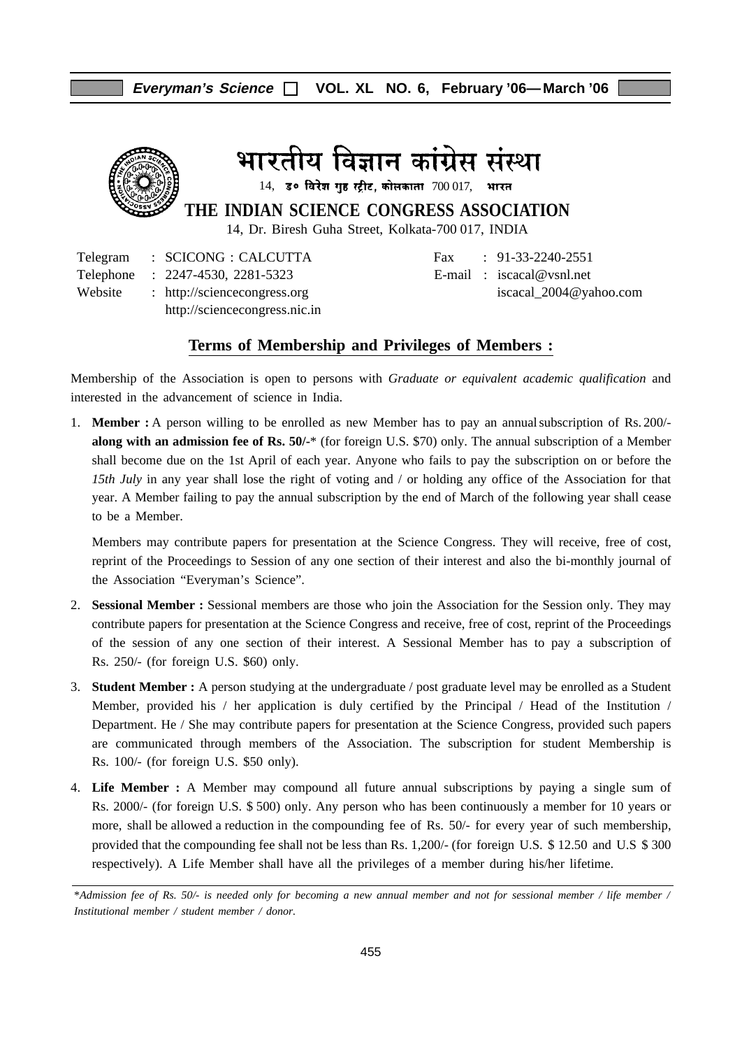# भारतीय विज्ञान कांग्रेस संस्था

14, डॉ० विरेश गुह स्ट्रीट, कोलकाता 700 017, भारत

## THE INDIAN SCIENCE CONGRESS ASSOCIATION

14, Dr. Biresh Guha Street, Kolkata-700 017, INDIA

Telegram : SCICONG : CALCUTTA
Telephone : 2247-4530, 2281-5323
Website : http://sciencecongress.org
http://sciencecongress.nic.in

Fax : 91-33-2240-2551
E-mail : iscacal@vsnl.net
iscacal_2004@yahoo.com

## Terms of Membership and Privileges of Members :

Membership of the Association is open to persons with *Graduate or equivalent academic qualification* and interested in the advancement of science in India.

1. **Member :** A person willing to be enrolled as new Member has to pay an annual subscription of Rs. 200/- **along with an admission fee of Rs. 50/-**\* (for foreign U.S. $70) only. The annual subscription of a Member shall become due on the 1st April of each year. Anyone who fails to pay the subscription on or before the *15th July* in any year shall lose the right of voting and / or holding any office of the Association for that year. A Member failing to pay the annual subscription by the end of March of the following year shall cease to be a Member.

   Members may contribute papers for presentation at the Science Congress. They will receive, free of cost, reprint of the Proceedings to Session of any one section of their interest and also the bi-monthly journal of the Association "Everyman's Science".

2. **Sessional Member :** Sessional members are those who join the Association for the Session only. They may contribute papers for presentation at the Science Congress and receive, free of cost, reprint of the Proceedings of the session of any one section of their interest. A Sessional Member has to pay a subscription of Rs. 250/- (for foreign U.S. $60) only.

3. **Student Member :** A person studying at the undergraduate / post graduate level may be enrolled as a Student Member, provided his / her application is duly certified by the Principal / Head of the Institution / Department. He / She may contribute papers for presentation at the Science Congress, provided such papers are communicated through members of the Association. The subscription for student Membership is Rs. 100/- (for foreign U.S. $50 only).

4. **Life Member :** A Member may compound all future annual subscriptions by paying a single sum of Rs. 2000/- (for foreign U.S. $ 500) only. Any person who has been continuously a member for 10 years or more, shall be allowed a reduction in the compounding fee of Rs. 50/- for every year of such membership, provided that the compounding fee shall not be less than Rs. 1,200/- (for foreign U.S. $ 12.50 and U.S $ 300 respectively). A Life Member shall have all the privileges of a member during his/her lifetime.

---

\**Admission fee of Rs. 50/- is needed only for becoming a new annual member and not for sessional member / life member / Institutional member / student member / donor.*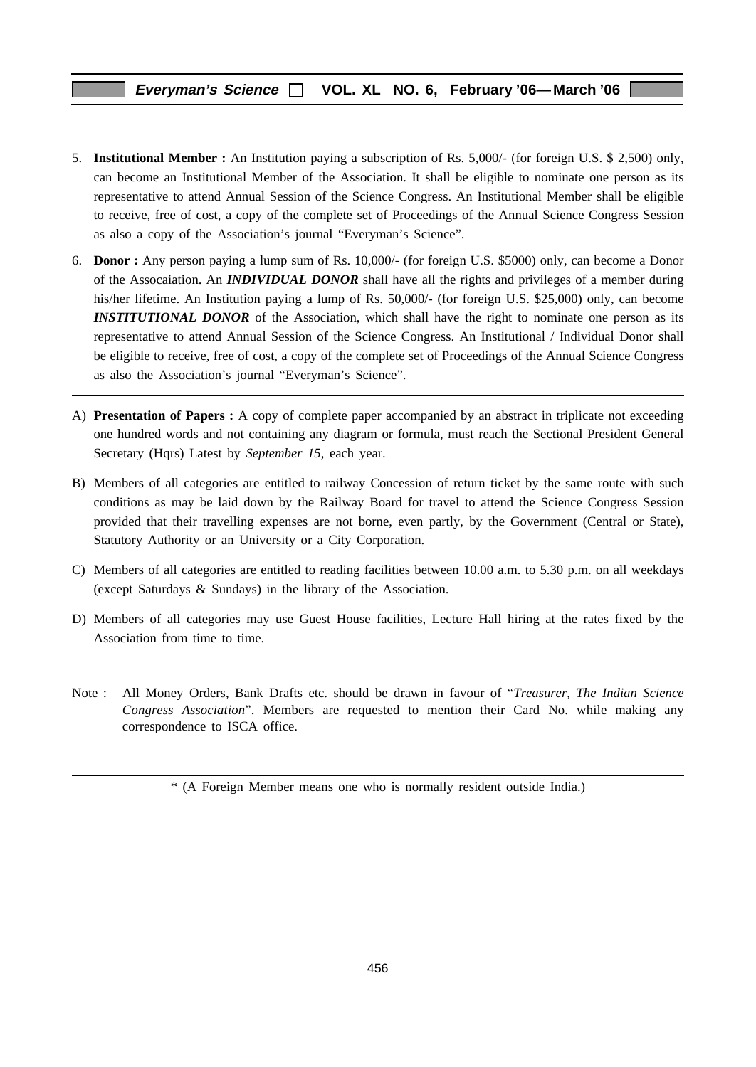5. **Institutional Member :** An Institution paying a subscription of Rs. 5,000/- (for foreign U.S. $ 2,500) only, can become an Institutional Member of the Association. It shall be eligible to nominate one person as its representative to attend Annual Session of the Science Congress. An Institutional Member shall be eligible to receive, free of cost, a copy of the complete set of Proceedings of the Annual Science Congress Session as also a copy of the Association's journal "Everyman's Science".

6. **Donor :** Any person paying a lump sum of Rs. 10,000/- (for foreign U.S. $5000) only, can become a Donor of the Assocaiation. An ***INDIVIDUAL DONOR*** shall have all the rights and privileges of a member during his/her lifetime. An Institution paying a lump of Rs. 50,000/- (for foreign U.S. $25,000) only, can become ***INSTITUTIONAL DONOR*** of the Association, which shall have the right to nominate one person as its representative to attend Annual Session of the Science Congress. An Institutional / Individual Donor shall be eligible to receive, free of cost, a copy of the complete set of Proceedings of the Annual Science Congress as also the Association's journal "Everyman's Science".

---

A) **Presentation of Papers :** A copy of complete paper accompanied by an abstract in triplicate not exceeding one hundred words and not containing any diagram or formula, must reach the Sectional President General Secretary (Hqrs) Latest by *September 15*, each year.

B) Members of all categories are entitled to railway Concession of return ticket by the same route with such conditions as may be laid down by the Railway Board for travel to attend the Science Congress Session provided that their travelling expenses are not borne, even partly, by the Government (Central or State), Statutory Authority or an University or a City Corporation.

C) Members of all categories are entitled to reading facilities between 10.00 a.m. to 5.30 p.m. on all weekdays (except Saturdays & Sundays) in the library of the Association.

D) Members of all categories may use Guest House facilities, Lecture Hall hiring at the rates fixed by the Association from time to time.

Note : All Money Orders, Bank Drafts etc. should be drawn in favour of "*Treasurer, The Indian Science Congress Association*". Members are requested to mention their Card No. while making any correspondence to ISCA office.

---

* (A Foreign Member means one who is normally resident outside India.)